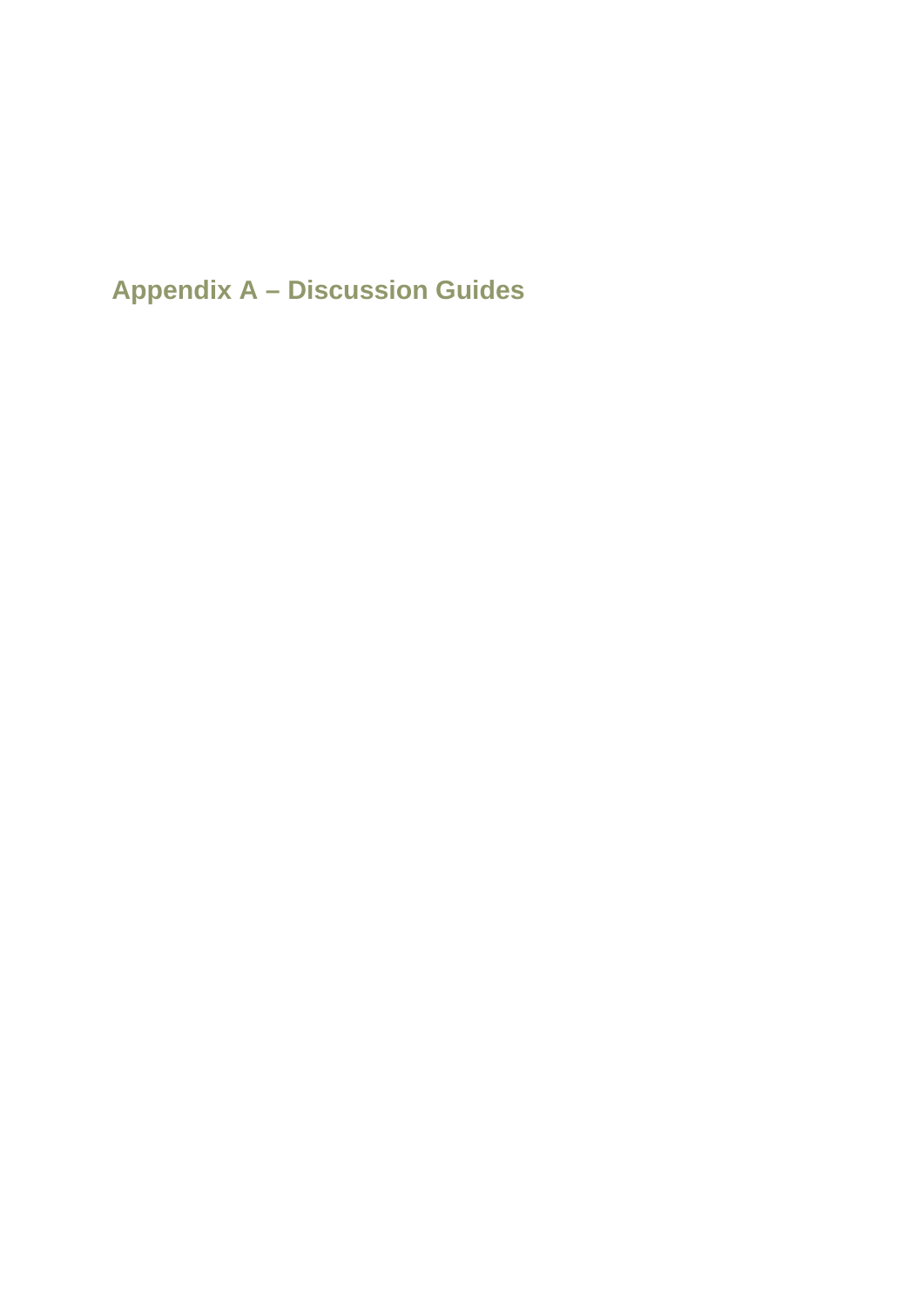# Appendix A – Discussion Guides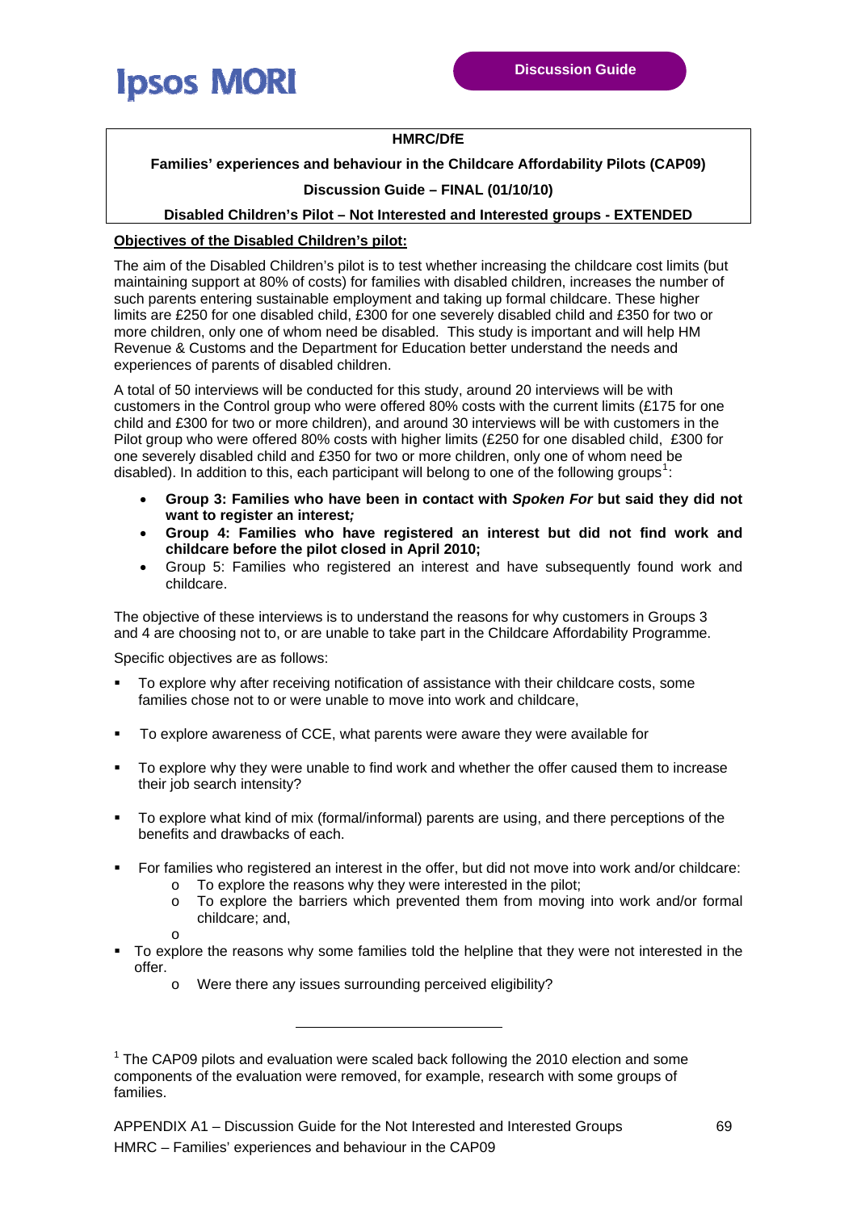**Discussion Guide**

**HMRC/DfE**

**Families' experiences and behaviour in the Childcare Affordability Pilots (CAP09)**

**Discussion Guide – FINAL (01/10/10)**

**Disabled Children's Pilot – Not Interested and Interested groups - EXTENDED**

**Objectives of the Disabled Children's pilot:**

The aim of the Disabled Children's pilot is to test whether increasing the childcare cost limits (but maintaining support at 80% of costs) for families with disabled children, increases the number of such parents entering sustainable employment and taking up formal childcare. These higher limits are £250 for one disabled child, £300 for one severely disabled child and £350 for two or more children, only one of whom need be disabled. This study is important and will help HM Revenue & Customs and the Department for Education better understand the needs and experiences of parents of disabled children.

A total of 50 interviews will be conducted for this study, around 20 interviews will be with customers in the Control group who were offered 80% costs with the current limits (£175 for one child and £300 for two or more children), and around 30 interviews will be with customers in the Pilot group who were offered 80% costs with higher limits (£250 for one disabled child, £300 for one severely disabled child and £350 for two or more children, only one of whom need be disabled). In addition to this, each participant will belong to one of the following groups[1]:

- **Group 3: Families who have been in contact with *Spoken For* but said they did not want to register an interest*;***
- **Group 4: Families who have registered an interest but did not find work and childcare before the pilot closed in April 2010;**
- Group 5: Families who registered an interest and have subsequently found work and childcare.

The objective of these interviews is to understand the reasons for why customers in Groups 3 and 4 are choosing not to, or are unable to take part in the Childcare Affordability Programme.

Specific objectives are as follows:

- To explore why after receiving notification of assistance with their childcare costs, some families chose not to or were unable to move into work and childcare,
- To explore awareness of CCE, what parents were aware they were available for
- To explore why they were unable to find work and whether the offer caused them to increase their job search intensity?
- To explore what kind of mix (formal/informal) parents are using, and there perceptions of the benefits and drawbacks of each.
- For families who registered an interest in the offer, but did not move into work and/or childcare:
    - To explore the reasons why they were interested in the pilot;
    - To explore the barriers which prevented them from moving into work and/or formal childcare; and,
    - 
- To explore the reasons why some families told the helpline that they were not interested in the offer.
    - Were there any issues surrounding perceived eligibility?

[1] The CAP09 pilots and evaluation were scaled back following the 2010 election and some components of the evaluation were removed, for example, research with some groups of families.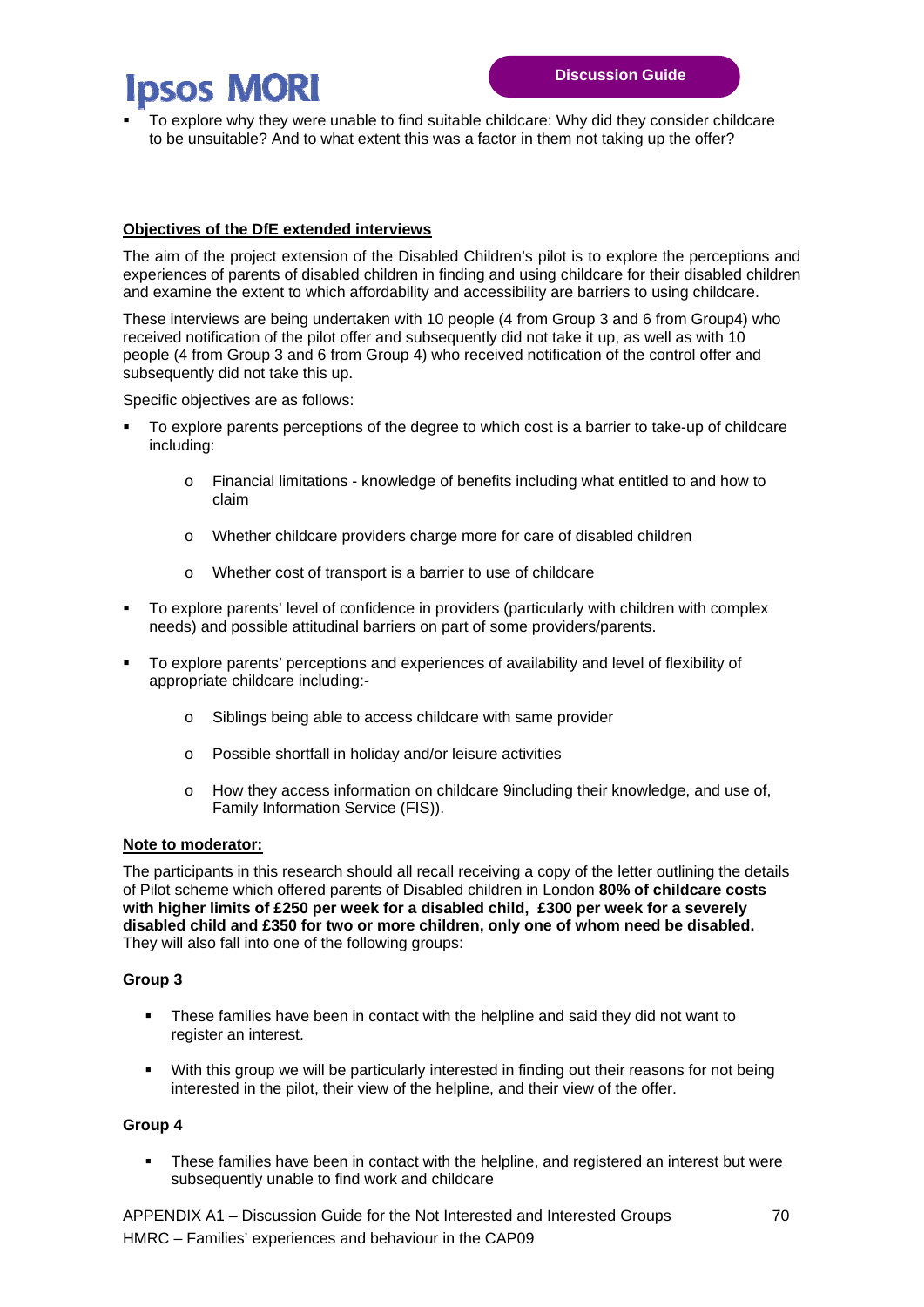- To explore why they were unable to find suitable childcare: Why did they consider childcare to be unsuitable? And to what extent this was a factor in them not taking up the offer?

**Objectives of the DfE extended interviews**

The aim of the project extension of the Disabled Children's pilot is to explore the perceptions and experiences of parents of disabled children in finding and using childcare for their disabled children and examine the extent to which affordability and accessibility are barriers to using childcare.

These interviews are being undertaken with 10 people (4 from Group 3 and 6 from Group4) who received notification of the pilot offer and subsequently did not take it up, as well as with 10 people (4 from Group 3 and 6 from Group 4) who received notification of the control offer and subsequently did not take this up.

Specific objectives are as follows:

- To explore parents perceptions of the degree to which cost is a barrier to take-up of childcare including:
    - Financial limitations - knowledge of benefits including what entitled to and how to claim
    - Whether childcare providers charge more for care of disabled children
    - Whether cost of transport is a barrier to use of childcare
- To explore parents' level of confidence in providers (particularly with children with complex needs) and possible attitudinal barriers on part of some providers/parents.
- To explore parents' perceptions and experiences of availability and level of flexibility of appropriate childcare including:-
    - Siblings being able to access childcare with same provider
    - Possible shortfall in holiday and/or leisure activities
    - How they access information on childcare 9including their knowledge, and use of, Family Information Service (FIS)).

**Note to moderator:**

The participants in this research should all recall receiving a copy of the letter outlining the details of Pilot scheme which offered parents of Disabled children in London **80% of childcare costs with higher limits of £250 per week for a disabled child, £300 per week for a severely disabled child and £350 for two or more children, only one of whom need be disabled.** They will also fall into one of the following groups:

**Group 3**

- These families have been in contact with the helpline and said they did not want to register an interest.
- With this group we will be particularly interested in finding out their reasons for not being interested in the pilot, their view of the helpline, and their view of the offer.

**Group 4**

- These families have been in contact with the helpline, and registered an interest but were subsequently unable to find work and childcare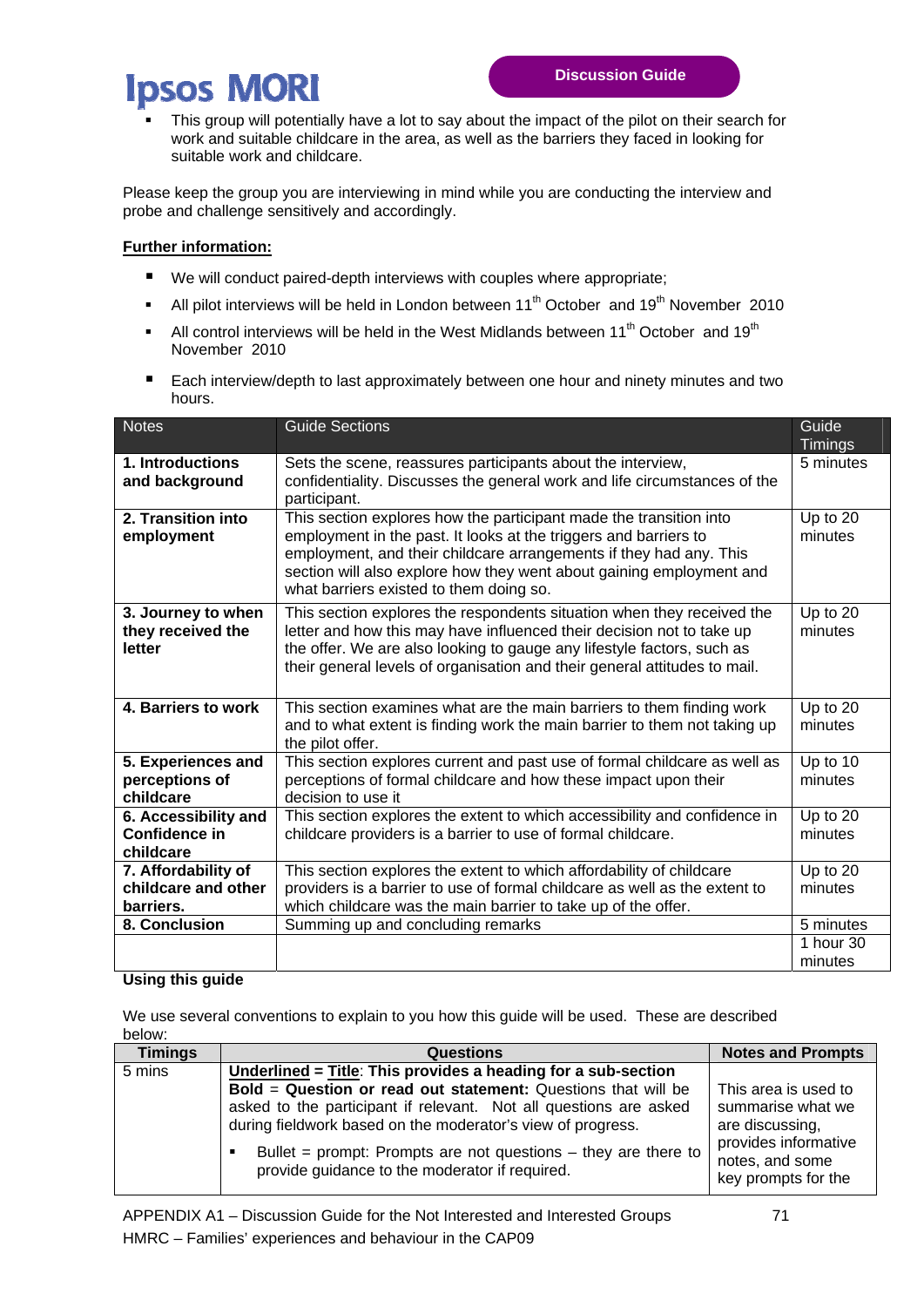- This group will potentially have a lot to say about the impact of the pilot on their search for work and suitable childcare in the area, as well as the barriers they faced in looking for suitable work and childcare.

Please keep the group you are interviewing in mind while you are conducting the interview and probe and challenge sensitively and accordingly.

**Further information:**

- We will conduct paired-depth interviews with couples where appropriate;
- All pilot interviews will be held in London between 11th October and 19th November 2010
- All control interviews will be held in the West Midlands between 11th October and 19th November 2010
- Each interview/depth to last approximately between one hour and ninety minutes and two hours.

| Notes | Guide Sections | Guide Timings |
|---|---|---|
| **1. Introductions and background** | Sets the scene, reassures participants about the interview, confidentiality. Discusses the general work and life circumstances of the participant. | 5 minutes |
| **2. Transition into employment** | This section explores how the participant made the transition into employment in the past. It looks at the triggers and barriers to employment, and their childcare arrangements if they had any. This section will also explore how they went about gaining employment and what barriers existed to them doing so. | Up to 20 minutes |
| **3. Journey to when they received the letter** | This section explores the respondents situation when they received the letter and how this may have influenced their decision not to take up the offer. We are also looking to gauge any lifestyle factors, such as their general levels of organisation and their general attitudes to mail. | Up to 20 minutes |
| **4. Barriers to work** | This section examines what are the main barriers to them finding work and to what extent is finding work the main barrier to them not taking up the pilot offer. | Up to 20 minutes |
| **5. Experiences and perceptions of childcare** | This section explores current and past use of formal childcare as well as perceptions of formal childcare and how these impact upon their decision to use it | Up to 10 minutes |
| **6. Accessibility and Confidence in childcare** | This section explores the extent to which accessibility and confidence in childcare providers is a barrier to use of formal childcare. | Up to 20 minutes |
| **7. Affordability of childcare and other barriers.** | This section explores the extent to which affordability of childcare providers is a barrier to use of formal childcare as well as the extent to which childcare was the main barrier to take up of the offer. | Up to 20 minutes |
| **8. Conclusion** | Summing up and concluding remarks | 5 minutes |
| | | 1 hour 30 minutes |

**Using this guide**

We use several conventions to explain to you how this guide will be used. These are described below:

| Timings | Questions | Notes and Prompts |
|---|---|---|
| 5 mins | **Underlined = Title: This provides a heading for a sub-section**<br>**Bold = Question or read out statement:** Questions that will be asked to the participant if relevant. Not all questions are asked during fieldwork based on the moderator's view of progress.<br>▪ Bullet = prompt: Prompts are not questions – they are there to provide guidance to the moderator if required. | This area is used to summarise what we are discussing, provides informative notes, and some key prompts for the |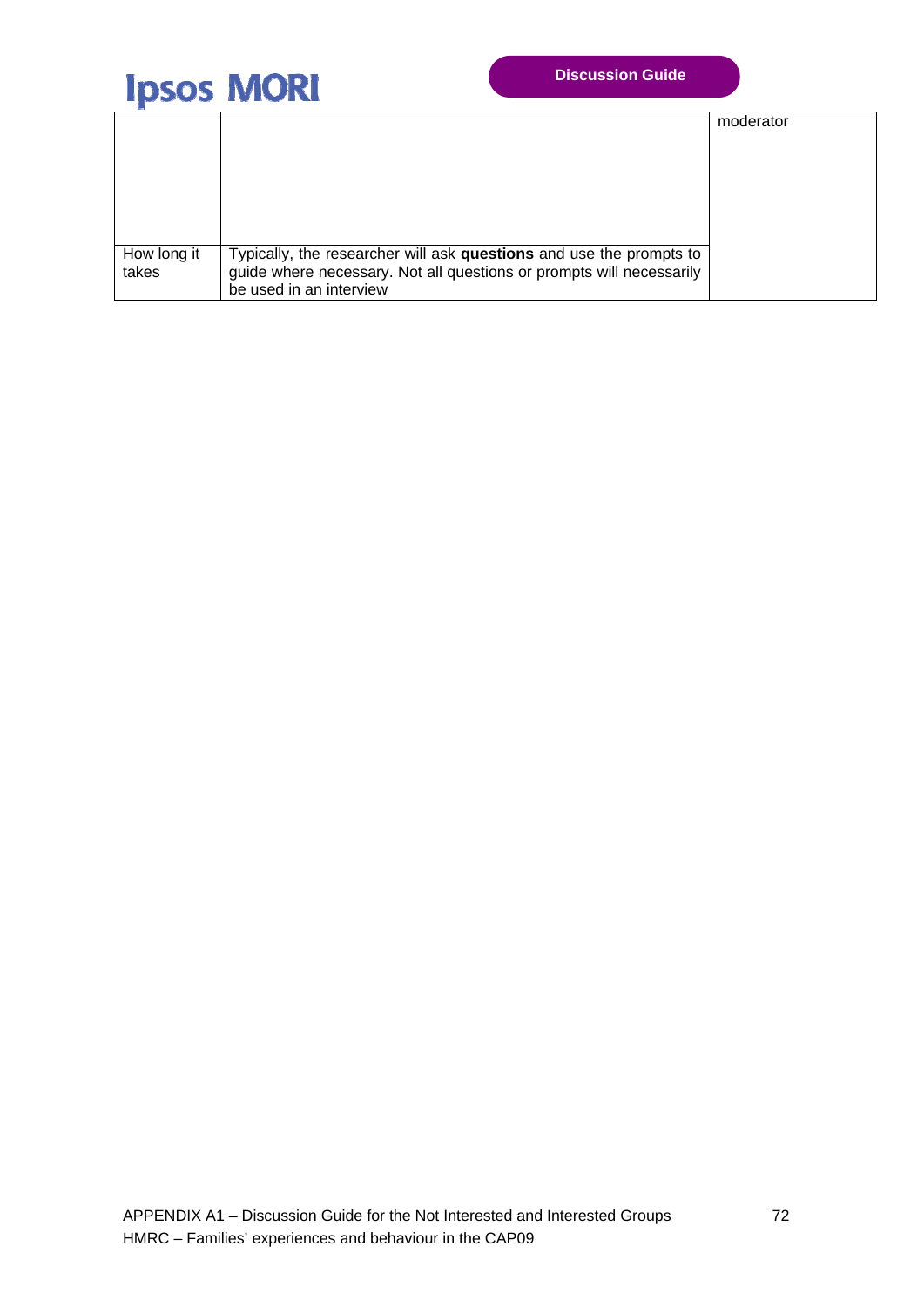|  |  | moderator |
|---|---|---|
| How long it takes | Typically, the researcher will ask **questions** and use the prompts to guide where necessary. Not all questions or prompts will necessarily be used in an interview |  |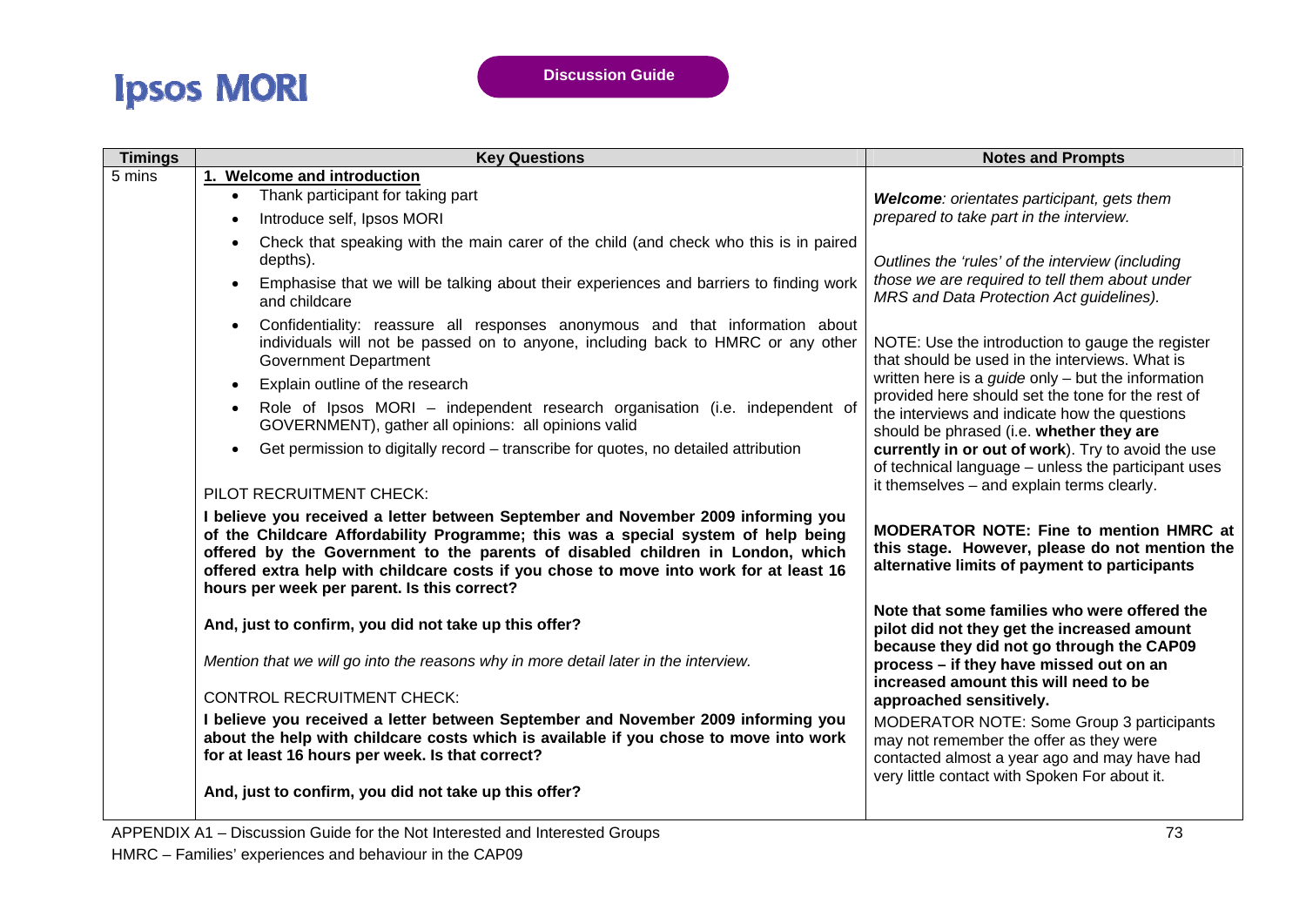**Discussion Guide**

| Timings | Key Questions | Notes and Prompts |
|---|---|---|
| 5 mins | **1. Welcome and introduction**<br>• Thank participant for taking part<br>• Introduce self, Ipsos MORI<br>• Check that speaking with the main carer of the child (and check who this is in paired depths).<br>• Emphasise that we will be talking about their experiences and barriers to finding work and childcare<br>• Confidentiality: reassure all responses anonymous and that information about individuals will not be passed on to anyone, including back to HMRC or any other Government Department<br>• Explain outline of the research<br>• Role of Ipsos MORI – independent research organisation (i.e. independent of GOVERNMENT), gather all opinions: all opinions valid<br>• Get permission to digitally record – transcribe for quotes, no detailed attribution<br><br>PILOT RECRUITMENT CHECK:<br>**I believe you received a letter between September and November 2009 informing you of the Childcare Affordability Programme; this was a special system of help being offered by the Government to the parents of disabled children in London, which offered extra help with childcare costs if you chose to move into work for at least 16 hours per week per parent. Is this correct?**<br><br>**And, just to confirm, you did not take up this offer?**<br><br>*Mention that we will go into the reasons why in more detail later in the interview.*<br><br>CONTROL RECRUITMENT CHECK:<br>**I believe you received a letter between September and November 2009 informing you about the help with childcare costs which is available if you chose to move into work for at least 16 hours per week. Is that correct?**<br><br>**And, just to confirm, you did not take up this offer?** | ***Welcome****: orientates participant, gets them prepared to take part in the interview.*<br><br>*Outlines the 'rules' of the interview (including those we are required to tell them about under MRS and Data Protection Act guidelines).*<br><br>NOTE: Use the introduction to gauge the register that should be used in the interviews. What is written here is a *guide* only – but the information provided here should set the tone for the rest of the interviews and indicate how the questions should be phrased (i.e. **whether they are currently in or out of work**). Try to avoid the use of technical language – unless the participant uses it themselves – and explain terms clearly.<br><br>**MODERATOR NOTE: Fine to mention HMRC at this stage. However, please do not mention the alternative limits of payment to participants**<br><br>**Note that some families who were offered the pilot did not they get the increased amount because they did not go through the CAP09 process – if they have missed out on an increased amount this will need to be approached sensitively.**<br><br>MODERATOR NOTE: Some Group 3 participants may not remember the offer as they were contacted almost a year ago and may have had very little contact with Spoken For about it. |

APPENDIX A1 – Discussion Guide for the Not Interested and Interested Groups

HMRC – Families' experiences and behaviour in the CAP09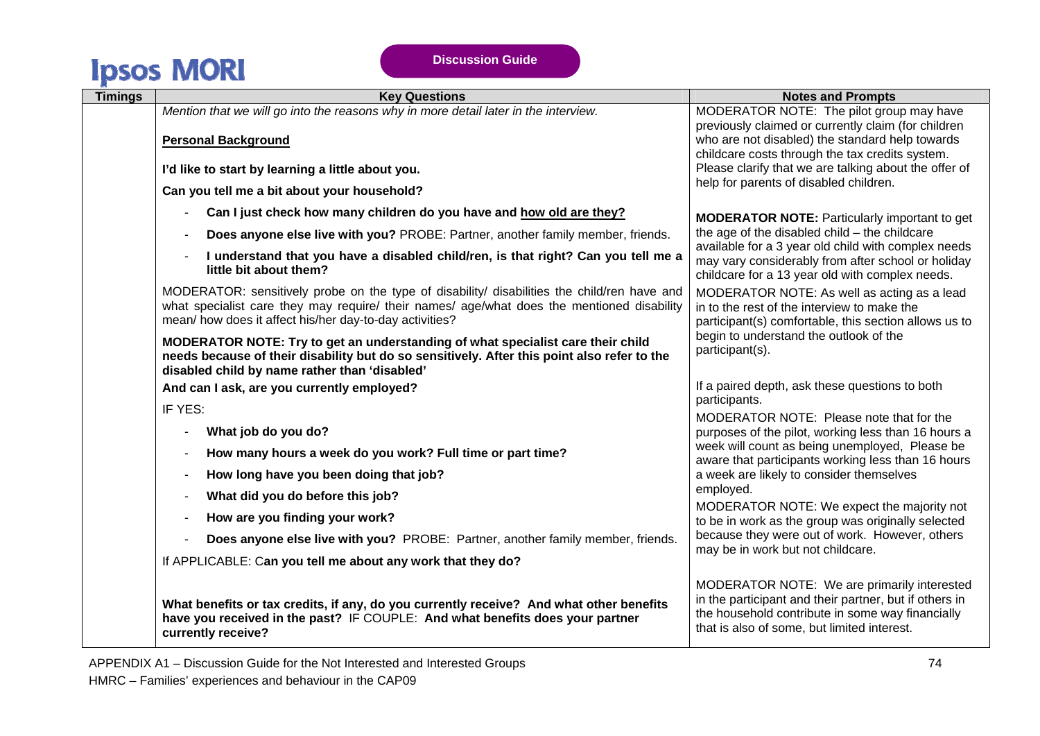| Timings | Key Questions | Notes and Prompts |
|---|---|---|
| | *Mention that we will go into the reasons why in more detail later in the interview.*<br><br>**<u>Personal Background</u>**<br><br>**I'd like to start by learning a little about you.**<br><br>**Can you tell me a bit about your household?**<br><br>- **Can I just check how many children do you have and <u>how old are they?</u>**<br>- **Does anyone else live with you?** PROBE: Partner, another family member, friends.<br>- **I understand that you have a disabled child/ren, is that right? Can you tell me a little bit about them?**<br><br>MODERATOR: sensitively probe on the type of disability/ disabilities the child/ren have and what specialist care they may require/ their names/ age/what does the mentioned disability mean/ how does it affect his/her day-to-day activities?<br><br>**MODERATOR NOTE: Try to get an understanding of what specialist care their child needs because of their disability but do so sensitively. After this point also refer to the disabled child by name rather than 'disabled'**<br><br>**And can I ask, are you currently employed?**<br><br>IF YES:<br><br>- **What job do you do?**<br>- **How many hours a week do you work? Full time or part time?**<br>- **How long have you been doing that job?**<br>- **What did you do before this job?**<br>- **How are you finding your work?**<br>- **Does anyone else live with you?** PROBE: Partner, another family member, friends.<br><br>If APPLICABLE: C**an you tell me about any work that they do?**<br><br>**What benefits or tax credits, if any, do you currently receive? And what other benefits have you received in the past?** IF COUPLE: **And what benefits does your partner currently receive?** | MODERATOR NOTE: The pilot group may have previously claimed or currently claim (for children who are not disabled) the standard help towards childcare costs through the tax credits system. Please clarify that we are talking about the offer of help for parents of disabled children.<br><br>**MODERATOR NOTE:** Particularly important to get the age of the disabled child – the childcare available for a 3 year old child with complex needs may vary considerably from after school or holiday childcare for a 13 year old with complex needs.<br><br>MODERATOR NOTE: As well as acting as a lead in to the rest of the interview to make the participant(s) comfortable, this section allows us to begin to understand the outlook of the participant(s).<br><br>If a paired depth, ask these questions to both participants.<br><br>MODERATOR NOTE: Please note that for the purposes of the pilot, working less than 16 hours a week will count as being unemployed, Please be aware that participants working less than 16 hours a week are likely to consider themselves employed.<br><br>MODERATOR NOTE: We expect the majority not to be in work as the group was originally selected because they were out of work. However, others may be in work but not childcare.<br><br>MODERATOR NOTE: We are primarily interested in the participant and their partner, but if others in the household contribute in some way financially that is also of some, but limited interest. |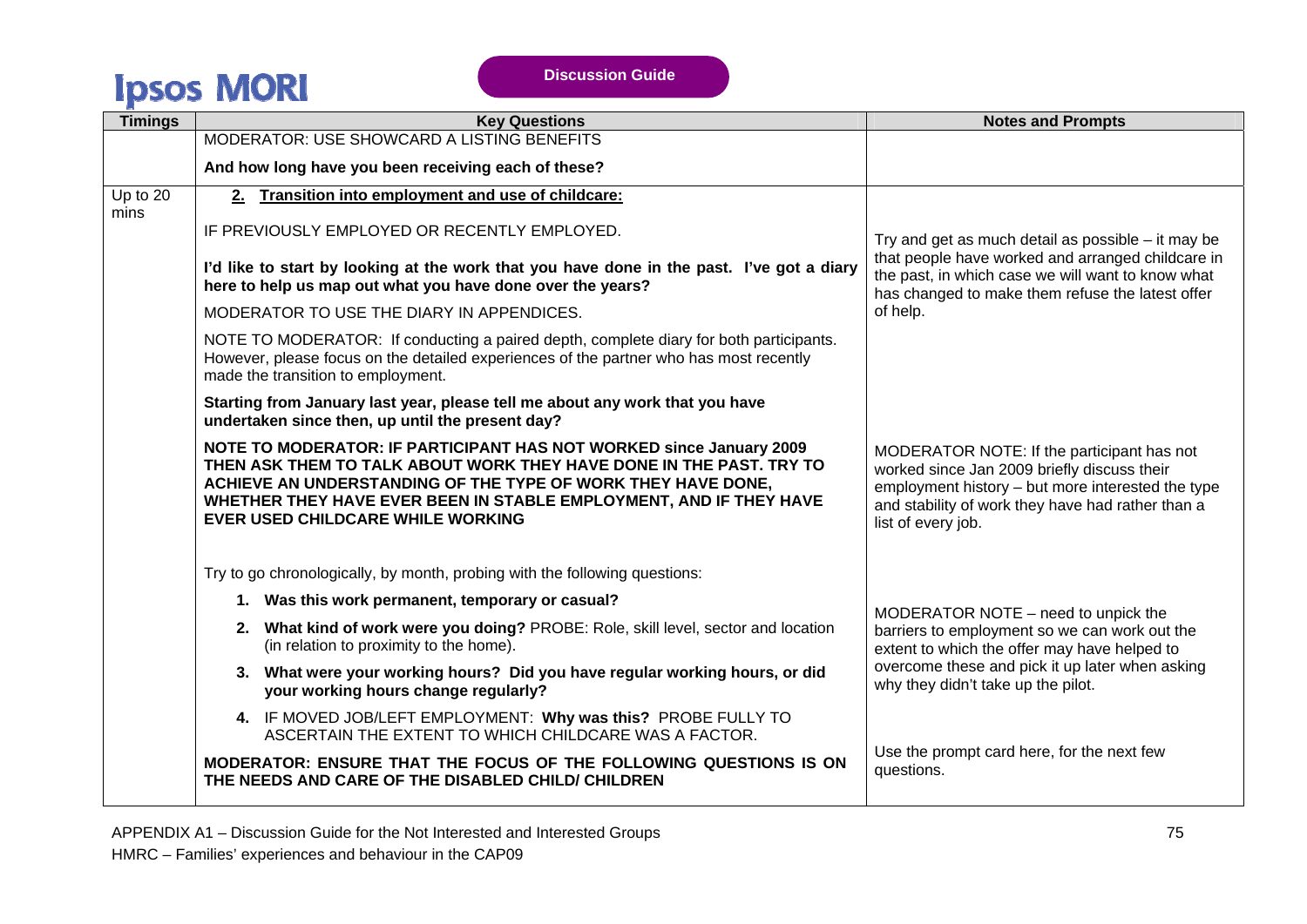| Timings | Key Questions | Notes and Prompts |
|---|---|---|
| | MODERATOR: USE SHOWCARD A LISTING BENEFITS<br><br>**And how long have you been receiving each of these?** | |
| Up to 20 mins | **2. Transition into employment and use of childcare:**<br><br>IF PREVIOUSLY EMPLOYED OR RECENTLY EMPLOYED.<br><br>**I'd like to start by looking at the work that you have done in the past. I've got a diary here to help us map out what you have done over the years?**<br><br>MODERATOR TO USE THE DIARY IN APPENDICES.<br><br>NOTE TO MODERATOR: If conducting a paired depth, complete diary for both participants. However, please focus on the detailed experiences of the partner who has most recently made the transition to employment.<br><br>**Starting from January last year, please tell me about any work that you have undertaken since then, up until the present day?**<br><br>**NOTE TO MODERATOR: IF PARTICIPANT HAS NOT WORKED since January 2009 THEN ASK THEM TO TALK ABOUT WORK THEY HAVE DONE IN THE PAST. TRY TO ACHIEVE AN UNDERSTANDING OF THE TYPE OF WORK THEY HAVE DONE, WHETHER THEY HAVE EVER BEEN IN STABLE EMPLOYMENT, AND IF THEY HAVE EVER USED CHILDCARE WHILE WORKING**<br><br>Try to go chronologically, by month, probing with the following questions:<br><br>1. **Was this work permanent, temporary or casual?**<br>2. **What kind of work were you doing?** PROBE: Role, skill level, sector and location (in relation to proximity to the home).<br>3. **What were your working hours? Did you have regular working hours, or did your working hours change regularly?**<br>4. IF MOVED JOB/LEFT EMPLOYMENT: **Why was this?** PROBE FULLY TO ASCERTAIN THE EXTENT TO WHICH CHILDCARE WAS A FACTOR.<br><br>**MODERATOR: ENSURE THAT THE FOCUS OF THE FOLLOWING QUESTIONS IS ON THE NEEDS AND CARE OF THE DISABLED CHILD/ CHILDREN** | Try and get as much detail as possible – it may be that people have worked and arranged childcare in the past, in which case we will want to know what has changed to make them refuse the latest offer of help.<br><br>MODERATOR NOTE: If the participant has not worked since Jan 2009 briefly discuss their employment history – but more interested the type and stability of work they have had rather than a list of every job.<br><br>MODERATOR NOTE – need to unpick the barriers to employment so we can work out the extent to which the offer may have helped to overcome these and pick it up later when asking why they didn't take up the pilot.<br><br>Use the prompt card here, for the next few questions. |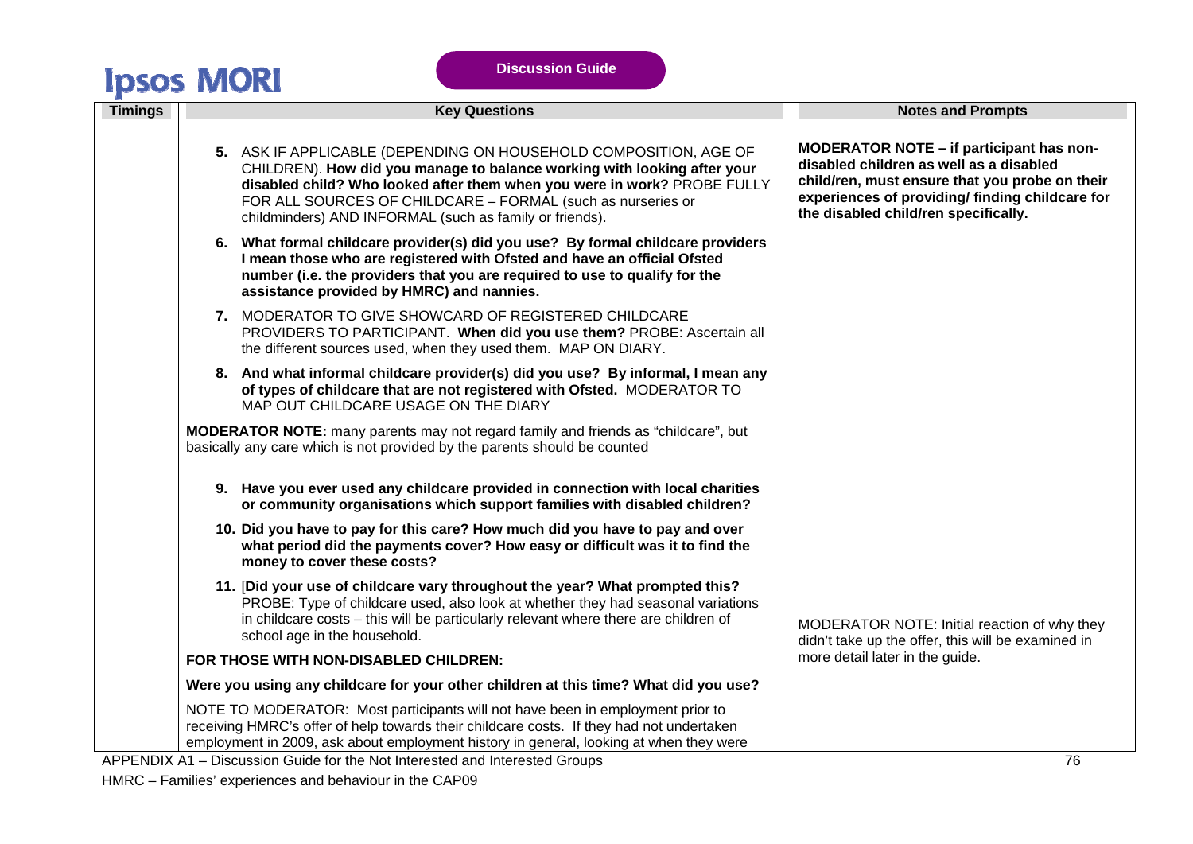| Timings | Key Questions | Notes and Prompts |
|---|---|---|
| | **5.** ASK IF APPLICABLE (DEPENDING ON HOUSEHOLD COMPOSITION, AGE OF CHILDREN). **How did you manage to balance working with looking after your disabled child? Who looked after them when you were in work?** PROBE FULLY FOR ALL SOURCES OF CHILDCARE – FORMAL (such as nurseries or childminders) AND INFORMAL (such as family or friends). | **MODERATOR NOTE – if participant has non-disabled children as well as a disabled child/ren, must ensure that you probe on their experiences of providing/ finding childcare for the disabled child/ren specifically.** |
| | **6. What formal childcare provider(s) did you use? By formal childcare providers I mean those who are registered with Ofsted and have an official Ofsted number (i.e. the providers that you are required to use to qualify for the assistance provided by HMRC) and nannies.** | |
| | **7.** MODERATOR TO GIVE SHOWCARD OF REGISTERED CHILDCARE PROVIDERS TO PARTICIPANT. **When did you use them?** PROBE: Ascertain all the different sources used, when they used them. MAP ON DIARY. | |
| | **8. And what informal childcare provider(s) did you use? By informal, I mean any of types of childcare that are not registered with Ofsted.** MODERATOR TO MAP OUT CHILDCARE USAGE ON THE DIARY | |
| | **MODERATOR NOTE:** many parents may not regard family and friends as "childcare", but basically any care which is not provided by the parents should be counted | |
| | **9. Have you ever used any childcare provided in connection with local charities or community organisations which support families with disabled children?** | |
| | **10. Did you have to pay for this care? How much did you have to pay and over what period did the payments cover? How easy or difficult was it to find the money to cover these costs?** | |
| | **11.** [**Did your use of childcare vary throughout the year? What prompted this?** PROBE: Type of childcare used, also look at whether they had seasonal variations in childcare costs – this will be particularly relevant where there are children of school age in the household. | MODERATOR NOTE: Initial reaction of why they didn't take up the offer, this will be examined in more detail later in the guide. |
| | **FOR THOSE WITH NON-DISABLED CHILDREN:** | |
| | **Were you using any childcare for your other children at this time? What did you use?** | |
| | NOTE TO MODERATOR: Most participants will not have been in employment prior to receiving HMRC's offer of help towards their childcare costs. If they had not undertaken employment in 2009, ask about employment history in general, looking at when they were | |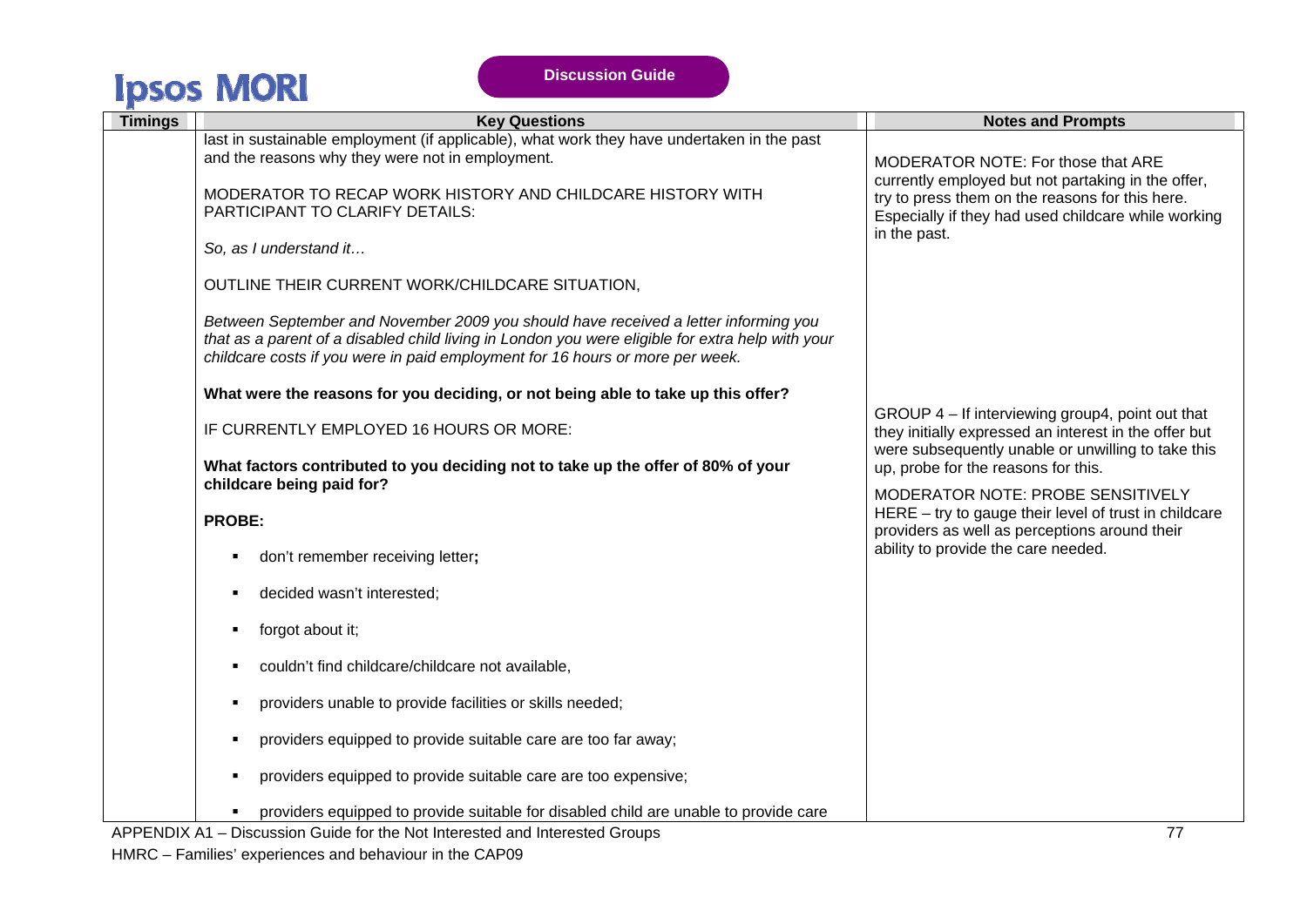| Timings | Key Questions | Notes and Prompts |
|---|---|---|
| | last in sustainable employment (if applicable), what work they have undertaken in the past and the reasons why they were not in employment.<br><br>MODERATOR TO RECAP WORK HISTORY AND CHILDCARE HISTORY WITH PARTICIPANT TO CLARIFY DETAILS:<br><br>*So, as I understand it…*<br><br>OUTLINE THEIR CURRENT WORK/CHILDCARE SITUATION,<br><br>*Between September and November 2009 you should have received a letter informing you that as a parent of a disabled child living in London you were eligible for extra help with your childcare costs if you were in paid employment for 16 hours or more per week.*<br><br>**What were the reasons for you deciding, or not being able to take up this offer?**<br><br>IF CURRENTLY EMPLOYED 16 HOURS OR MORE:<br><br>**What factors contributed to you deciding not to take up the offer of 80% of your childcare being paid for?**<br><br>**PROBE:**<br><br>- don't remember receiving letter**;**<br>- decided wasn't interested;<br>- forgot about it;<br>- couldn't find childcare/childcare not available,<br>- providers unable to provide facilities or skills needed;<br>- providers equipped to provide suitable care are too far away;<br>- providers equipped to provide suitable care are too expensive;<br>- providers equipped to provide suitable for disabled child are unable to provide care | MODERATOR NOTE: For those that ARE currently employed but not partaking in the offer, try to press them on the reasons for this here. Especially if they had used childcare while working in the past.<br><br>GROUP 4 – If interviewing group4, point out that they initially expressed an interest in the offer but were subsequently unable or unwilling to take this up, probe for the reasons for this.<br><br>MODERATOR NOTE: PROBE SENSITIVELY HERE – try to gauge their level of trust in childcare providers as well as perceptions around their ability to provide the care needed. |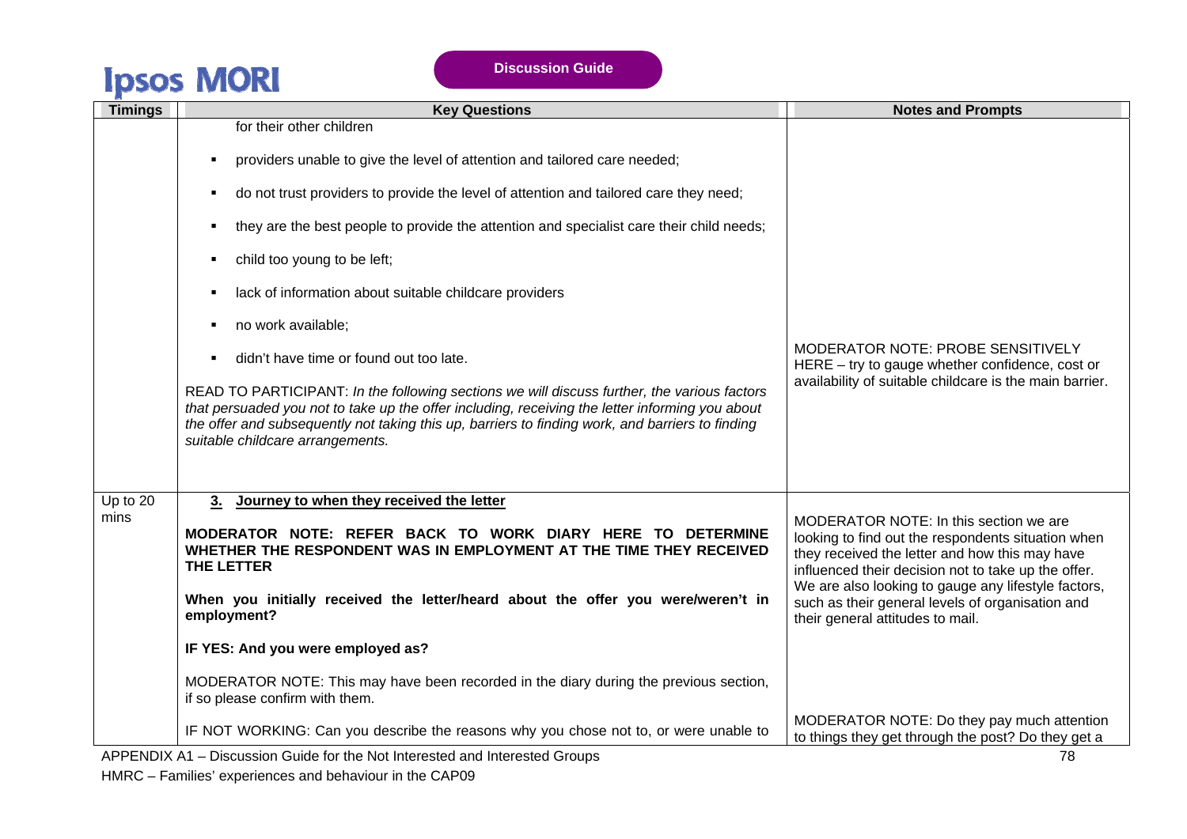| Timings | Key Questions | Notes and Prompts |
|---|---|---|
| | for their other children<br><br>▪ providers unable to give the level of attention and tailored care needed;<br><br>▪ do not trust providers to provide the level of attention and tailored care they need;<br><br>▪ they are the best people to provide the attention and specialist care their child needs;<br><br>▪ child too young to be left;<br><br>▪ lack of information about suitable childcare providers<br><br>▪ no work available;<br><br>▪ didn't have time or found out too late.<br><br>READ TO PARTICIPANT: *In the following sections we will discuss further, the various factors that persuaded you not to take up the offer including, receiving the letter informing you about the offer and subsequently not taking this up, barriers to finding work, and barriers to finding suitable childcare arrangements.* | MODERATOR NOTE: PROBE SENSITIVELY HERE – try to gauge whether confidence, cost or availability of suitable childcare is the main barrier. |
| Up to 20 mins | <u>**3. Journey to when they received the letter**</u><br><br>**MODERATOR NOTE: REFER BACK TO WORK DIARY HERE TO DETERMINE WHETHER THE RESPONDENT WAS IN EMPLOYMENT AT THE TIME THEY RECEIVED THE LETTER**<br><br>**When you initially received the letter/heard about the offer you were/weren't in employment?**<br><br>**IF YES: And you were employed as?**<br><br>MODERATOR NOTE: This may have been recorded in the diary during the previous section, if so please confirm with them.<br><br>IF NOT WORKING: Can you describe the reasons why you chose not to, or were unable to | MODERATOR NOTE: In this section we are looking to find out the respondents situation when they received the letter and how this may have influenced their decision not to take up the offer. We are also looking to gauge any lifestyle factors, such as their general levels of organisation and their general attitudes to mail.<br><br>MODERATOR NOTE: Do they pay much attention to things they get through the post? Do they get a |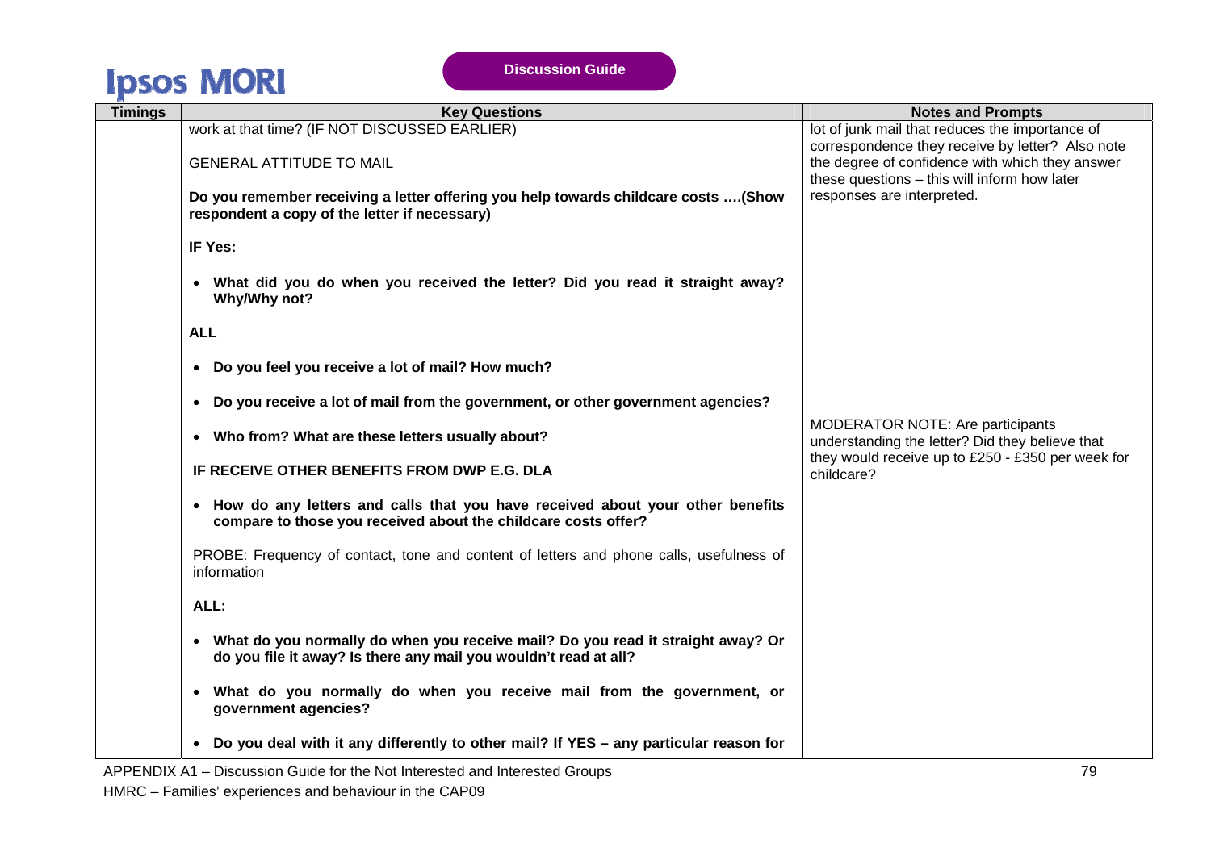| Timings | Key Questions | Notes and Prompts |
|---|---|---|
| | work at that time? (IF NOT DISCUSSED EARLIER)<br><br>GENERAL ATTITUDE TO MAIL<br><br>**Do you remember receiving a letter offering you help towards childcare costs ….(Show respondent a copy of the letter if necessary)**<br><br>**IF Yes:**<br><br>• **What did you do when you received the letter? Did you read it straight away? Why/Why not?**<br><br>**ALL**<br><br>• **Do you feel you receive a lot of mail? How much?**<br><br>• **Do you receive a lot of mail from the government, or other government agencies?**<br><br>• **Who from? What are these letters usually about?**<br><br>**IF RECEIVE OTHER BENEFITS FROM DWP E.G. DLA**<br><br>• **How do any letters and calls that you have received about your other benefits compare to those you received about the childcare costs offer?**<br><br>PROBE: Frequency of contact, tone and content of letters and phone calls, usefulness of information<br><br>**ALL:**<br><br>• **What do you normally do when you receive mail? Do you read it straight away? Or do you file it away? Is there any mail you wouldn't read at all?**<br><br>• **What do you normally do when you receive mail from the government, or government agencies?**<br><br>• **Do you deal with it any differently to other mail? If YES – any particular reason for** | lot of junk mail that reduces the importance of correspondence they receive by letter? Also note the degree of confidence with which they answer these questions – this will inform how later responses are interpreted.<br><br>MODERATOR NOTE: Are participants understanding the letter? Did they believe that they would receive up to £250 - £350 per week for childcare? |

APPENDIX A1 – Discussion Guide for the Not Interested and Interested Groups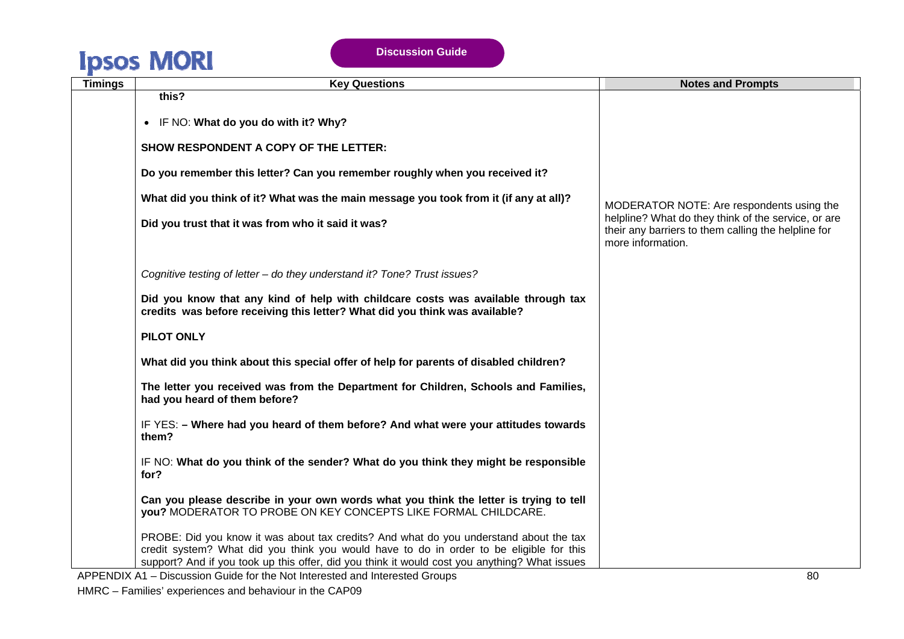| Timings | Key Questions | Notes and Prompts |
|---|---|---|
| | **this?**<br><br>• IF NO: **What do you do with it? Why?**<br><br>**SHOW RESPONDENT A COPY OF THE LETTER:**<br><br>**Do you remember this letter? Can you remember roughly when you received it?**<br><br>**What did you think of it? What was the main message you took from it (if any at all)?**<br><br>**Did you trust that it was from who it said it was?**<br><br>*Cognitive testing of letter – do they understand it? Tone? Trust issues?*<br><br>**Did you know that any kind of help with childcare costs was available through tax credits was before receiving this letter? What did you think was available?**<br><br>**PILOT ONLY**<br><br>**What did you think about this special offer of help for parents of disabled children?**<br><br>**The letter you received was from the Department for Children, Schools and Families, had you heard of them before?**<br><br>IF YES: **– Where had you heard of them before? And what were your attitudes towards them?**<br><br>IF NO: **What do you think of the sender? What do you think they might be responsible for?**<br><br>**Can you please describe in your own words what you think the letter is trying to tell you?** MODERATOR TO PROBE ON KEY CONCEPTS LIKE FORMAL CHILDCARE.<br><br>PROBE: Did you know it was about tax credits? And what do you understand about the tax credit system? What did you think you would have to do in order to be eligible for this support? And if you took up this offer, did you think it would cost you anything? What issues | MODERATOR NOTE: Are respondents using the helpline? What do they think of the service, or are their any barriers to them calling the helpline for more information. |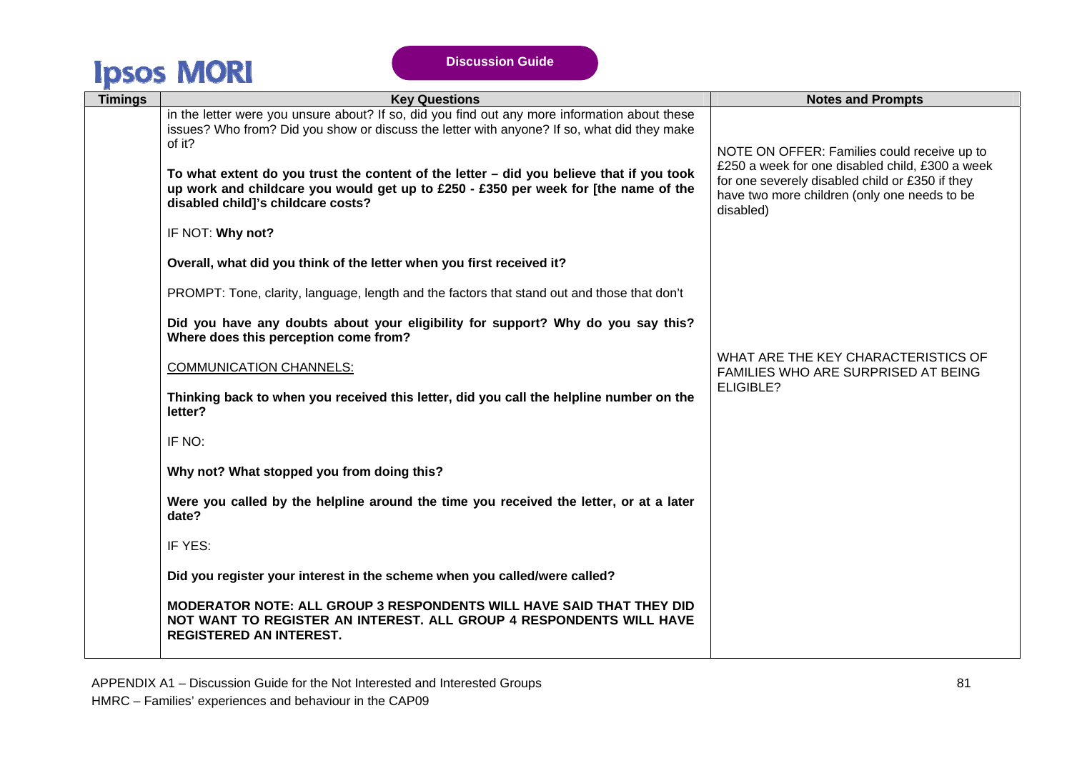| Timings | Key Questions | Notes and Prompts |
|---|---|---|
| | in the letter were you unsure about? If so, did you find out any more information about these issues? Who from? Did you show or discuss the letter with anyone? If so, what did they make of it?<br><br>**To what extent do you trust the content of the letter – did you believe that if you took up work and childcare you would get up to £250 - £350 per week for [the name of the disabled child]'s childcare costs?**<br><br>IF NOT: **Why not?**<br><br>**Overall, what did you think of the letter when you first received it?**<br><br>PROMPT: Tone, clarity, language, length and the factors that stand out and those that don't<br><br>**Did you have any doubts about your eligibility for support? Why do you say this? Where does this perception come from?**<br><br><u>COMMUNICATION CHANNELS:</u><br><br>**Thinking back to when you received this letter, did you call the helpline number on the letter?**<br><br>IF NO:<br><br>**Why not? What stopped you from doing this?**<br><br>**Were you called by the helpline around the time you received the letter, or at a later date?**<br><br>IF YES:<br><br>**Did you register your interest in the scheme when you called/were called?**<br><br>**MODERATOR NOTE: ALL GROUP 3 RESPONDENTS WILL HAVE SAID THAT THEY DID NOT WANT TO REGISTER AN INTEREST. ALL GROUP 4 RESPONDENTS WILL HAVE REGISTERED AN INTEREST.** | NOTE ON OFFER: Families could receive up to £250 a week for one disabled child, £300 a week for one severely disabled child or £350 if they have two more children (only one needs to be disabled)<br><br>WHAT ARE THE KEY CHARACTERISTICS OF FAMILIES WHO ARE SURPRISED AT BEING ELIGIBLE? |

APPENDIX A1 – Discussion Guide for the Not Interested and Interested Groups

HMRC – Families' experiences and behaviour in the CAP09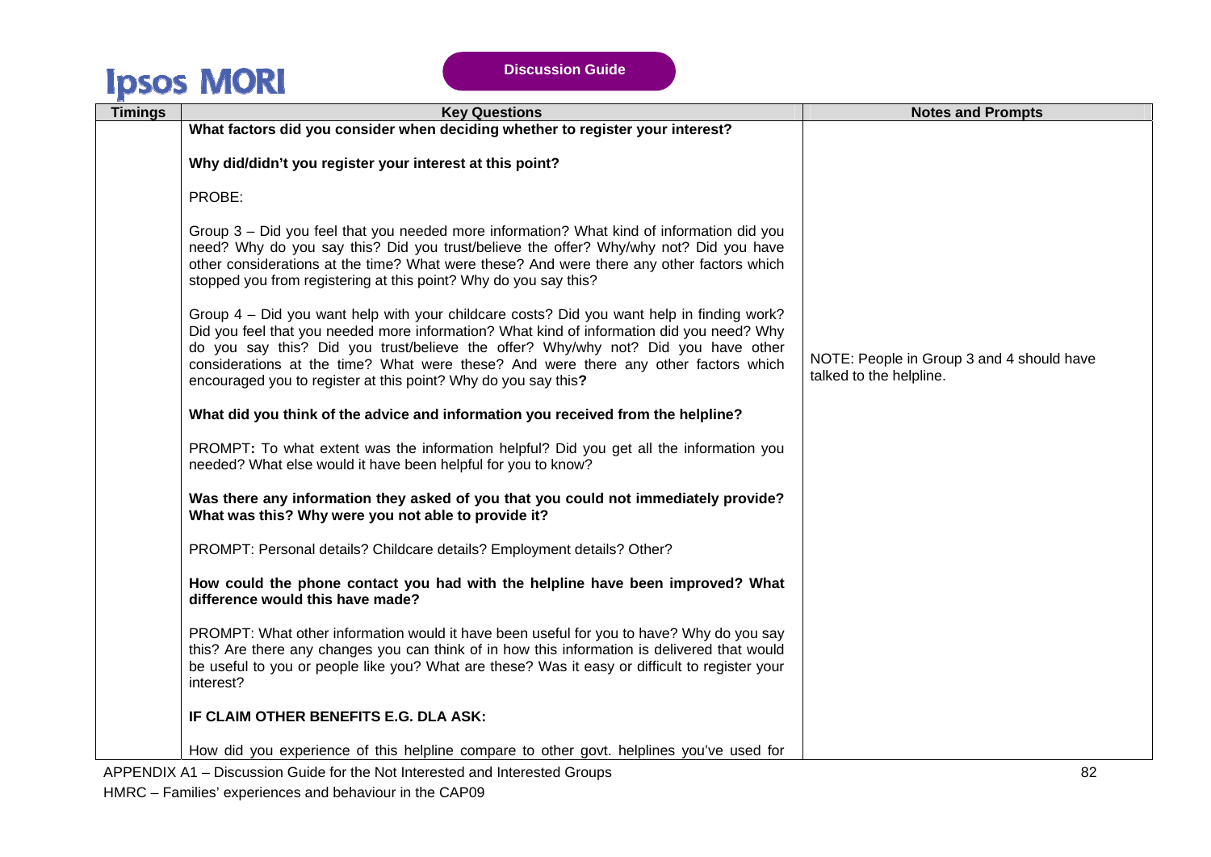| Timings | Key Questions | Notes and Prompts |
|---|---|---|
| | **What factors did you consider when deciding whether to register your interest?**<br><br>**Why did/didn't you register your interest at this point?**<br><br>PROBE:<br><br>Group 3 – Did you feel that you needed more information? What kind of information did you need? Why do you say this? Did you trust/believe the offer? Why/why not? Did you have other considerations at the time? What were these? And were there any other factors which stopped you from registering at this point? Why do you say this?<br><br>Group 4 – Did you want help with your childcare costs? Did you want help in finding work? Did you feel that you needed more information? What kind of information did you need? Why do you say this? Did you trust/believe the offer? Why/why not? Did you have other considerations at the time? What were these? And were there any other factors which encouraged you to register at this point? Why do you say this**?**<br><br>**What did you think of the advice and information you received from the helpline?**<br><br>PROMPT**:** To what extent was the information helpful? Did you get all the information you needed? What else would it have been helpful for you to know?<br><br>**Was there any information they asked of you that you could not immediately provide? What was this? Why were you not able to provide it?**<br><br>PROMPT: Personal details? Childcare details? Employment details? Other?<br><br>**How could the phone contact you had with the helpline have been improved? What difference would this have made?**<br><br>PROMPT: What other information would it have been useful for you to have? Why do you say this? Are there any changes you can think of in how this information is delivered that would be useful to you or people like you? What are these? Was it easy or difficult to register your interest?<br><br>**IF CLAIM OTHER BENEFITS E.G. DLA ASK:**<br><br>How did you experience of this helpline compare to other govt. helplines you've used for | NOTE: People in Group 3 and 4 should have talked to the helpline. |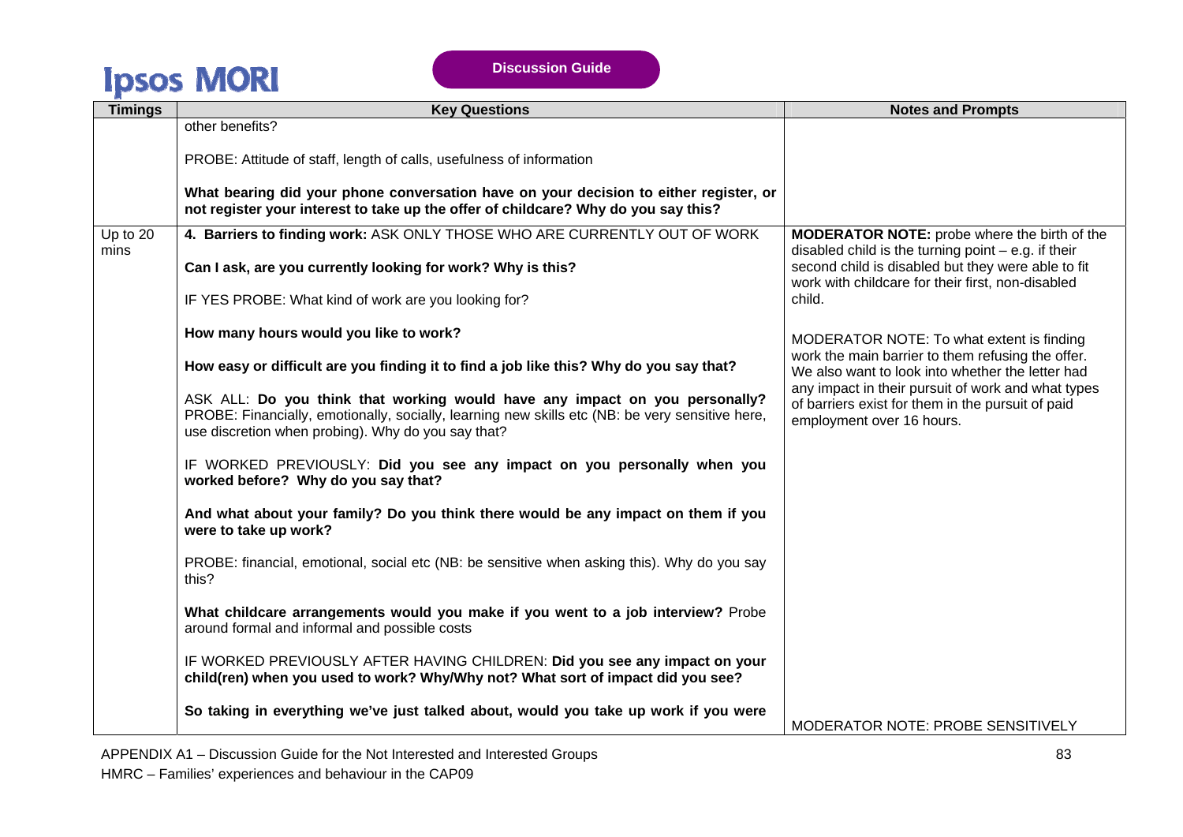| Timings | Key Questions | Notes and Prompts |
|---|---|---|
| | other benefits?<br><br>PROBE: Attitude of staff, length of calls, usefulness of information<br><br>**What bearing did your phone conversation have on your decision to either register, or not register your interest to take up the offer of childcare? Why do you say this?** | |
| Up to 20 mins | **4. Barriers to finding work:** ASK ONLY THOSE WHO ARE CURRENTLY OUT OF WORK<br><br>**Can I ask, are you currently looking for work? Why is this?**<br><br>IF YES PROBE: What kind of work are you looking for?<br><br>**How many hours would you like to work?**<br><br>**How easy or difficult are you finding it to find a job like this? Why do you say that?**<br><br>ASK ALL: **Do you think that working would have any impact on you personally?** PROBE: Financially, emotionally, socially, learning new skills etc (NB: be very sensitive here, use discretion when probing). Why do you say that?<br><br>IF WORKED PREVIOUSLY: **Did you see any impact on you personally when you worked before? Why do you say that?**<br><br>**And what about your family? Do you think there would be any impact on them if you were to take up work?**<br><br>PROBE: financial, emotional, social etc (NB: be sensitive when asking this). Why do you say this?<br><br>**What childcare arrangements would you make if you went to a job interview?** Probe around formal and informal and possible costs<br><br>IF WORKED PREVIOUSLY AFTER HAVING CHILDREN: **Did you see any impact on your child(ren) when you used to work? Why/Why not? What sort of impact did you see?**<br><br>**So taking in everything we've just talked about, would you take up work if you were** | **MODERATOR NOTE:** probe where the birth of the disabled child is the turning point – e.g. if their second child is disabled but they were able to fit work with childcare for their first, non-disabled child.<br><br>MODERATOR NOTE: To what extent is finding work the main barrier to them refusing the offer. We also want to look into whether the letter had any impact in their pursuit of work and what types of barriers exist for them in the pursuit of paid employment over 16 hours.<br><br>MODERATOR NOTE: PROBE SENSITIVELY |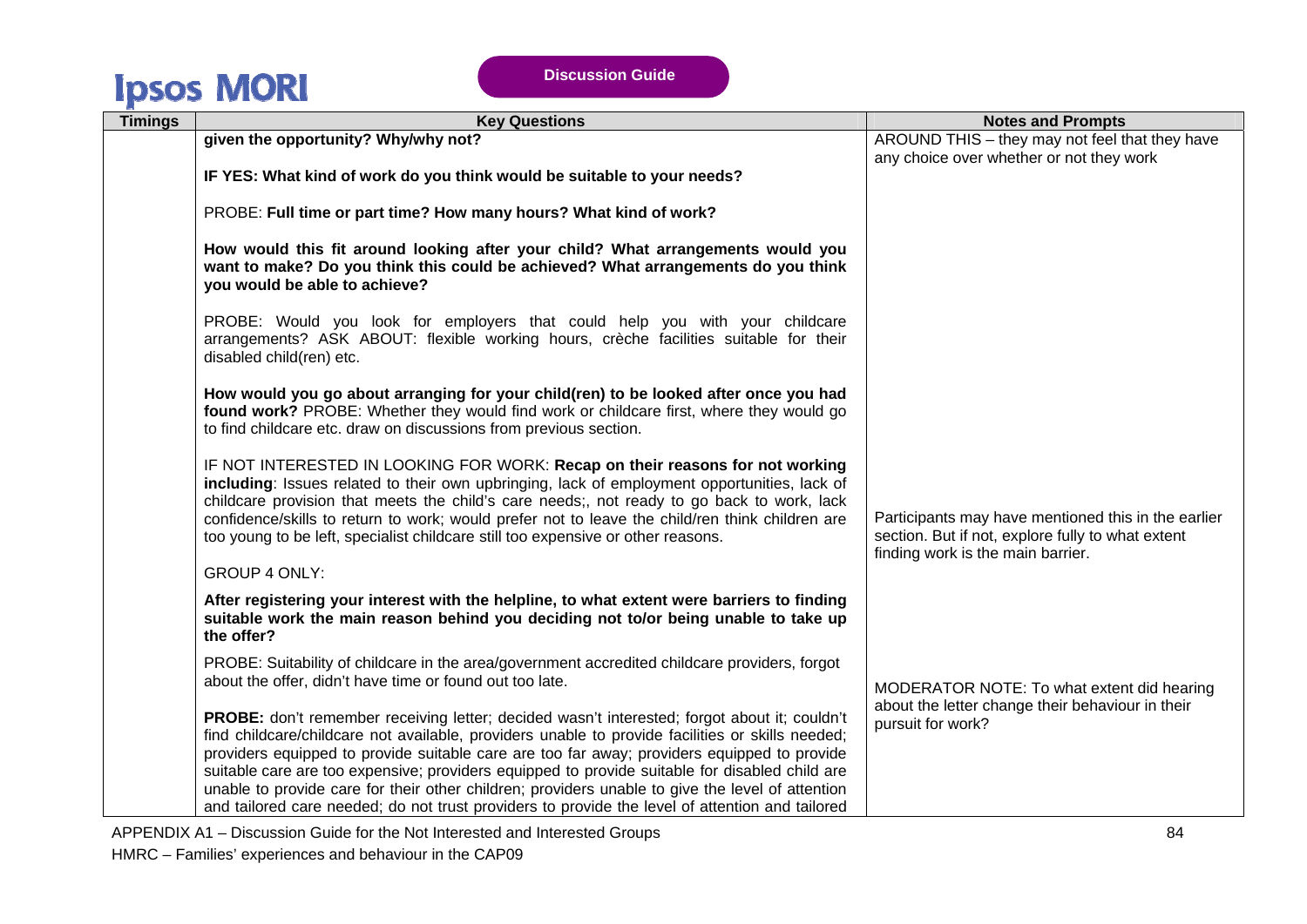| Timings | Key Questions | Notes and Prompts |
|---|---|---|
| | **given the opportunity? Why/why not?**<br><br>**IF YES: What kind of work do you think would be suitable to your needs?**<br><br>PROBE: **Full time or part time? How many hours? What kind of work?**<br><br>**How would this fit around looking after your child? What arrangements would you want to make? Do you think this could be achieved? What arrangements do you think you would be able to achieve?**<br><br>PROBE: Would you look for employers that could help you with your childcare arrangements? ASK ABOUT: flexible working hours, crèche facilities suitable for their disabled child(ren) etc.<br><br>**How would you go about arranging for your child(ren) to be looked after once you had found work?** PROBE: Whether they would find work or childcare first, where they would go to find childcare etc. draw on discussions from previous section.<br><br>IF NOT INTERESTED IN LOOKING FOR WORK: **Recap on their reasons for not working including**: Issues related to their own upbringing, lack of employment opportunities, lack of childcare provision that meets the child's care needs;, not ready to go back to work, lack confidence/skills to return to work; would prefer not to leave the child/ren think children are too young to be left, specialist childcare still too expensive or other reasons.<br><br>GROUP 4 ONLY:<br><br>**After registering your interest with the helpline, to what extent were barriers to finding suitable work the main reason behind you deciding not to/or being unable to take up the offer?**<br><br>PROBE: Suitability of childcare in the area/government accredited childcare providers, forgot about the offer, didn't have time or found out too late.<br><br>**PROBE:** don't remember receiving letter; decided wasn't interested; forgot about it; couldn't find childcare/childcare not available, providers unable to provide facilities or skills needed; providers equipped to provide suitable care are too far away; providers equipped to provide suitable care are too expensive; providers equipped to provide suitable for disabled child are unable to provide care for their other children; providers unable to give the level of attention and tailored care needed; do not trust providers to provide the level of attention and tailored | AROUND THIS – they may not feel that they have any choice over whether or not they work<br><br>Participants may have mentioned this in the earlier section. But if not, explore fully to what extent finding work is the main barrier.<br><br>MODERATOR NOTE: To what extent did hearing about the letter change their behaviour in their pursuit for work? |

APPENDIX A1 – Discussion Guide for the Not Interested and Interested Groups

HMRC – Families' experiences and behaviour in the CAP09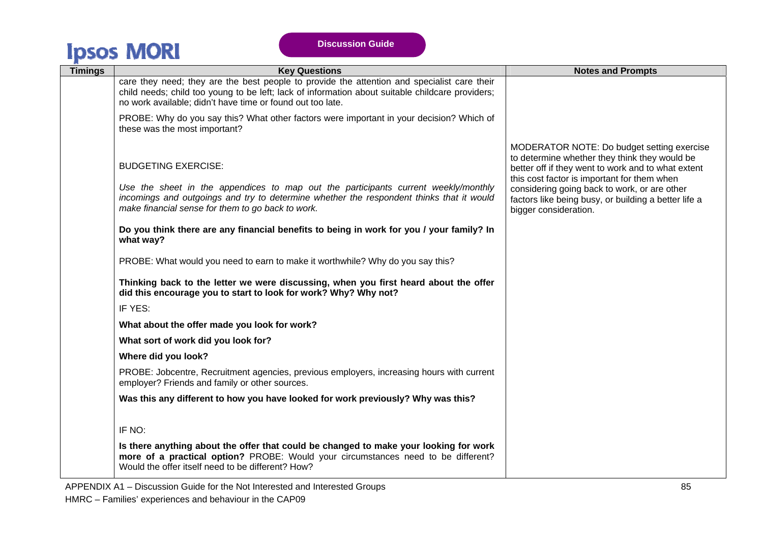| Timings | Key Questions | Notes and Prompts |
|---|---|---|
| | care they need; they are the best people to provide the attention and specialist care their child needs; child too young to be left; lack of information about suitable childcare providers; no work available; didn't have time or found out too late.<br><br>PROBE: Why do you say this? What other factors were important in your decision? Which of these was the most important?<br><br>BUDGETING EXERCISE:<br><br>*Use the sheet in the appendices to map out the participants current weekly/monthly incomings and outgoings and try to determine whether the respondent thinks that it would make financial sense for them to go back to work.*<br><br>**Do you think there are any financial benefits to being in work for you / your family? In what way?**<br><br>PROBE: What would you need to earn to make it worthwhile? Why do you say this?<br><br>**Thinking back to the letter we were discussing, when you first heard about the offer did this encourage you to start to look for work? Why? Why not?**<br><br>IF YES:<br><br>**What about the offer made you look for work?**<br><br>**What sort of work did you look for?**<br><br>**Where did you look?**<br><br>PROBE: Jobcentre, Recruitment agencies, previous employers, increasing hours with current employer? Friends and family or other sources.<br><br>**Was this any different to how you have looked for work previously? Why was this?**<br><br>IF NO:<br><br>**Is there anything about the offer that could be changed to make your looking for work more of a practical option?** PROBE: Would your circumstances need to be different? Would the offer itself need to be different? How? | MODERATOR NOTE: Do budget setting exercise to determine whether they think they would be better off if they went to work and to what extent this cost factor is important for them when considering going back to work, or are other factors like being busy, or building a better life a bigger consideration. |

APPENDIX A1 – Discussion Guide for the Not Interested and Interested Groups

HMRC – Families' experiences and behaviour in the CAP09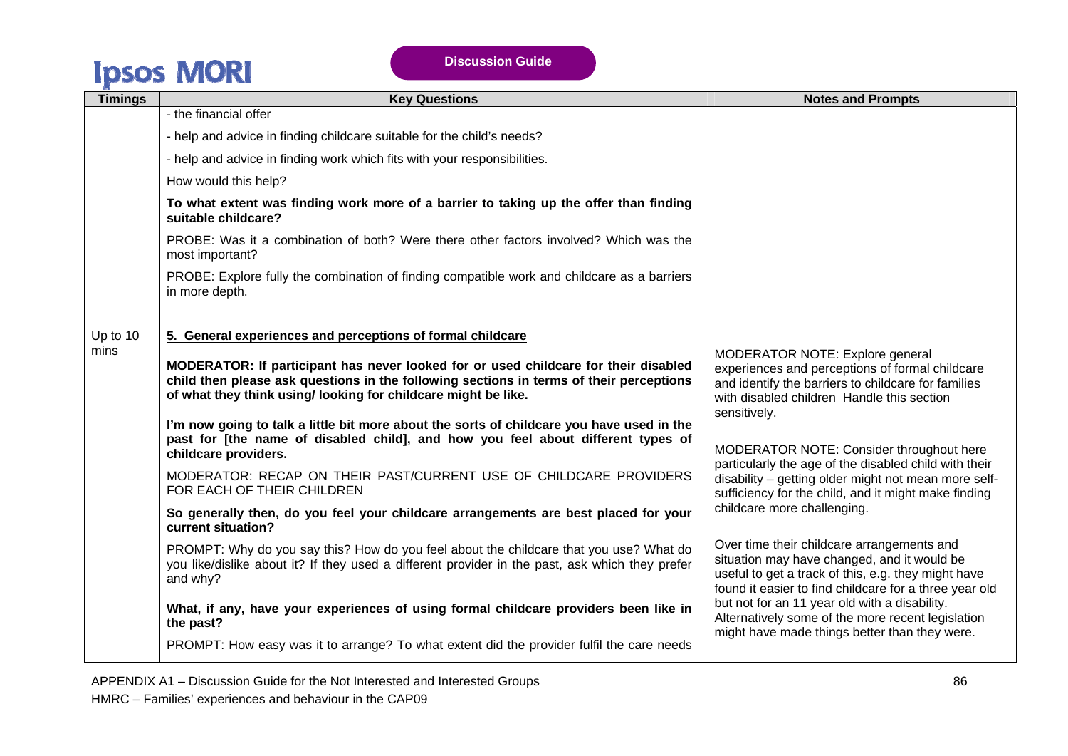| Timings | Key Questions | Notes and Prompts |
|---|---|---|
| | - the financial offer<br><br>- help and advice in finding childcare suitable for the child's needs?<br><br>- help and advice in finding work which fits with your responsibilities.<br><br>How would this help?<br><br>**To what extent was finding work more of a barrier to taking up the offer than finding suitable childcare?**<br><br>PROBE: Was it a combination of both? Were there other factors involved? Which was the most important?<br><br>PROBE: Explore fully the combination of finding compatible work and childcare as a barriers in more depth. | |
| Up to 10 mins | **5. General experiences and perceptions of formal childcare**<br><br>**MODERATOR: If participant has never looked for or used childcare for their disabled child then please ask questions in the following sections in terms of their perceptions of what they think using/ looking for childcare might be like.**<br><br>**I'm now going to talk a little bit more about the sorts of childcare you have used in the past for [the name of disabled child], and how you feel about different types of childcare providers.**<br><br>MODERATOR: RECAP ON THEIR PAST/CURRENT USE OF CHILDCARE PROVIDERS FOR EACH OF THEIR CHILDREN<br><br>**So generally then, do you feel your childcare arrangements are best placed for your current situation?**<br><br>PROMPT: Why do you say this? How do you feel about the childcare that you use? What do you like/dislike about it? If they used a different provider in the past, ask which they prefer and why?<br><br>**What, if any, have your experiences of using formal childcare providers been like in the past?**<br><br>PROMPT: How easy was it to arrange? To what extent did the provider fulfil the care needs | MODERATOR NOTE: Explore general experiences and perceptions of formal childcare and identify the barriers to childcare for families with disabled children Handle this section sensitively.<br><br>MODERATOR NOTE: Consider throughout here particularly the age of the disabled child with their disability – getting older might not mean more self-sufficiency for the child, and it might make finding childcare more challenging.<br><br>Over time their childcare arrangements and situation may have changed, and it would be useful to get a track of this, e.g. they might have found it easier to find childcare for a three year old but not for an 11 year old with a disability. Alternatively some of the more recent legislation might have made things better than they were. |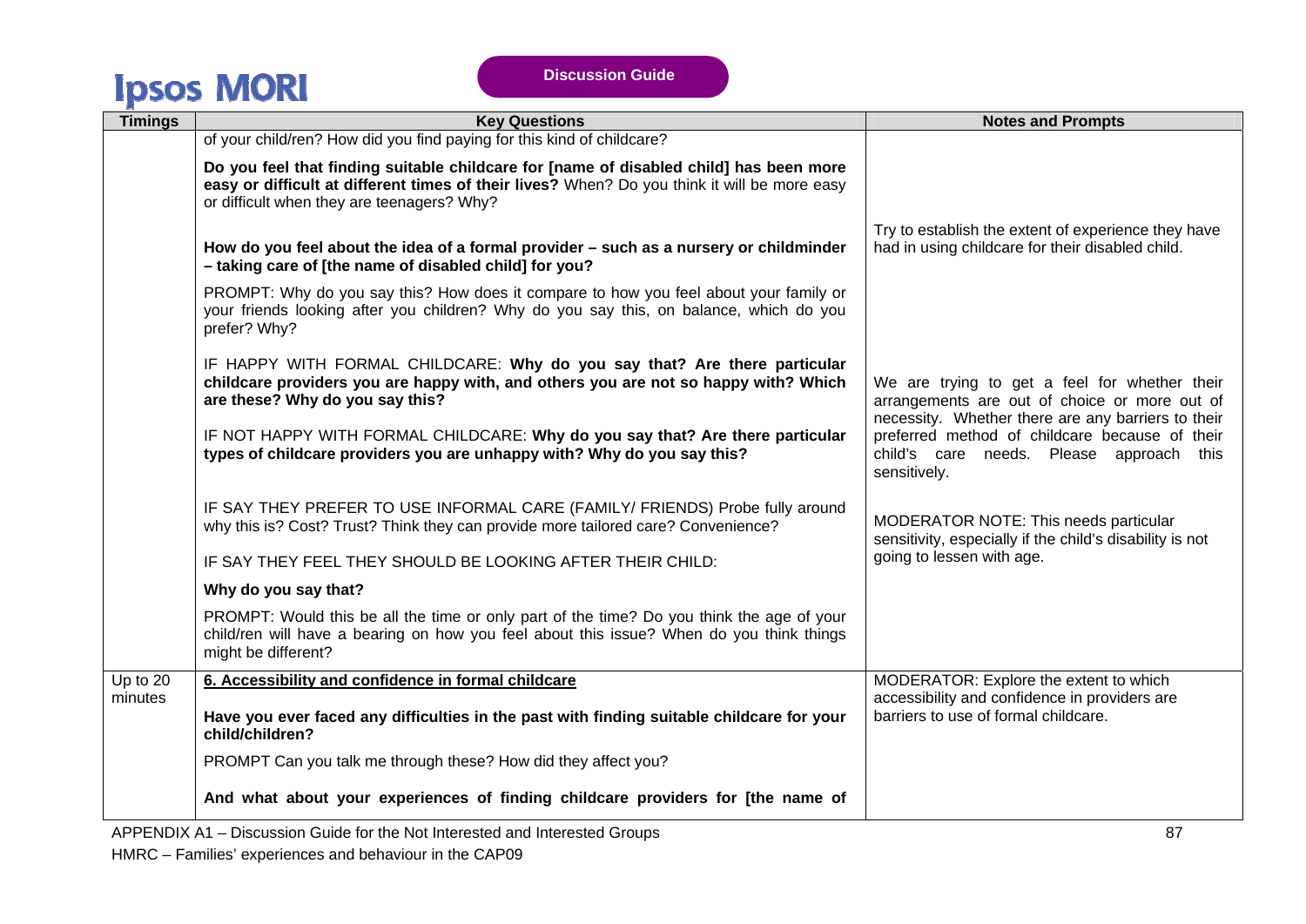| Timings | Key Questions | Notes and Prompts |
|---|---|---|
| | of your child/ren? How did you find paying for this kind of childcare?<br><br>**Do you feel that finding suitable childcare for [name of disabled child] has been more easy or difficult at different times of their lives?** When? Do you think it will be more easy or difficult when they are teenagers? Why?<br><br>**How do you feel about the idea of a formal provider – such as a nursery or childminder – taking care of [the name of disabled child] for you?**<br><br>PROMPT: Why do you say this? How does it compare to how you feel about your family or your friends looking after you children? Why do you say this, on balance, which do you prefer? Why?<br><br>IF HAPPY WITH FORMAL CHILDCARE: **Why do you say that? Are there particular childcare providers you are happy with, and others you are not so happy with? Which are these? Why do you say this?**<br><br>IF NOT HAPPY WITH FORMAL CHILDCARE: **Why do you say that? Are there particular types of childcare providers you are unhappy with? Why do you say this?**<br><br>IF SAY THEY PREFER TO USE INFORMAL CARE (FAMILY/ FRIENDS) Probe fully around why this is? Cost? Trust? Think they can provide more tailored care? Convenience?<br><br>IF SAY THEY FEEL THEY SHOULD BE LOOKING AFTER THEIR CHILD:<br><br>**Why do you say that?**<br><br>PROMPT: Would this be all the time or only part of the time? Do you think the age of your child/ren will have a bearing on how you feel about this issue? When do you think things might be different? | Try to establish the extent of experience they have had in using childcare for their disabled child.<br><br>We are trying to get a feel for whether their arrangements are out of choice or more out of necessity. Whether there are any barriers to their preferred method of childcare because of their child's care needs. Please approach this sensitively.<br><br>MODERATOR NOTE: This needs particular sensitivity, especially if the child's disability is not going to lessen with age. |
| Up to 20 minutes | <u>**6. Accessibility and confidence in formal childcare**</u><br><br>**Have you ever faced any difficulties in the past with finding suitable childcare for your child/children?**<br><br>PROMPT Can you talk me through these? How did they affect you?<br><br>**And what about your experiences of finding childcare providers for [the name of** | MODERATOR: Explore the extent to which accessibility and confidence in providers are barriers to use of formal childcare. |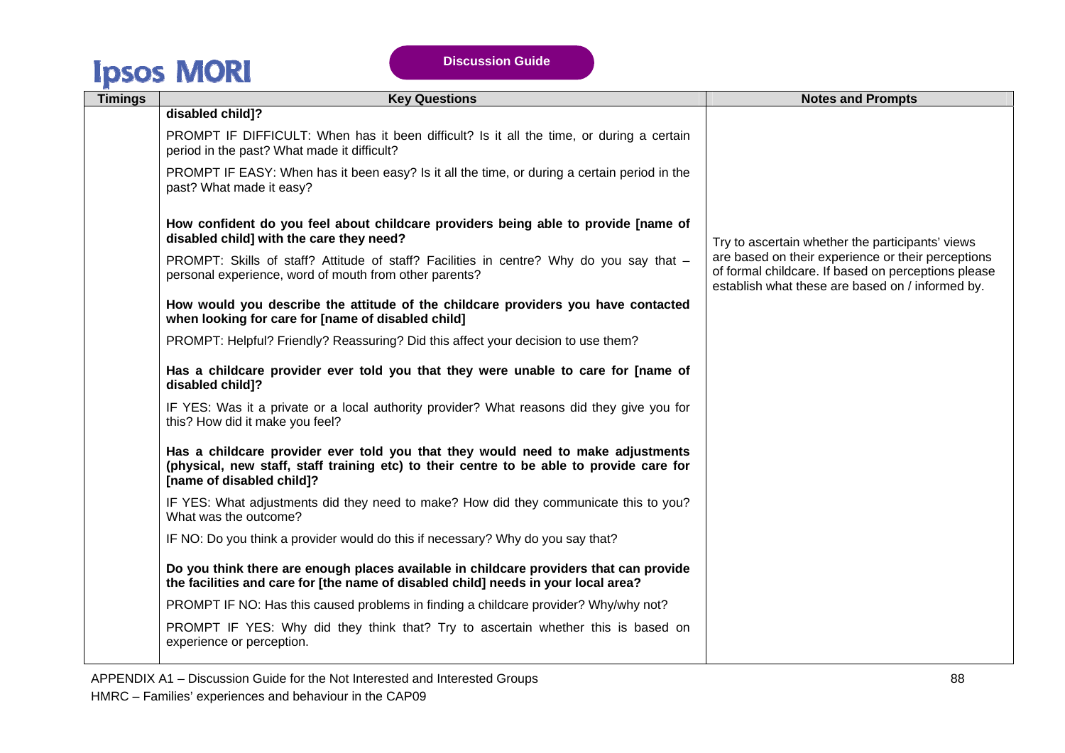| Timings | Key Questions | Notes and Prompts |
|---|---|---|
| | **disabled child]?**<br><br>PROMPT IF DIFFICULT: When has it been difficult? Is it all the time, or during a certain period in the past? What made it difficult?<br><br>PROMPT IF EASY: When has it been easy? Is it all the time, or during a certain period in the past? What made it easy?<br><br>**How confident do you feel about childcare providers being able to provide [name of disabled child] with the care they need?**<br><br>PROMPT: Skills of staff? Attitude of staff? Facilities in centre? Why do you say that – personal experience, word of mouth from other parents?<br><br>**How would you describe the attitude of the childcare providers you have contacted when looking for care for [name of disabled child]**<br><br>PROMPT: Helpful? Friendly? Reassuring? Did this affect your decision to use them?<br><br>**Has a childcare provider ever told you that they were unable to care for [name of disabled child]?**<br><br>IF YES: Was it a private or a local authority provider? What reasons did they give you for this? How did it make you feel?<br><br>**Has a childcare provider ever told you that they would need to make adjustments (physical, new staff, staff training etc) to their centre to be able to provide care for [name of disabled child]?**<br><br>IF YES: What adjustments did they need to make? How did they communicate this to you? What was the outcome?<br><br>IF NO: Do you think a provider would do this if necessary? Why do you say that?<br><br>**Do you think there are enough places available in childcare providers that can provide the facilities and care for [the name of disabled child] needs in your local area?**<br><br>PROMPT IF NO: Has this caused problems in finding a childcare provider? Why/why not?<br><br>PROMPT IF YES: Why did they think that? Try to ascertain whether this is based on experience or perception. | Try to ascertain whether the participants' views are based on their experience or their perceptions of formal childcare. If based on perceptions please establish what these are based on / informed by. |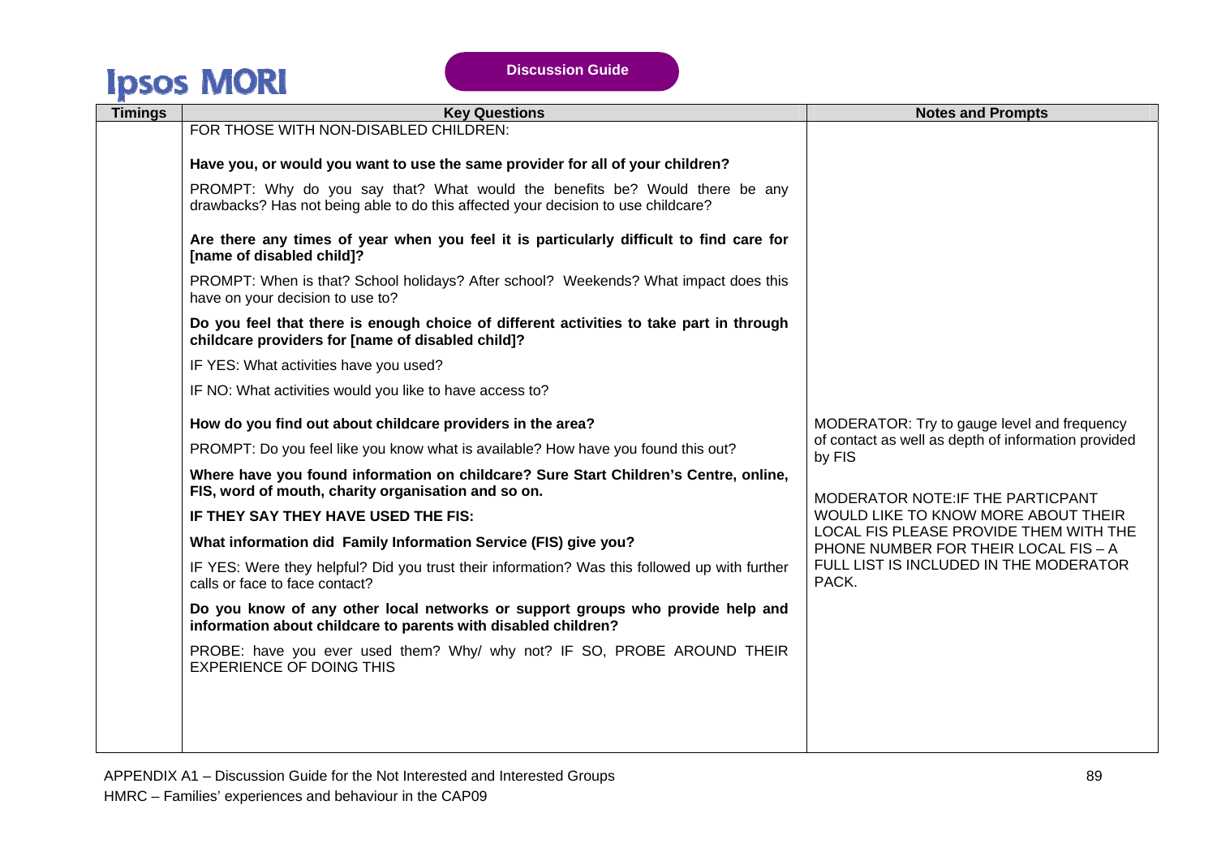| Timings | Key Questions | Notes and Prompts |
|---|---|---|
| | FOR THOSE WITH NON-DISABLED CHILDREN:<br><br>**Have you, or would you want to use the same provider for all of your children?**<br><br>PROMPT: Why do you say that? What would the benefits be? Would there be any drawbacks? Has not being able to do this affected your decision to use childcare?<br><br>**Are there any times of year when you feel it is particularly difficult to find care for [name of disabled child]?**<br><br>PROMPT: When is that? School holidays? After school? Weekends? What impact does this have on your decision to use to?<br><br>**Do you feel that there is enough choice of different activities to take part in through childcare providers for [name of disabled child]?**<br><br>IF YES: What activities have you used?<br><br>IF NO: What activities would you like to have access to?<br><br>**How do you find out about childcare providers in the area?**<br><br>PROMPT: Do you feel like you know what is available? How have you found this out?<br><br>**Where have you found information on childcare? Sure Start Children's Centre, online, FIS, word of mouth, charity organisation and so on.**<br><br>**IF THEY SAY THEY HAVE USED THE FIS:**<br><br>**What information did Family Information Service (FIS) give you?**<br><br>IF YES: Were they helpful? Did you trust their information? Was this followed up with further calls or face to face contact?<br><br>**Do you know of any other local networks or support groups who provide help and information about childcare to parents with disabled children?**<br><br>PROBE: have you ever used them? Why/ why not? IF SO, PROBE AROUND THEIR EXPERIENCE OF DOING THIS | MODERATOR: Try to gauge level and frequency of contact as well as depth of information provided by FIS<br><br>MODERATOR NOTE:IF THE PARTICPANT WOULD LIKE TO KNOW MORE ABOUT THEIR LOCAL FIS PLEASE PROVIDE THEM WITH THE PHONE NUMBER FOR THEIR LOCAL FIS – A FULL LIST IS INCLUDED IN THE MODERATOR PACK. |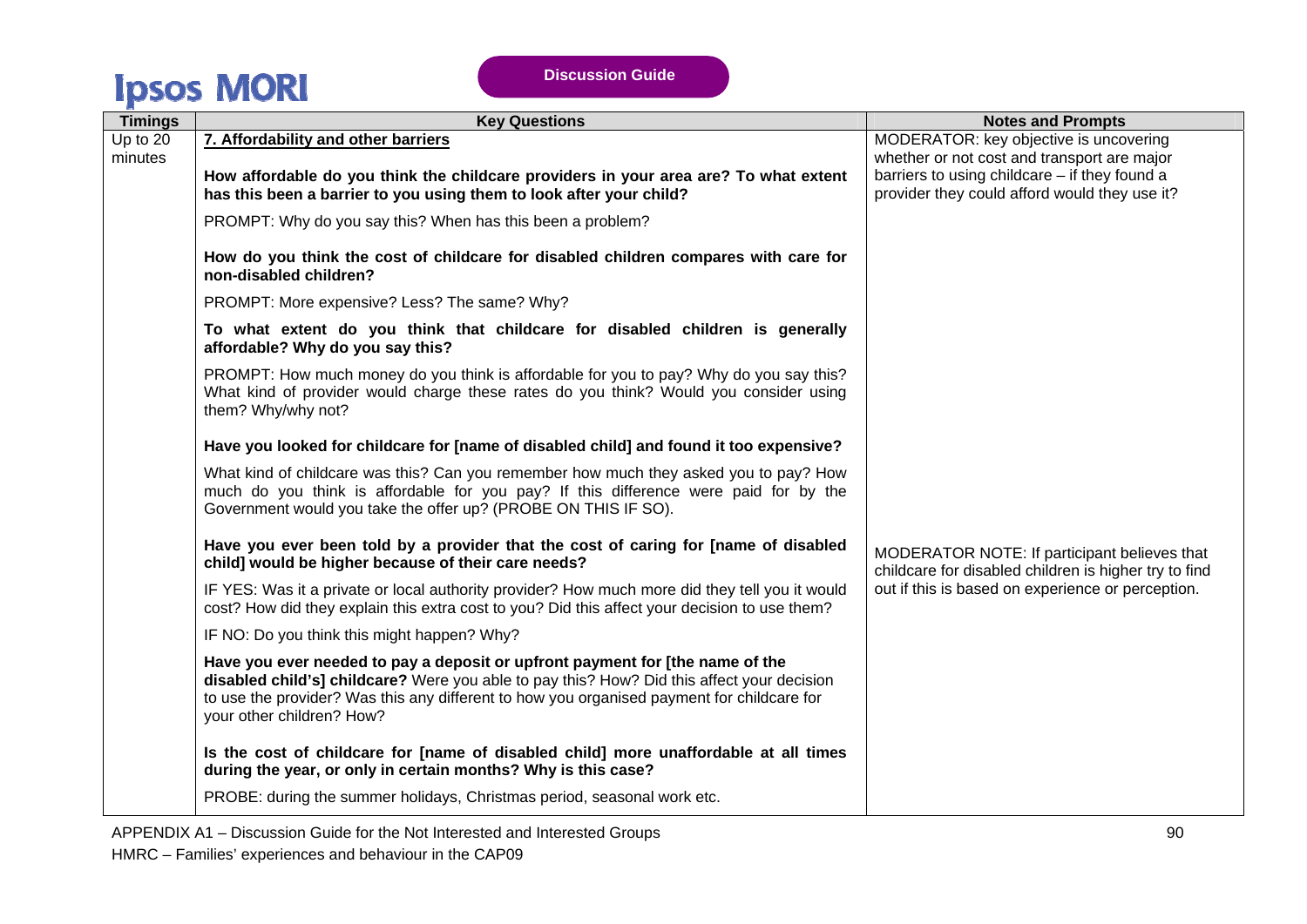| Timings | Key Questions | Notes and Prompts |
|---|---|---|
| Up to 20 minutes | **7. Affordability and other barriers**<br><br>**How affordable do you think the childcare providers in your area are? To what extent has this been a barrier to you using them to look after your child?**<br><br>PROMPT: Why do you say this? When has this been a problem?<br><br>**How do you think the cost of childcare for disabled children compares with care for non-disabled children?**<br><br>PROMPT: More expensive? Less? The same? Why?<br><br>**To what extent do you think that childcare for disabled children is generally affordable? Why do you say this?**<br><br>PROMPT: How much money do you think is affordable for you to pay? Why do you say this? What kind of provider would charge these rates do you think? Would you consider using them? Why/why not?<br><br>**Have you looked for childcare for [name of disabled child] and found it too expensive?**<br><br>What kind of childcare was this? Can you remember how much they asked you to pay? How much do you think is affordable for you pay? If this difference were paid for by the Government would you take the offer up? (PROBE ON THIS IF SO).<br><br>**Have you ever been told by a provider that the cost of caring for [name of disabled child] would be higher because of their care needs?**<br><br>IF YES: Was it a private or local authority provider? How much more did they tell you it would cost? How did they explain this extra cost to you? Did this affect your decision to use them?<br><br>IF NO: Do you think this might happen? Why?<br><br>**Have you ever needed to pay a deposit or upfront payment for [the name of the disabled child's] childcare?** Were you able to pay this? How? Did this affect your decision to use the provider? Was this any different to how you organised payment for childcare for your other children? How?<br><br>**Is the cost of childcare for [name of disabled child] more unaffordable at all times during the year, or only in certain months? Why is this case?**<br><br>PROBE: during the summer holidays, Christmas period, seasonal work etc. | MODERATOR: key objective is uncovering whether or not cost and transport are major barriers to using childcare – if they found a provider they could afford would they use it?<br><br>MODERATOR NOTE: If participant believes that childcare for disabled children is higher try to find out if this is based on experience or perception. |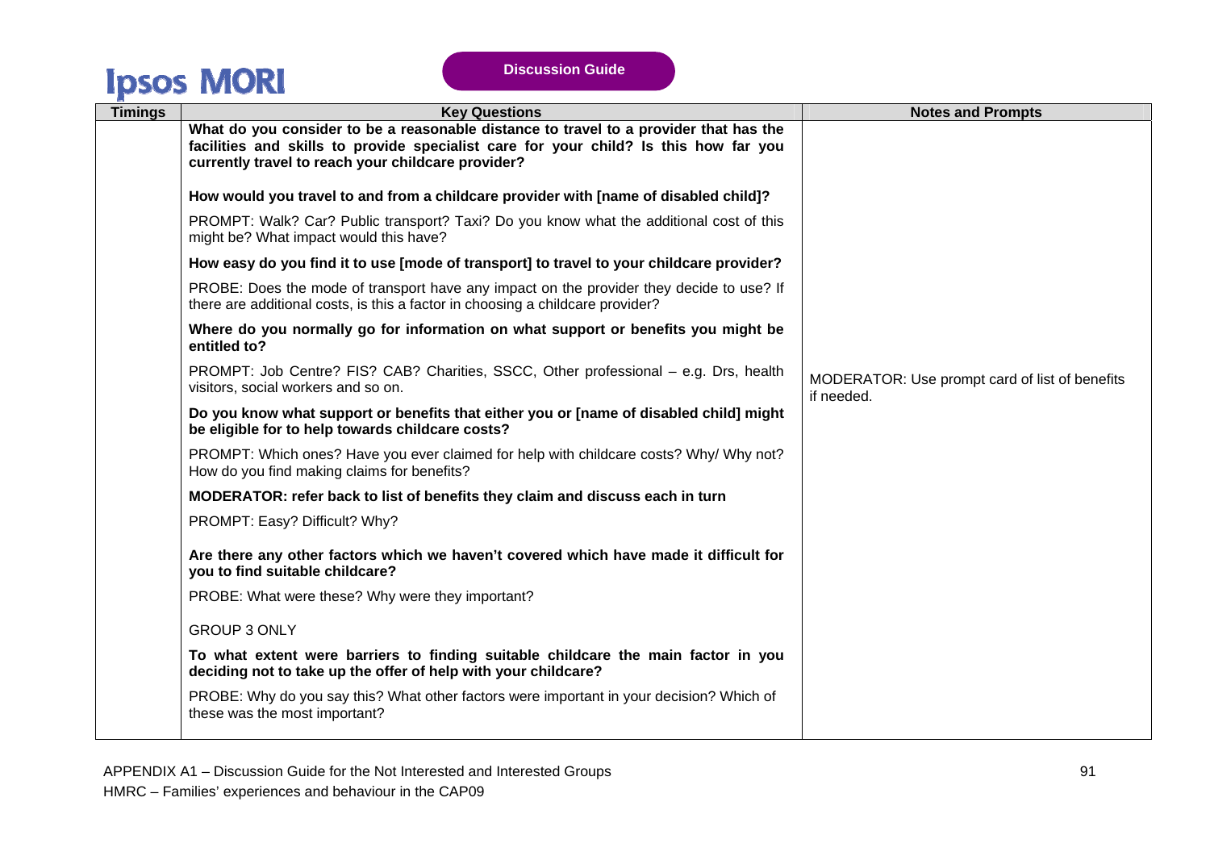| Timings | Key Questions | Notes and Prompts |
|---|---|---|
| | **What do you consider to be a reasonable distance to travel to a provider that has the facilities and skills to provide specialist care for your child? Is this how far you currently travel to reach your childcare provider?**<br><br>**How would you travel to and from a childcare provider with [name of disabled child]?**<br><br>PROMPT: Walk? Car? Public transport? Taxi? Do you know what the additional cost of this might be? What impact would this have?<br><br>**How easy do you find it to use [mode of transport] to travel to your childcare provider?**<br><br>PROBE: Does the mode of transport have any impact on the provider they decide to use? If there are additional costs, is this a factor in choosing a childcare provider?<br><br>**Where do you normally go for information on what support or benefits you might be entitled to?**<br><br>PROMPT: Job Centre? FIS? CAB? Charities, SSCC, Other professional – e.g. Drs, health visitors, social workers and so on.<br><br>**Do you know what support or benefits that either you or [name of disabled child] might be eligible for to help towards childcare costs?**<br><br>PROMPT: Which ones? Have you ever claimed for help with childcare costs? Why/ Why not? How do you find making claims for benefits?<br><br>**MODERATOR: refer back to list of benefits they claim and discuss each in turn**<br><br>PROMPT: Easy? Difficult? Why?<br><br>**Are there any other factors which we haven't covered which have made it difficult for you to find suitable childcare?**<br><br>PROBE: What were these? Why were they important?<br><br>GROUP 3 ONLY<br><br>**To what extent were barriers to finding suitable childcare the main factor in you deciding not to take up the offer of help with your childcare?**<br><br>PROBE: Why do you say this? What other factors were important in your decision? Which of these was the most important? | MODERATOR: Use prompt card of list of benefits if needed. |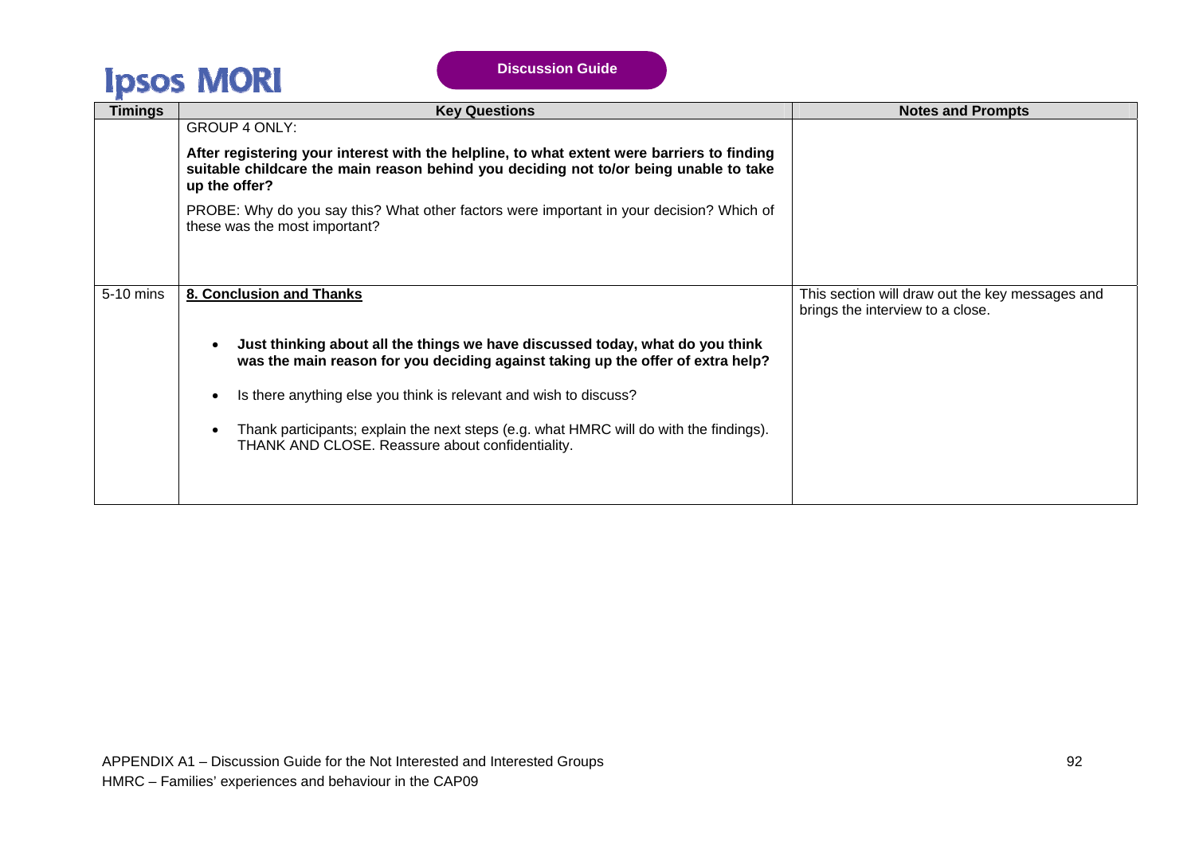| Timings | Key Questions | Notes and Prompts |
| --- | --- | --- |
| | GROUP 4 ONLY:<br><br>**After registering your interest with the helpline, to what extent were barriers to finding suitable childcare the main reason behind you deciding not to/or being unable to take up the offer?**<br><br>PROBE: Why do you say this? What other factors were important in your decision? Which of these was the most important? | |
| 5-10 mins | **8. Conclusion and Thanks**<br><br>• **Just thinking about all the things we have discussed today, what do you think was the main reason for you deciding against taking up the offer of extra help?**<br><br>• Is there anything else you think is relevant and wish to discuss?<br><br>• Thank participants; explain the next steps (e.g. what HMRC will do with the findings). THANK AND CLOSE. Reassure about confidentiality. | This section will draw out the key messages and brings the interview to a close. |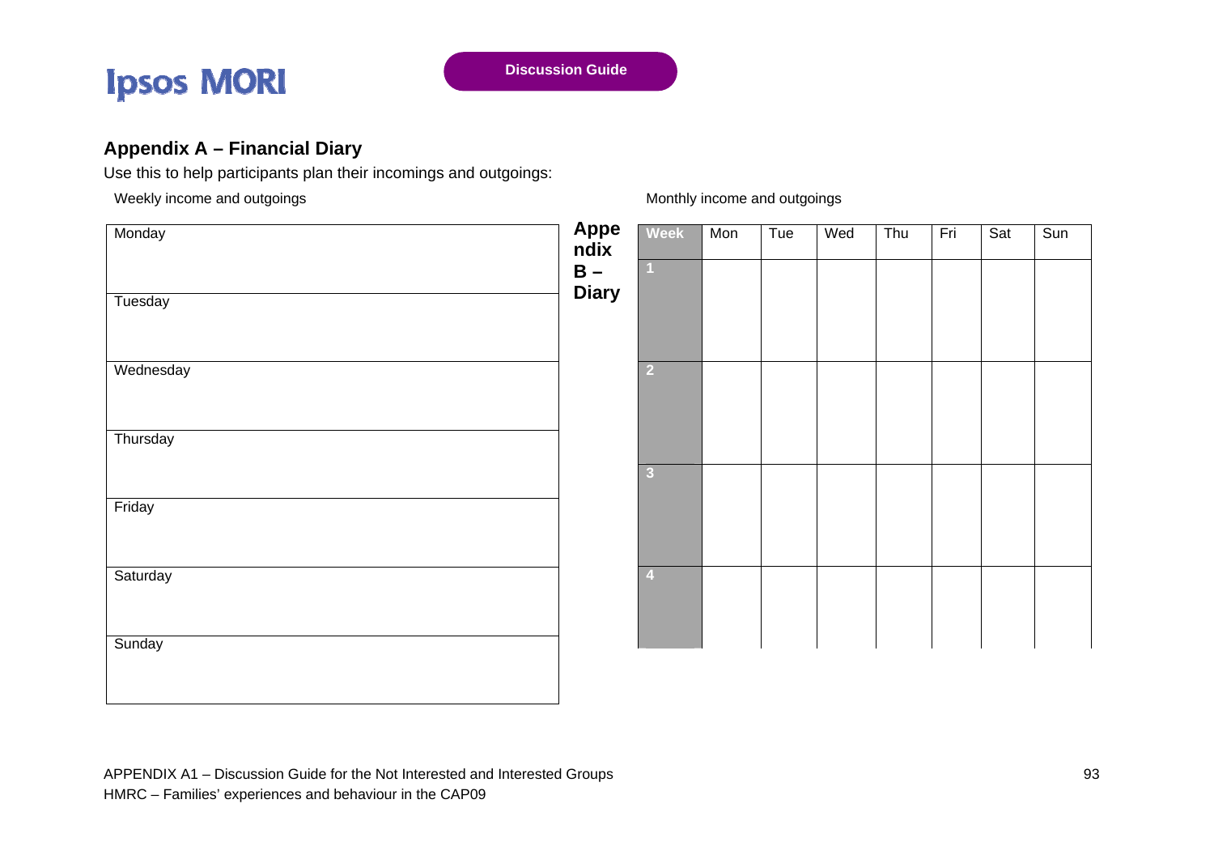## Appendix A – Financial Diary

Use this to help participants plan their incomings and outgoings:

Weekly income and outgoings

| Monday |
|---|
| Tuesday |
| Wednesday |
| Thursday |
| Friday |
| Saturday |
| Sunday |

## Appendix B – Diary

Monthly income and outgoings

| Week | Mon | Tue | Wed | Thu | Fri | Sat | Sun |
|---|---|---|---|---|---|---|---|
| 1 | | | | | | | |
| 2 | | | | | | | |
| 3 | | | | | | | |
| 4 | | | | | | | |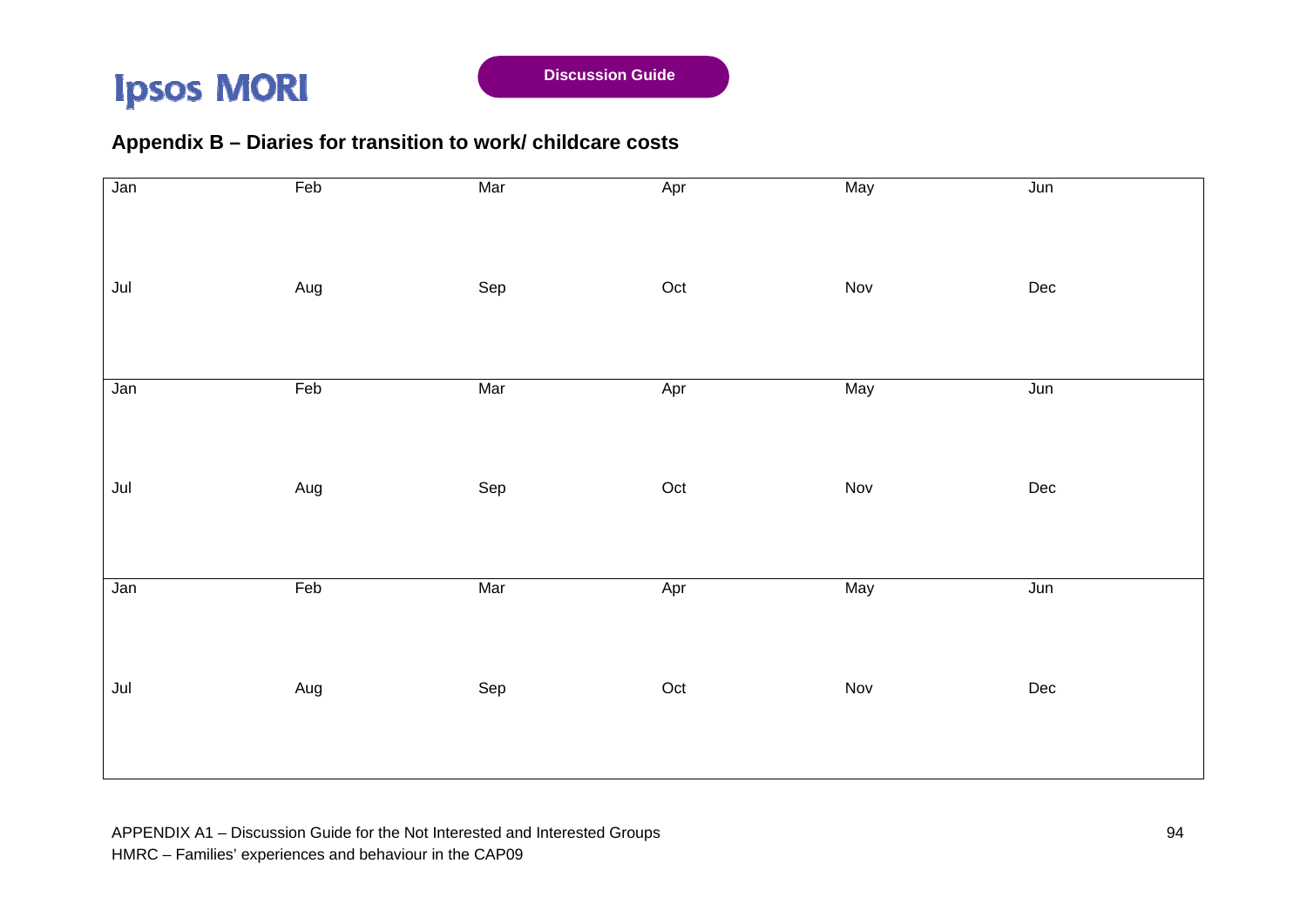## Appendix B – Diaries for transition to work/ childcare costs

| Jan | Feb | Mar | Apr | May | Jun |
|---|---|---|---|---|---|
| | | | | | |
| Jul | Aug | Sep | Oct | Nov | Dec |
| | | | | | |
| Jan | Feb | Mar | Apr | May | Jun |
| | | | | | |
| Jul | Aug | Sep | Oct | Nov | Dec |
| | | | | | |
| Jan | Feb | Mar | Apr | May | Jun |
| | | | | | |
| Jul | Aug | Sep | Oct | Nov | Dec |
| | | | | | |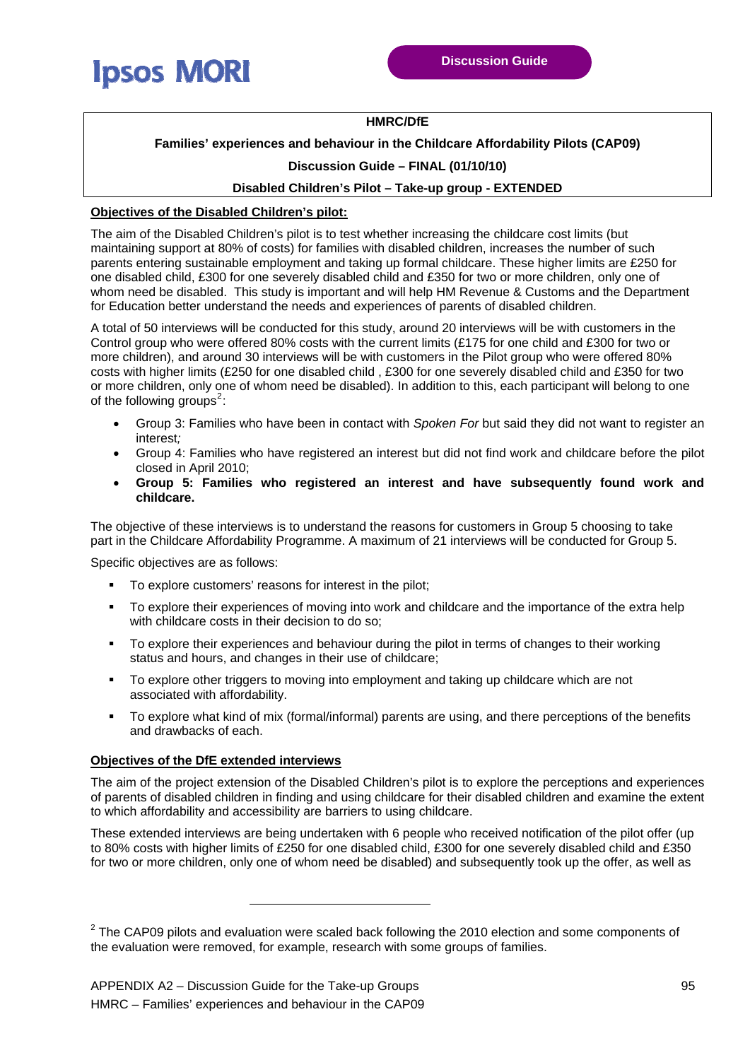**Discussion Guide**

**HMRC/DfE**

**Families' experiences and behaviour in the Childcare Affordability Pilots (CAP09)**

**Discussion Guide – FINAL (01/10/10)**

**Disabled Children's Pilot – Take-up group - EXTENDED**

**Objectives of the Disabled Children's pilot:**

The aim of the Disabled Children's pilot is to test whether increasing the childcare cost limits (but maintaining support at 80% of costs) for families with disabled children, increases the number of such parents entering sustainable employment and taking up formal childcare. These higher limits are £250 for one disabled child, £300 for one severely disabled child and £350 for two or more children, only one of whom need be disabled. This study is important and will help HM Revenue & Customs and the Department for Education better understand the needs and experiences of parents of disabled children.

A total of 50 interviews will be conducted for this study, around 20 interviews will be with customers in the Control group who were offered 80% costs with the current limits (£175 for one child and £300 for two or more children), and around 30 interviews will be with customers in the Pilot group who were offered 80% costs with higher limits (£250 for one disabled child , £300 for one severely disabled child and £350 for two or more children, only one of whom need be disabled). In addition to this, each participant will belong to one of the following groups[2]:

- Group 3: Families who have been in contact with *Spoken For* but said they did not want to register an interest*;*
- Group 4: Families who have registered an interest but did not find work and childcare before the pilot closed in April 2010;
- **Group 5: Families who registered an interest and have subsequently found work and childcare.**

The objective of these interviews is to understand the reasons for customers in Group 5 choosing to take part in the Childcare Affordability Programme. A maximum of 21 interviews will be conducted for Group 5.

Specific objectives are as follows:

- To explore customers' reasons for interest in the pilot;
- To explore their experiences of moving into work and childcare and the importance of the extra help with childcare costs in their decision to do so;
- To explore their experiences and behaviour during the pilot in terms of changes to their working status and hours, and changes in their use of childcare;
- To explore other triggers to moving into employment and taking up childcare which are not associated with affordability.
- To explore what kind of mix (formal/informal) parents are using, and there perceptions of the benefits and drawbacks of each.

**Objectives of the DfE extended interviews**

The aim of the project extension of the Disabled Children's pilot is to explore the perceptions and experiences of parents of disabled children in finding and using childcare for their disabled children and examine the extent to which affordability and accessibility are barriers to using childcare.

These extended interviews are being undertaken with 6 people who received notification of the pilot offer (up to 80% costs with higher limits of £250 for one disabled child, £300 for one severely disabled child and £350 for two or more children, only one of whom need be disabled) and subsequently took up the offer, as well as

[2] The CAP09 pilots and evaluation were scaled back following the 2010 election and some components of the evaluation were removed, for example, research with some groups of families.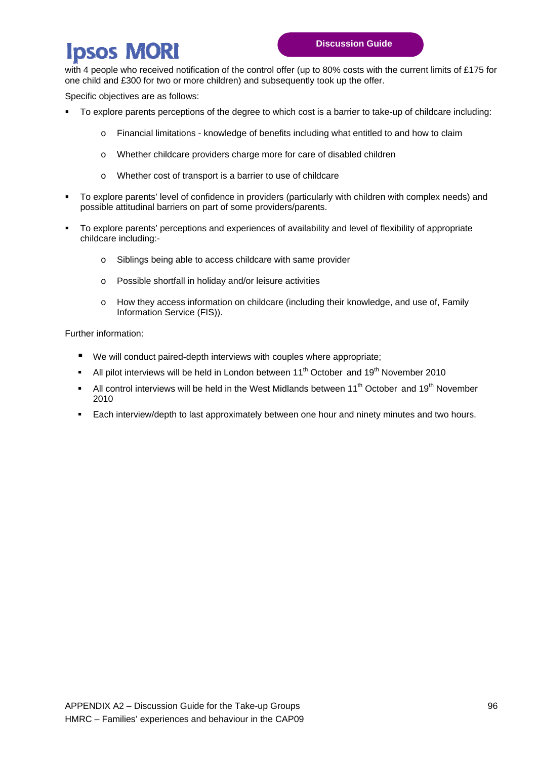with 4 people who received notification of the control offer (up to 80% costs with the current limits of £175 for one child and £300 for two or more children) and subsequently took up the offer.

Specific objectives are as follows:

- To explore parents perceptions of the degree to which cost is a barrier to take-up of childcare including:
  - Financial limitations - knowledge of benefits including what entitled to and how to claim
  - Whether childcare providers charge more for care of disabled children
  - Whether cost of transport is a barrier to use of childcare
- To explore parents' level of confidence in providers (particularly with children with complex needs) and possible attitudinal barriers on part of some providers/parents.
- To explore parents' perceptions and experiences of availability and level of flexibility of appropriate childcare including:-
  - Siblings being able to access childcare with same provider
  - Possible shortfall in holiday and/or leisure activities
  - How they access information on childcare (including their knowledge, and use of, Family Information Service (FIS)).

Further information:

- We will conduct paired-depth interviews with couples where appropriate;
- All pilot interviews will be held in London between 11th October and 19th November 2010
- All control interviews will be held in the West Midlands between 11th October and 19th November 2010
- Each interview/depth to last approximately between one hour and ninety minutes and two hours.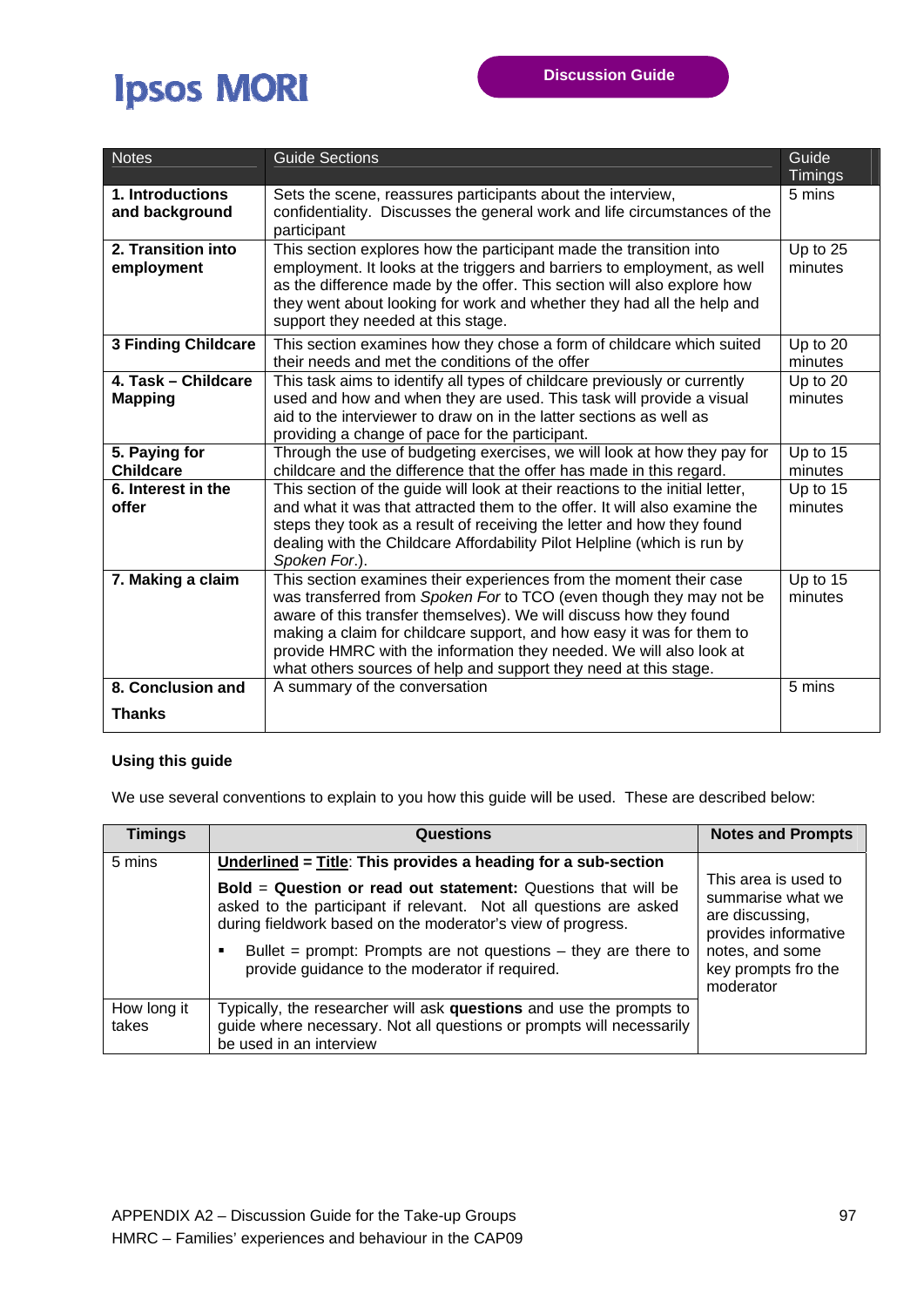| Notes | Guide Sections | Guide Timings |
|---|---|---|
| **1. Introductions and background** | Sets the scene, reassures participants about the interview, confidentiality. Discusses the general work and life circumstances of the participant | 5 mins |
| **2. Transition into employment** | This section explores how the participant made the transition into employment. It looks at the triggers and barriers to employment, as well as the difference made by the offer. This section will also explore how they went about looking for work and whether they had all the help and support they needed at this stage. | Up to 25 minutes |
| **3 Finding Childcare** | This section examines how they chose a form of childcare which suited their needs and met the conditions of the offer | Up to 20 minutes |
| **4. Task – Childcare Mapping** | This task aims to identify all types of childcare previously or currently used and how and when they are used. This task will provide a visual aid to the interviewer to draw on in the latter sections as well as providing a change of pace for the participant. | Up to 20 minutes |
| **5. Paying for Childcare** | Through the use of budgeting exercises, we will look at how they pay for childcare and the difference that the offer has made in this regard. | Up to 15 minutes |
| **6. Interest in the offer** | This section of the guide will look at their reactions to the initial letter, and what it was that attracted them to the offer. It will also examine the steps they took as a result of receiving the letter and how they found dealing with the Childcare Affordability Pilot Helpline (which is run by *Spoken For*.). | Up to 15 minutes |
| **7. Making a claim** | This section examines their experiences from the moment their case was transferred from *Spoken For* to TCO (even though they may not be aware of this transfer themselves). We will discuss how they found making a claim for childcare support, and how easy it was for them to provide HMRC with the information they needed. We will also look at what others sources of help and support they need at this stage. | Up to 15 minutes |
| **8. Conclusion and Thanks** | A summary of the conversation | 5 mins |

**Using this guide**

We use several conventions to explain to you how this guide will be used. These are described below:

| Timings | Questions | Notes and Prompts |
|---|---|---|
| 5 mins | **<u>Underlined</u> = <u>Title</u>: This provides a heading for a sub-section**<br><br>**Bold** = **Question or read out statement:** Questions that will be asked to the participant if relevant. Not all questions are asked during fieldwork based on the moderator's view of progress.<br><br>▪ Bullet = prompt: Prompts are not questions – they are there to provide guidance to the moderator if required. | This area is used to summarise what we are discussing, provides informative notes, and some key prompts fro the moderator |
| How long it takes | Typically, the researcher will ask **questions** and use the prompts to guide where necessary. Not all questions or prompts will necessarily be used in an interview | |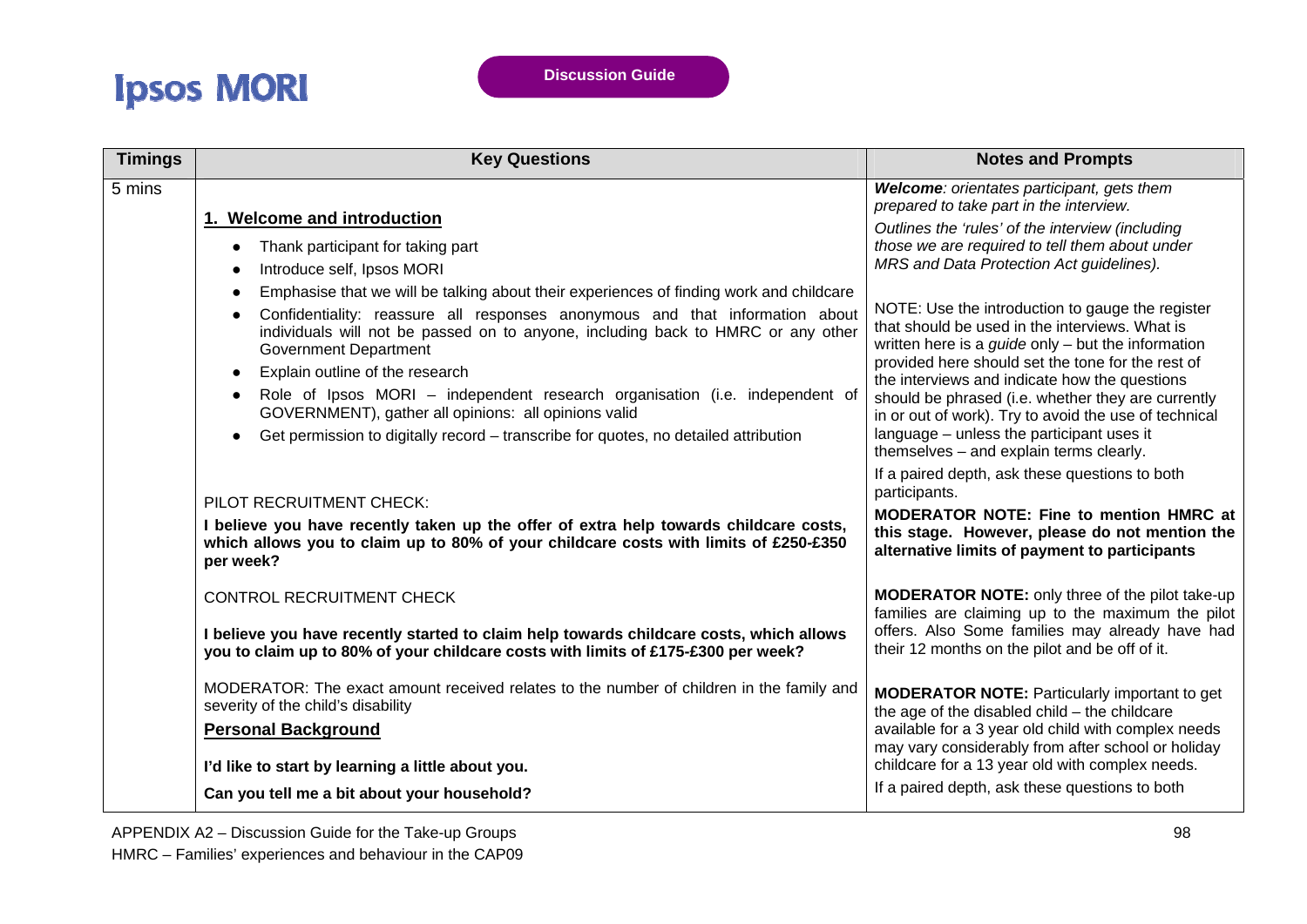| Timings | Key Questions | Notes and Prompts |
|---|---|---|
| 5 mins | **1. Welcome and introduction**<br>• Thank participant for taking part<br>• Introduce self, Ipsos MORI<br>• Emphasise that we will be talking about their experiences of finding work and childcare<br>• Confidentiality: reassure all responses anonymous and that information about individuals will not be passed on to anyone, including back to HMRC or any other Government Department<br>• Explain outline of the research<br>• Role of Ipsos MORI – independent research organisation (i.e. independent of GOVERNMENT), gather all opinions: all opinions valid<br>• Get permission to digitally record – transcribe for quotes, no detailed attribution | ***Welcome**: orientates participant, gets them prepared to take part in the interview.*<br>*Outlines the 'rules' of the interview (including those we are required to tell them about under MRS and Data Protection Act guidelines).*<br><br>NOTE: Use the introduction to gauge the register that should be used in the interviews. What is written here is a *guide* only – but the information provided here should set the tone for the rest of the interviews and indicate how the questions should be phrased (i.e. whether they are currently in or out of work). Try to avoid the use of technical language – unless the participant uses it themselves – and explain terms clearly.<br>If a paired depth, ask these questions to both participants. |
| | PILOT RECRUITMENT CHECK:<br>**I believe you have recently taken up the offer of extra help towards childcare costs, which allows you to claim up to 80% of your childcare costs with limits of £250-£350 per week?** | **MODERATOR NOTE: Fine to mention HMRC at this stage. However, please do not mention the alternative limits of payment to participants** |
| | CONTROL RECRUITMENT CHECK<br>**I believe you have recently started to claim help towards childcare costs, which allows you to claim up to 80% of your childcare costs with limits of £175-£300 per week?** | **MODERATOR NOTE:** only three of the pilot take-up families are claiming up to the maximum the pilot offers. Also Some families may already have had their 12 months on the pilot and be off of it. |
| | MODERATOR: The exact amount received relates to the number of children in the family and severity of the child's disability<br>**Personal Background**<br>**I'd like to start by learning a little about you.**<br>**Can you tell me a bit about your household?** | **MODERATOR NOTE:** Particularly important to get the age of the disabled child – the childcare available for a 3 year old child with complex needs may vary considerably from after school or holiday childcare for a 13 year old with complex needs.<br>If a paired depth, ask these questions to both |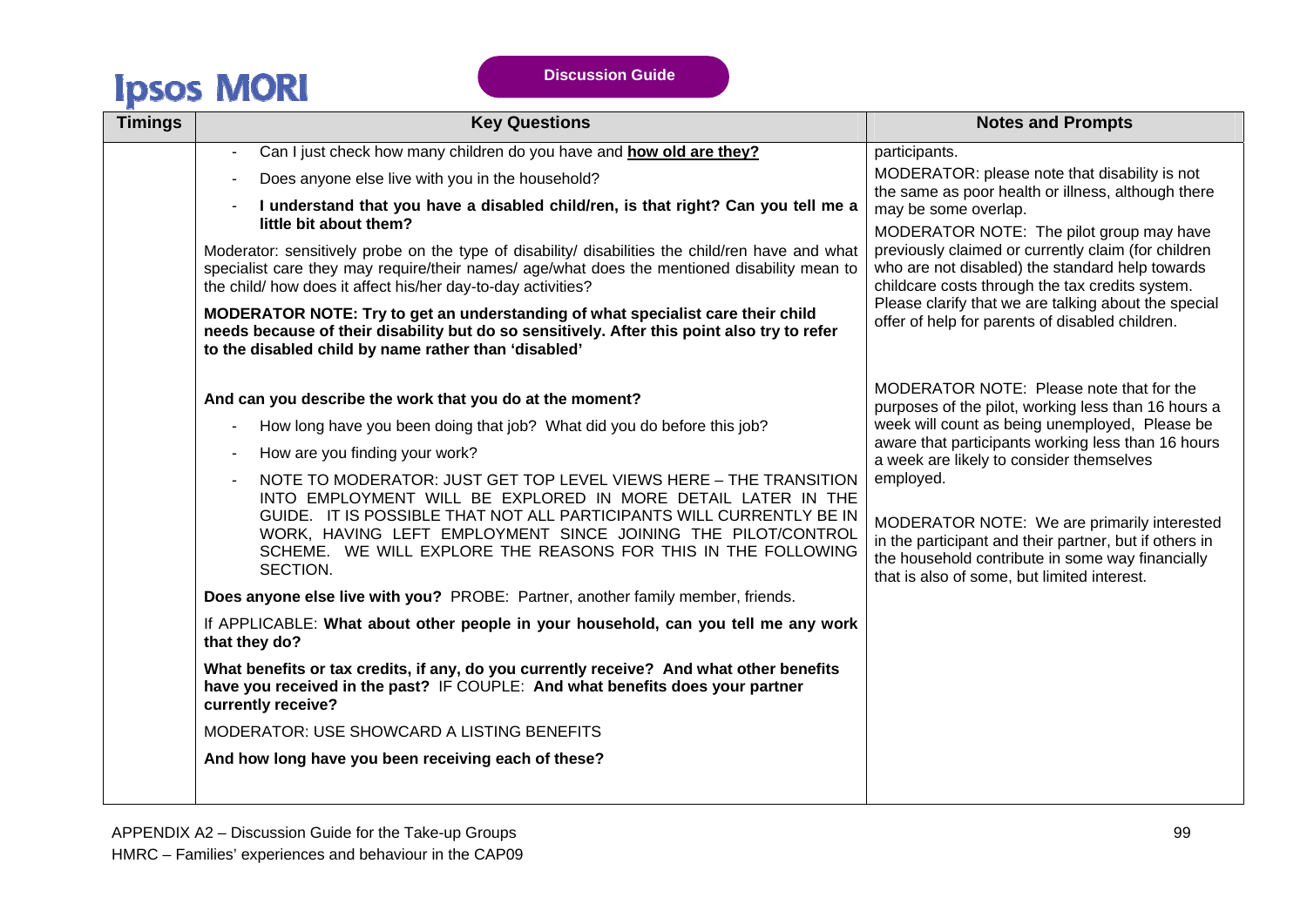| Timings | Key Questions | Notes and Prompts |
|---|---|---|
| | - Can I just check how many children do you have and **how old are they?**<br>- Does anyone else live with you in the household?<br>- **I understand that you have a disabled child/ren, is that right? Can you tell me a little bit about them?**<br><br>Moderator: sensitively probe on the type of disability/ disabilities the child/ren have and what specialist care they may require/their names/ age/what does the mentioned disability mean to the child/ how does it affect his/her day-to-day activities?<br><br>**MODERATOR NOTE: Try to get an understanding of what specialist care their child needs because of their disability but do so sensitively. After this point also try to refer to the disabled child by name rather than 'disabled'** | participants.<br><br>MODERATOR: please note that disability is not the same as poor health or illness, although there may be some overlap.<br><br>MODERATOR NOTE: The pilot group may have previously claimed or currently claim (for children who are not disabled) the standard help towards childcare costs through the tax credits system. Please clarify that we are talking about the special offer of help for parents of disabled children. |
| | **And can you describe the work that you do at the moment?**<br>- How long have you been doing that job? What did you do before this job?<br>- How are you finding your work?<br>- NOTE TO MODERATOR: JUST GET TOP LEVEL VIEWS HERE – THE TRANSITION INTO EMPLOYMENT WILL BE EXPLORED IN MORE DETAIL LATER IN THE GUIDE. IT IS POSSIBLE THAT NOT ALL PARTICIPANTS WILL CURRENTLY BE IN WORK, HAVING LEFT EMPLOYMENT SINCE JOINING THE PILOT/CONTROL SCHEME. WE WILL EXPLORE THE REASONS FOR THIS IN THE FOLLOWING SECTION.<br><br>**Does anyone else live with you?** PROBE: Partner, another family member, friends.<br><br>If APPLICABLE: **What about other people in your household, can you tell me any work that they do?**<br><br>**What benefits or tax credits, if any, do you currently receive? And what other benefits have you received in the past?** IF COUPLE: **And what benefits does your partner currently receive?**<br><br>MODERATOR: USE SHOWCARD A LISTING BENEFITS<br><br>**And how long have you been receiving each of these?** | MODERATOR NOTE: Please note that for the purposes of the pilot, working less than 16 hours a week will count as being unemployed, Please be aware that participants working less than 16 hours a week are likely to consider themselves employed.<br><br>MODERATOR NOTE: We are primarily interested in the participant and their partner, but if others in the household contribute in some way financially that is also of some, but limited interest. |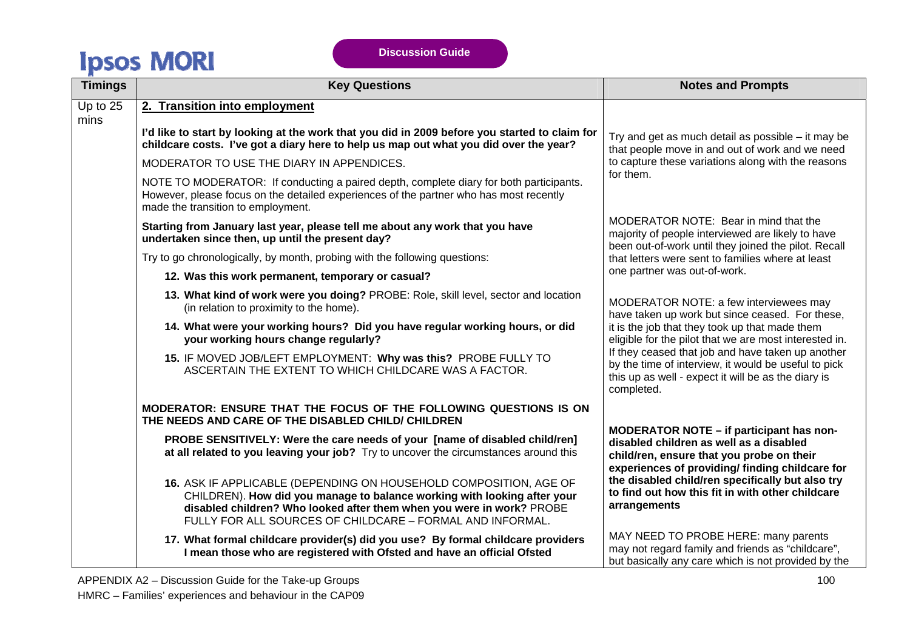| Timings | Key Questions | Notes and Prompts |
|---|---|---|
| Up to 25 mins | **2. Transition into employment** | |
| | **I'd like to start by looking at the work that you did in 2009 before you started to claim for childcare costs. I've got a diary here to help us map out what you did over the year?**<br><br>MODERATOR TO USE THE DIARY IN APPENDICES.<br><br>NOTE TO MODERATOR: If conducting a paired depth, complete diary for both participants. However, please focus on the detailed experiences of the partner who has most recently made the transition to employment. | Try and get as much detail as possible – it may be that people move in and out of work and we need to capture these variations along with the reasons for them. |
| | **Starting from January last year, please tell me about any work that you have undertaken since then, up until the present day?**<br><br>Try to go chronologically, by month, probing with the following questions:<br><br>**12. Was this work permanent, temporary or casual?**<br><br>**13. What kind of work were you doing?** PROBE: Role, skill level, sector and location (in relation to proximity to the home).<br><br>**14. What were your working hours? Did you have regular working hours, or did your working hours change regularly?**<br><br>**15.** IF MOVED JOB/LEFT EMPLOYMENT: **Why was this?** PROBE FULLY TO ASCERTAIN THE EXTENT TO WHICH CHILDCARE WAS A FACTOR. | MODERATOR NOTE: Bear in mind that the majority of people interviewed are likely to have been out-of-work until they joined the pilot. Recall that letters were sent to families where at least one partner was out-of-work.<br><br>MODERATOR NOTE: a few interviewees may have taken up work but since ceased. For these, it is the job that they took up that made them eligible for the pilot that we are most interested in. If they ceased that job and have taken up another by the time of interview, it would be useful to pick this up as well - expect it will be as the diary is completed. |
| | **MODERATOR: ENSURE THAT THE FOCUS OF THE FOLLOWING QUESTIONS IS ON THE NEEDS AND CARE OF THE DISABLED CHILD/ CHILDREN**<br><br>**PROBE SENSITIVELY: Were the care needs of your [name of disabled child/ren] at all related to you leaving your job?** Try to uncover the circumstances around this<br><br>**16.** ASK IF APPLICABLE (DEPENDING ON HOUSEHOLD COMPOSITION, AGE OF CHILDREN). **How did you manage to balance working with looking after your disabled children? Who looked after them when you were in work?** PROBE FULLY FOR ALL SOURCES OF CHILDCARE – FORMAL AND INFORMAL. | **MODERATOR NOTE – if participant has non-disabled children as well as a disabled child/ren, ensure that you probe on their experiences of providing/ finding childcare for the disabled child/ren specifically but also try to find out how this fit in with other childcare arrangements** |
| | **17. What formal childcare provider(s) did you use? By formal childcare providers I mean those who are registered with Ofsted and have an official Ofsted** | MAY NEED TO PROBE HERE: many parents may not regard family and friends as "childcare", but basically any care which is not provided by the |

APPENDIX A2 – Discussion Guide for the Take-up Groups

HMRC – Families' experiences and behaviour in the CAP09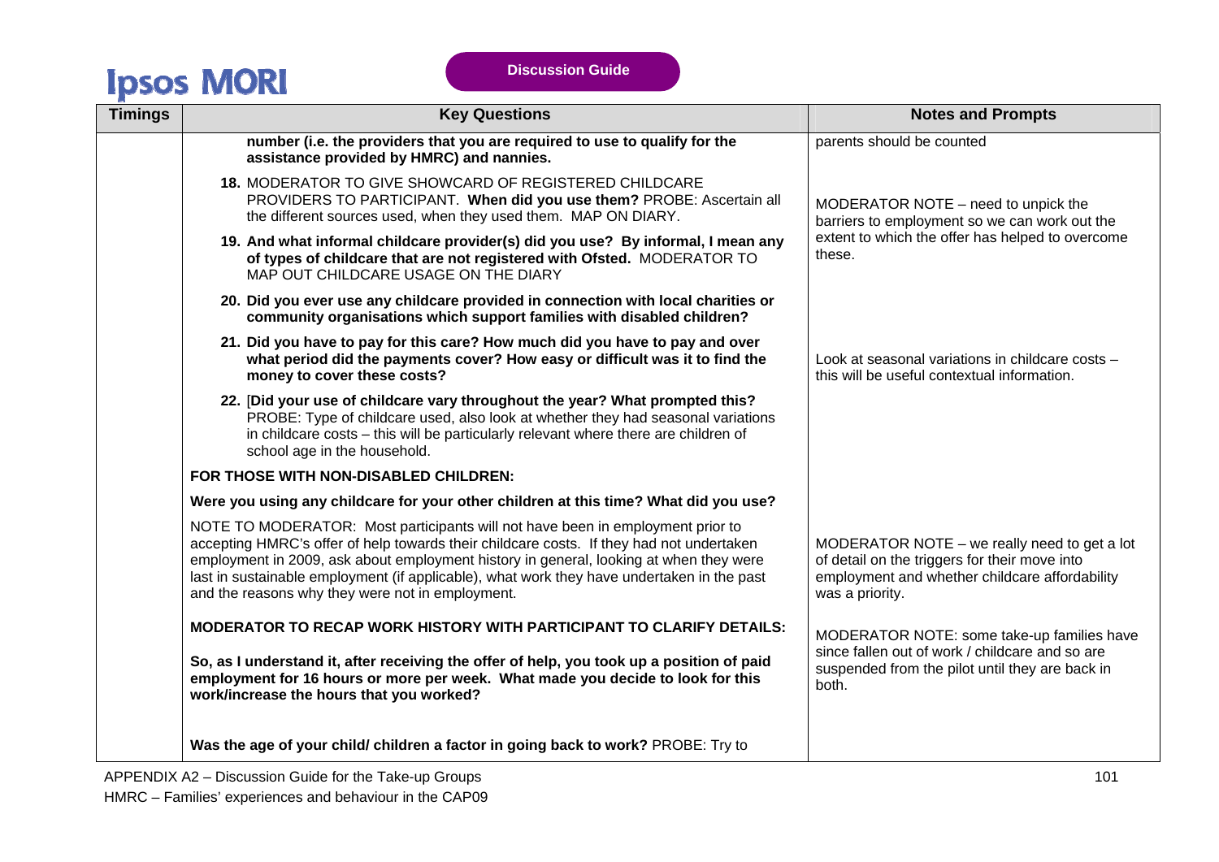| Timings | Key Questions | Notes and Prompts |
|---|---|---|
| | **number (i.e. the providers that you are required to use to qualify for the assistance provided by HMRC) and nannies.** | parents should be counted |
| | **18.** MODERATOR TO GIVE SHOWCARD OF REGISTERED CHILDCARE PROVIDERS TO PARTICIPANT. **When did you use them?** PROBE: Ascertain all the different sources used, when they used them. MAP ON DIARY. | MODERATOR NOTE – need to unpick the barriers to employment so we can work out the extent to which the offer has helped to overcome these. |
| | **19. And what informal childcare provider(s) did you use? By informal, I mean any of types of childcare that are not registered with Ofsted.** MODERATOR TO MAP OUT CHILDCARE USAGE ON THE DIARY | |
| | **20. Did you ever use any childcare provided in connection with local charities or community organisations which support families with disabled children?** | |
| | **21. Did you have to pay for this care? How much did you have to pay and over what period did the payments cover? How easy or difficult was it to find the money to cover these costs?** | Look at seasonal variations in childcare costs – this will be useful contextual information. |
| | **22.** [**Did your use of childcare vary throughout the year? What prompted this?** PROBE: Type of childcare used, also look at whether they had seasonal variations in childcare costs – this will be particularly relevant where there are children of school age in the household. | |
| | **FOR THOSE WITH NON-DISABLED CHILDREN:** | |
| | **Were you using any childcare for your other children at this time? What did you use?** | |
| | NOTE TO MODERATOR: Most participants will not have been in employment prior to accepting HMRC's offer of help towards their childcare costs. If they had not undertaken employment in 2009, ask about employment history in general, looking at when they were last in sustainable employment (if applicable), what work they have undertaken in the past and the reasons why they were not in employment. | MODERATOR NOTE – we really need to get a lot of detail on the triggers for their move into employment and whether childcare affordability was a priority. |
| | **MODERATOR TO RECAP WORK HISTORY WITH PARTICIPANT TO CLARIFY DETAILS:**<br><br>**So, as I understand it, after receiving the offer of help, you took up a position of paid employment for 16 hours or more per week. What made you decide to look for this work/increase the hours that you worked?** | MODERATOR NOTE: some take-up families have since fallen out of work / childcare and so are suspended from the pilot until they are back in both. |
| | **Was the age of your child/ children a factor in going back to work?** PROBE: Try to | |

APPENDIX A2 – Discussion Guide for the Take-up Groups

HMRC – Families' experiences and behaviour in the CAP09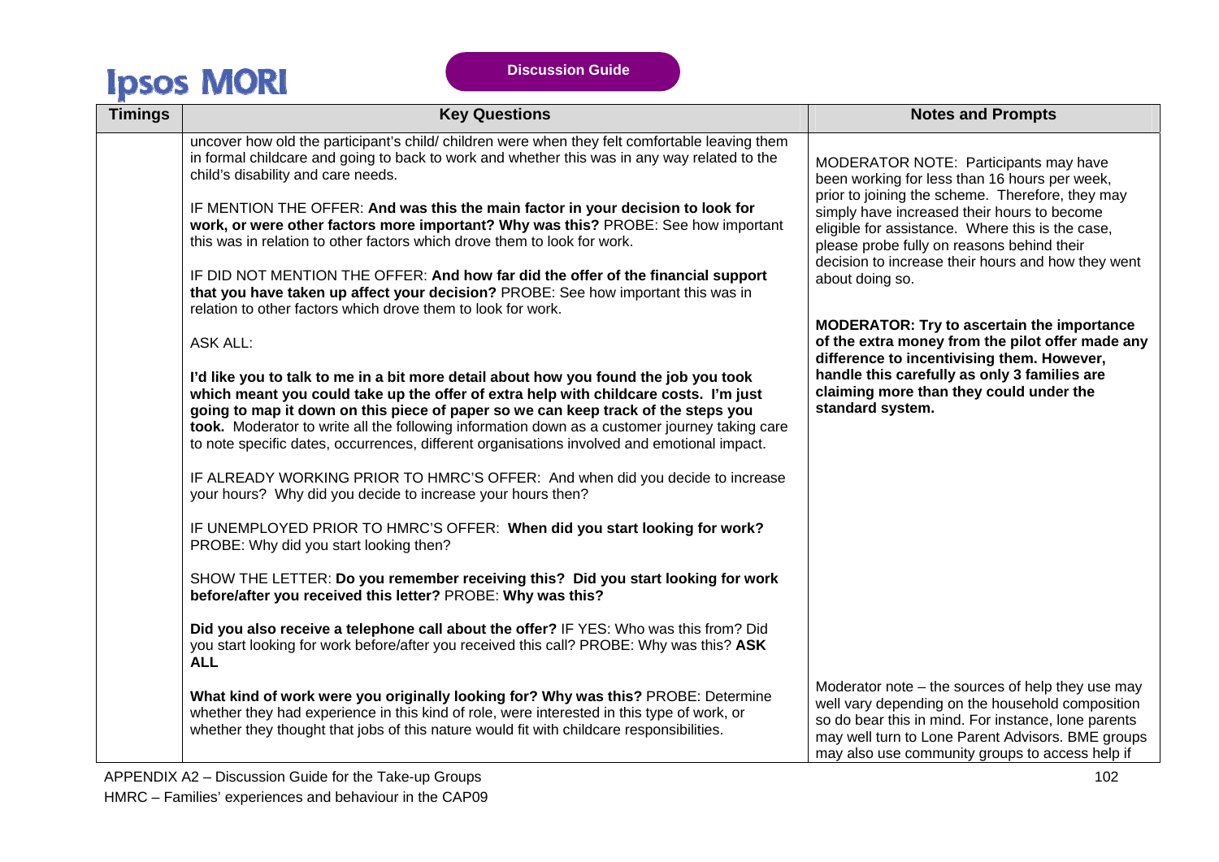| Timings | Key Questions | Notes and Prompts |
|---|---|---|
| | uncover how old the participant's child/ children were when they felt comfortable leaving them in formal childcare and going to back to work and whether this was in any way related to the child's disability and care needs.<br><br>IF MENTION THE OFFER: **And was this the main factor in your decision to look for work, or were other factors more important? Why was this?** PROBE: See how important this was in relation to other factors which drove them to look for work.<br><br>IF DID NOT MENTION THE OFFER: **And how far did the offer of the financial support that you have taken up affect your decision?** PROBE: See how important this was in relation to other factors which drove them to look for work.<br><br>ASK ALL:<br><br>**I'd like you to talk to me in a bit more detail about how you found the job you took which meant you could take up the offer of extra help with childcare costs. I'm just going to map it down on this piece of paper so we can keep track of the steps you took.** Moderator to write all the following information down as a customer journey taking care to note specific dates, occurrences, different organisations involved and emotional impact.<br><br>IF ALREADY WORKING PRIOR TO HMRC'S OFFER: And when did you decide to increase your hours? Why did you decide to increase your hours then?<br><br>IF UNEMPLOYED PRIOR TO HMRC'S OFFER: **When did you start looking for work?** PROBE: Why did you start looking then?<br><br>SHOW THE LETTER: **Do you remember receiving this? Did you start looking for work before/after you received this letter?** PROBE: **Why was this?**<br><br>**Did you also receive a telephone call about the offer?** IF YES: Who was this from? Did you start looking for work before/after you received this call? PROBE: Why was this? **ASK ALL**<br><br>**What kind of work were you originally looking for? Why was this?** PROBE: Determine whether they had experience in this kind of role, were interested in this type of work, or whether they thought that jobs of this nature would fit with childcare responsibilities. | MODERATOR NOTE: Participants may have been working for less than 16 hours per week, prior to joining the scheme. Therefore, they may simply have increased their hours to become eligible for assistance. Where this is the case, please probe fully on reasons behind their decision to increase their hours and how they went about doing so.<br><br>**MODERATOR: Try to ascertain the importance of the extra money from the pilot offer made any difference to incentivising them. However, handle this carefully as only 3 families are claiming more than they could under the standard system.**<br><br>Moderator note – the sources of help they use may well vary depending on the household composition so do bear this in mind. For instance, lone parents may well turn to Lone Parent Advisors. BME groups may also use community groups to access help if |

APPENDIX A2 – Discussion Guide for the Take-up Groups

HMRC – Families' experiences and behaviour in the CAP09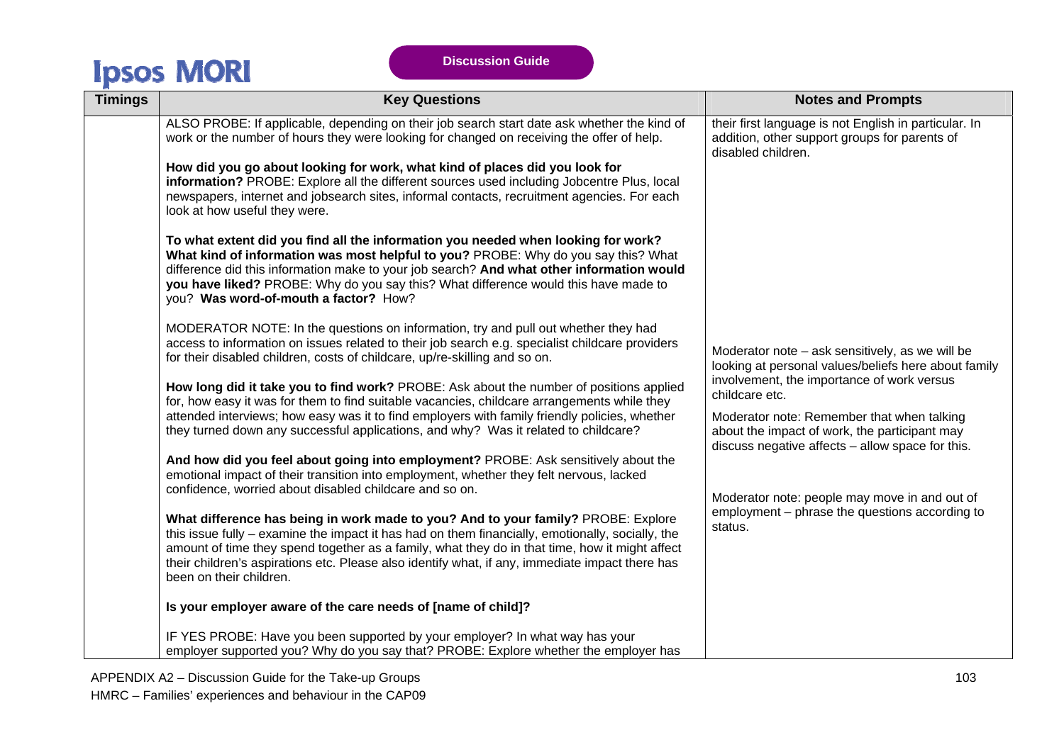| Timings | Key Questions | Notes and Prompts |
|---|---|---|
| | ALSO PROBE: If applicable, depending on their job search start date ask whether the kind of work or the number of hours they were looking for changed on receiving the offer of help.<br><br>**How did you go about looking for work, what kind of places did you look for information?** PROBE: Explore all the different sources used including Jobcentre Plus, local newspapers, internet and jobsearch sites, informal contacts, recruitment agencies. For each look at how useful they were.<br><br>**To what extent did you find all the information you needed when looking for work? What kind of information was most helpful to you?** PROBE: Why do you say this? What difference did this information make to your job search? **And what other information would you have liked?** PROBE: Why do you say this? What difference would this have made to you? **Was word-of-mouth a factor?** How?<br><br>MODERATOR NOTE: In the questions on information, try and pull out whether they had access to information on issues related to their job search e.g. specialist childcare providers for their disabled children, costs of childcare, up/re-skilling and so on.<br><br>**How long did it take you to find work?** PROBE: Ask about the number of positions applied for, how easy it was for them to find suitable vacancies, childcare arrangements while they attended interviews; how easy was it to find employers with family friendly policies, whether they turned down any successful applications, and why? Was it related to childcare?<br><br>**And how did you feel about going into employment?** PROBE: Ask sensitively about the emotional impact of their transition into employment, whether they felt nervous, lacked confidence, worried about disabled childcare and so on.<br><br>**What difference has being in work made to you? And to your family?** PROBE: Explore this issue fully – examine the impact it has had on them financially, emotionally, socially, the amount of time they spend together as a family, what they do in that time, how it might affect their children's aspirations etc. Please also identify what, if any, immediate impact there has been on their children.<br><br>**Is your employer aware of the care needs of [name of child]?**<br><br>IF YES PROBE: Have you been supported by your employer? In what way has your employer supported you? Why do you say that? PROBE: Explore whether the employer has | their first language is not English in particular. In addition, other support groups for parents of disabled children.<br><br>Moderator note – ask sensitively, as we will be looking at personal values/beliefs here about family involvement, the importance of work versus childcare etc.<br><br>Moderator note: Remember that when talking about the impact of work, the participant may discuss negative affects – allow space for this.<br><br>Moderator note: people may move in and out of employment – phrase the questions according to status. |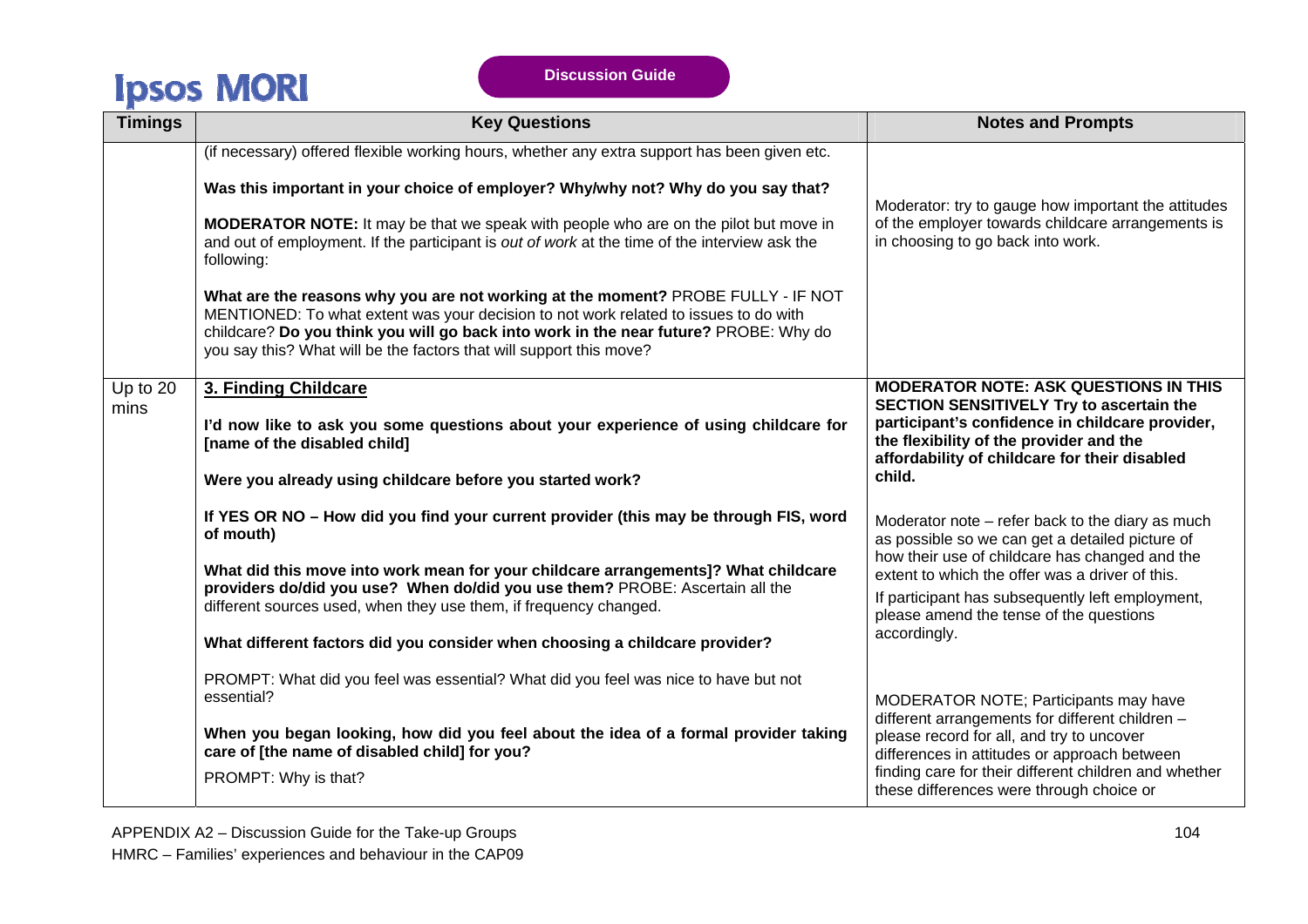| Timings | Key Questions | Notes and Prompts |
| --- | --- | --- |
| | (if necessary) offered flexible working hours, whether any extra support has been given etc.<br><br>**Was this important in your choice of employer? Why/why not? Why do you say that?**<br><br>**MODERATOR NOTE:** It may be that we speak with people who are on the pilot but move in and out of employment. If the participant is *out of work* at the time of the interview ask the following:<br><br>**What are the reasons why you are not working at the moment?** PROBE FULLY - IF NOT MENTIONED: To what extent was your decision to not work related to issues to do with childcare? **Do you think you will go back into work in the near future?** PROBE: Why do you say this? What will be the factors that will support this move? | Moderator: try to gauge how important the attitudes of the employer towards childcare arrangements is in choosing to go back into work. |
| Up to 20 mins | **3. Finding Childcare**<br><br>**I'd now like to ask you some questions about your experience of using childcare for [name of the disabled child]**<br><br>**Were you already using childcare before you started work?**<br><br>**If YES OR NO – How did you find your current provider (this may be through FIS, word of mouth)**<br><br>**What did this move into work mean for your childcare arrangements]? What childcare providers do/did you use? When do/did you use them?** PROBE: Ascertain all the different sources used, when they use them, if frequency changed.<br><br>**What different factors did you consider when choosing a childcare provider?**<br><br>PROMPT: What did you feel was essential? What did you feel was nice to have but not essential?<br><br>**When you began looking, how did you feel about the idea of a formal provider taking care of [the name of disabled child] for you?**<br><br>PROMPT: Why is that? | **MODERATOR NOTE: ASK QUESTIONS IN THIS SECTION SENSITIVELY Try to ascertain the participant's confidence in childcare provider, the flexibility of the provider and the affordability of childcare for their disabled child.**<br><br>Moderator note – refer back to the diary as much as possible so we can get a detailed picture of how their use of childcare has changed and the extent to which the offer was a driver of this.<br><br>If participant has subsequently left employment, please amend the tense of the questions accordingly.<br><br>MODERATOR NOTE; Participants may have different arrangements for different children – please record for all, and try to uncover differences in attitudes or approach between finding care for their different children and whether these differences were through choice or |

APPENDIX A2 – Discussion Guide for the Take-up Groups

HMRC – Families' experiences and behaviour in the CAP09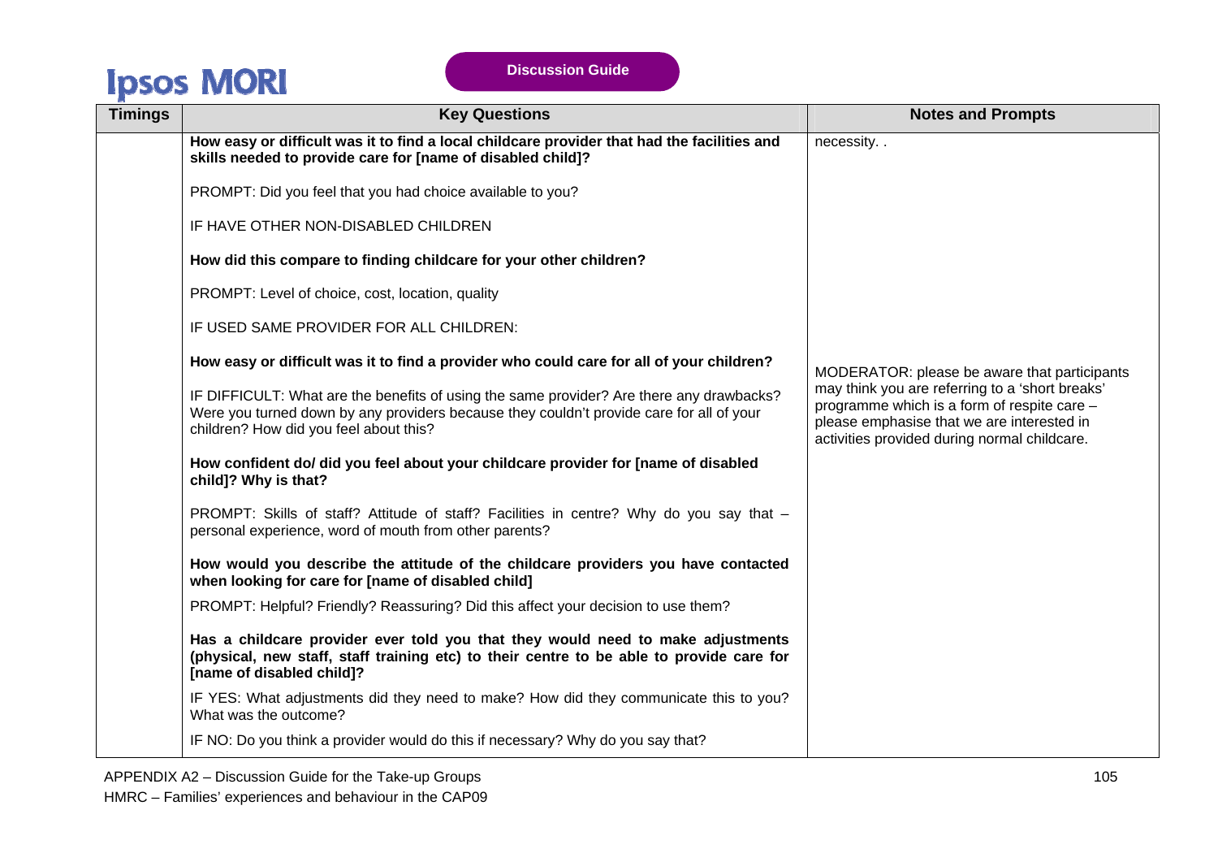| Timings | Key Questions | Notes and Prompts |
|---|---|---|
| | **How easy or difficult was it to find a local childcare provider that had the facilities and skills needed to provide care for [name of disabled child]?**<br><br>PROMPT: Did you feel that you had choice available to you?<br><br>IF HAVE OTHER NON-DISABLED CHILDREN<br><br>**How did this compare to finding childcare for your other children?**<br><br>PROMPT: Level of choice, cost, location, quality<br><br>IF USED SAME PROVIDER FOR ALL CHILDREN:<br><br>**How easy or difficult was it to find a provider who could care for all of your children?**<br><br>IF DIFFICULT: What are the benefits of using the same provider? Are there any drawbacks? Were you turned down by any providers because they couldn't provide care for all of your children? How did you feel about this?<br><br>**How confident do/ did you feel about your childcare provider for [name of disabled child]? Why is that?**<br><br>PROMPT: Skills of staff? Attitude of staff? Facilities in centre? Why do you say that – personal experience, word of mouth from other parents?<br><br>**How would you describe the attitude of the childcare providers you have contacted when looking for care for [name of disabled child]**<br><br>PROMPT: Helpful? Friendly? Reassuring? Did this affect your decision to use them?<br><br>**Has a childcare provider ever told you that they would need to make adjustments (physical, new staff, staff training etc) to their centre to be able to provide care for [name of disabled child]?**<br><br>IF YES: What adjustments did they need to make? How did they communicate this to you? What was the outcome?<br><br>IF NO: Do you think a provider would do this if necessary? Why do you say that? | necessity. .<br><br>MODERATOR: please be aware that participants may think you are referring to a 'short breaks' programme which is a form of respite care – please emphasise that we are interested in activities provided during normal childcare. |

APPENDIX A2 – Discussion Guide for the Take-up Groups

HMRC – Families' experiences and behaviour in the CAP09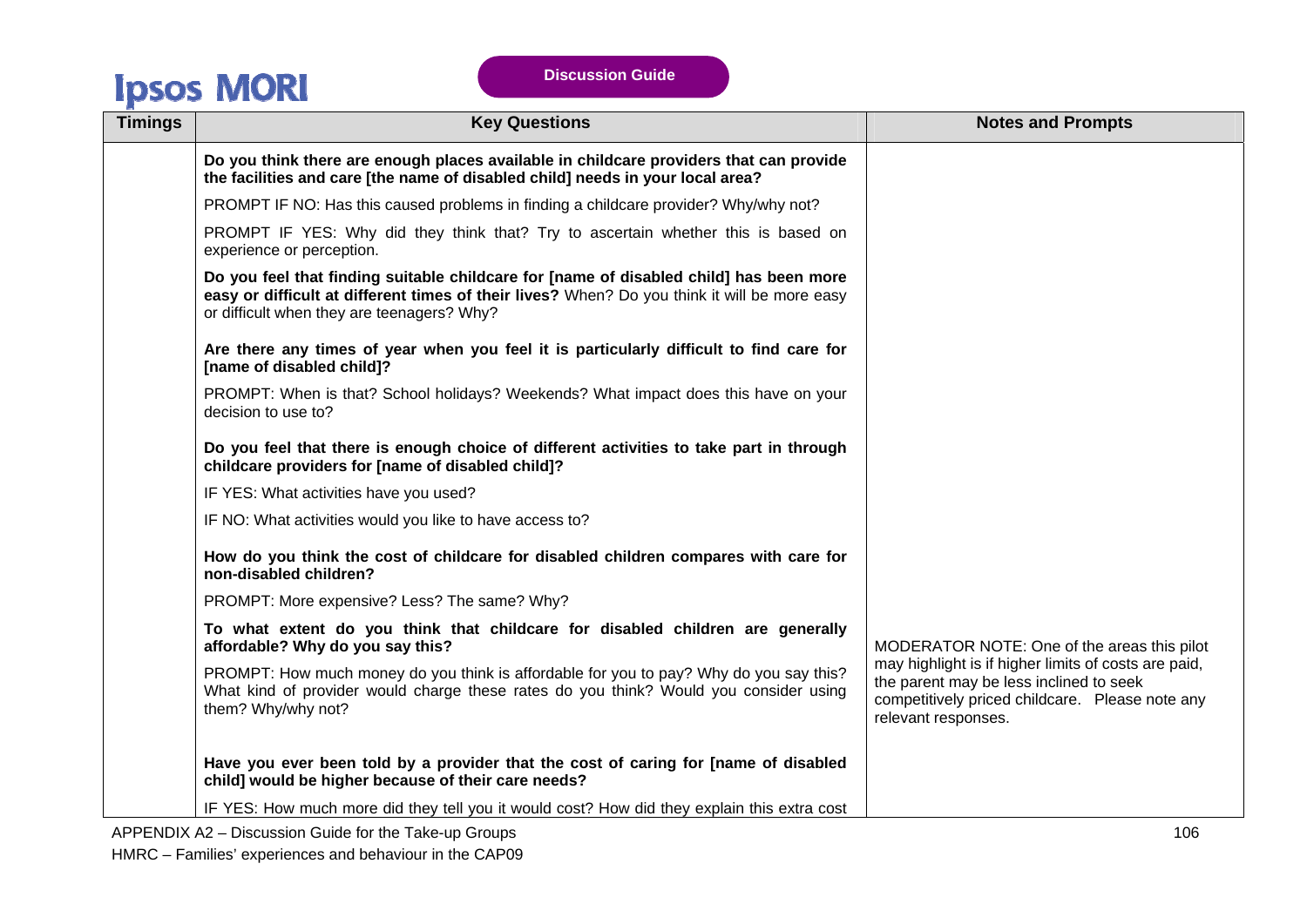| Timings | Key Questions | Notes and Prompts |
|---|---|---|
| | **Do you think there are enough places available in childcare providers that can provide the facilities and care [the name of disabled child] needs in your local area?** | |
| | PROMPT IF NO: Has this caused problems in finding a childcare provider? Why/why not? | |
| | PROMPT IF YES: Why did they think that? Try to ascertain whether this is based on experience or perception. | |
| | **Do you feel that finding suitable childcare for [name of disabled child] has been more easy or difficult at different times of their lives?** When? Do you think it will be more easy or difficult when they are teenagers? Why? | |
| | **Are there any times of year when you feel it is particularly difficult to find care for [name of disabled child]?** | |
| | PROMPT: When is that? School holidays? Weekends? What impact does this have on your decision to use to? | |
| | **Do you feel that there is enough choice of different activities to take part in through childcare providers for [name of disabled child]?** | |
| | IF YES: What activities have you used? | |
| | IF NO: What activities would you like to have access to? | |
| | **How do you think the cost of childcare for disabled children compares with care for non-disabled children?** | |
| | PROMPT: More expensive? Less? The same? Why? | |
| | **To what extent do you think that childcare for disabled children are generally affordable? Why do you say this?** | MODERATOR NOTE: One of the areas this pilot may highlight is if higher limits of costs are paid, the parent may be less inclined to seek competitively priced childcare. Please note any relevant responses. |
| | PROMPT: How much money do you think is affordable for you to pay? Why do you say this? What kind of provider would charge these rates do you think? Would you consider using them? Why/why not? | |
| | **Have you ever been told by a provider that the cost of caring for [name of disabled child] would be higher because of their care needs?** | |
| | IF YES: How much more did they tell you it would cost? How did they explain this extra cost | |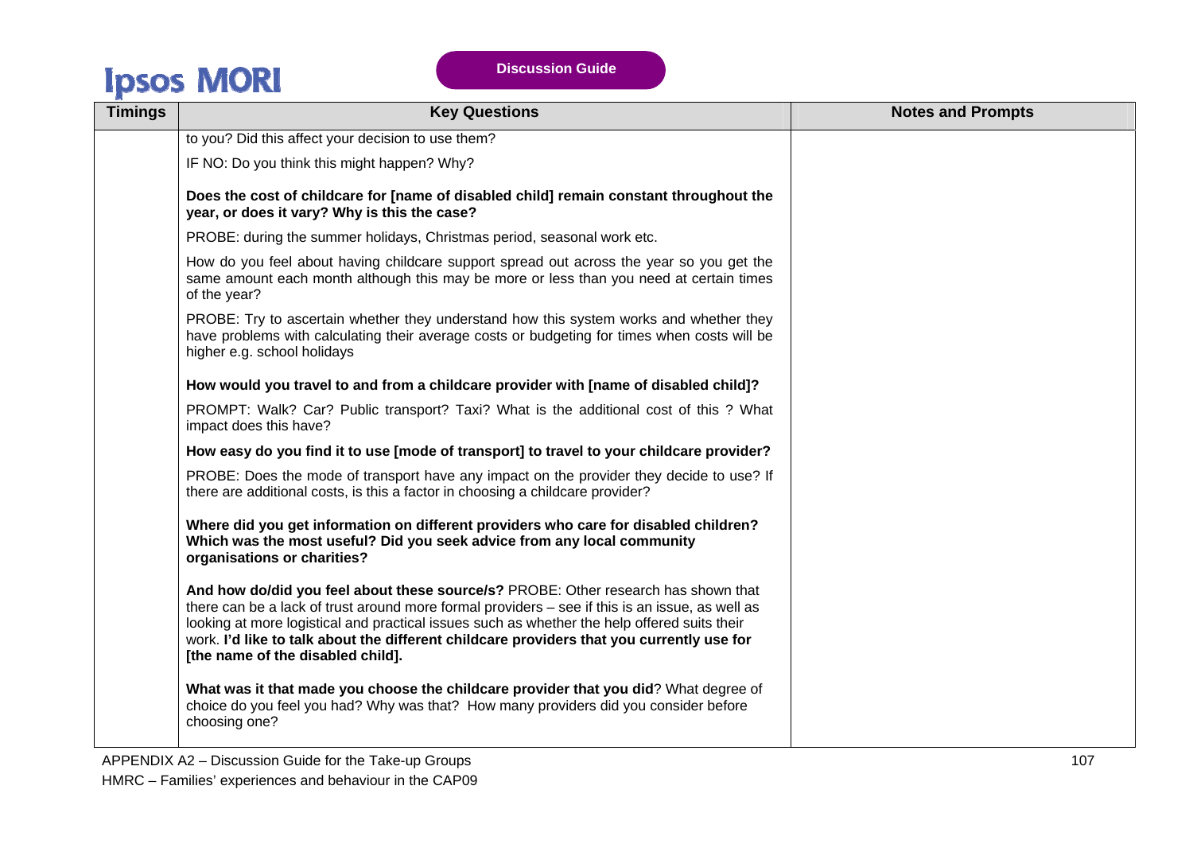| Timings | Key Questions | Notes and Prompts |
|---|---|---|
| | to you? Did this affect your decision to use them?<br><br>IF NO: Do you think this might happen? Why?<br><br>**Does the cost of childcare for [name of disabled child] remain constant throughout the year, or does it vary? Why is this the case?**<br><br>PROBE: during the summer holidays, Christmas period, seasonal work etc.<br><br>How do you feel about having childcare support spread out across the year so you get the same amount each month although this may be more or less than you need at certain times of the year?<br><br>PROBE: Try to ascertain whether they understand how this system works and whether they have problems with calculating their average costs or budgeting for times when costs will be higher e.g. school holidays<br><br>**How would you travel to and from a childcare provider with [name of disabled child]?**<br><br>PROMPT: Walk? Car? Public transport? Taxi? What is the additional cost of this ? What impact does this have?<br><br>**How easy do you find it to use [mode of transport] to travel to your childcare provider?**<br><br>PROBE: Does the mode of transport have any impact on the provider they decide to use? If there are additional costs, is this a factor in choosing a childcare provider?<br><br>**Where did you get information on different providers who care for disabled children? Which was the most useful? Did you seek advice from any local community organisations or charities?**<br><br>**And how do/did you feel about these source/s?** PROBE: Other research has shown that there can be a lack of trust around more formal providers – see if this is an issue, as well as looking at more logistical and practical issues such as whether the help offered suits their work. **I'd like to talk about the different childcare providers that you currently use for [the name of the disabled child].**<br><br>**What was it that made you choose the childcare provider that you did**? What degree of choice do you feel you had? Why was that? How many providers did you consider before choosing one? | |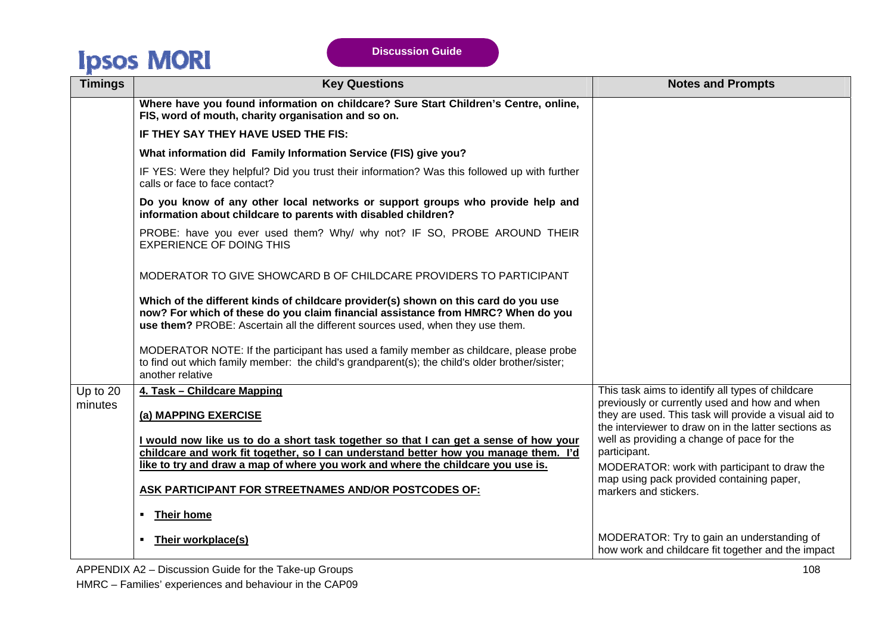| Timings | Key Questions | Notes and Prompts |
| --- | --- | --- |
| | **Where have you found information on childcare? Sure Start Children's Centre, online, FIS, word of mouth, charity organisation and so on.**<br><br>**IF THEY SAY THEY HAVE USED THE FIS:**<br><br>**What information did Family Information Service (FIS) give you?**<br><br>IF YES: Were they helpful? Did you trust their information? Was this followed up with further calls or face to face contact?<br><br>**Do you know of any other local networks or support groups who provide help and information about childcare to parents with disabled children?**<br><br>PROBE: have you ever used them? Why/ why not? IF SO, PROBE AROUND THEIR EXPERIENCE OF DOING THIS<br><br>MODERATOR TO GIVE SHOWCARD B OF CHILDCARE PROVIDERS TO PARTICIPANT<br><br>**Which of the different kinds of childcare provider(s) shown on this card do you use now? For which of these do you claim financial assistance from HMRC? When do you use them?** PROBE: Ascertain all the different sources used, when they use them.<br><br>MODERATOR NOTE: If the participant has used a family member as childcare, please probe to find out which family member: the child's grandparent(s); the child's older brother/sister; another relative | |
| Up to 20 minutes | **4. Task – Childcare Mapping**<br><br>**(a) MAPPING EXERCISE**<br><br>**I would now like us to do a short task together so that I can get a sense of how your childcare and work fit together, so I can understand better how you manage them. I'd like to try and draw a map of where you work and where the childcare you use is.**<br><br>**ASK PARTICIPANT FOR STREETNAMES AND/OR POSTCODES OF:**<br><br>- **Their home**<br>- **Their workplace(s)** | This task aims to identify all types of childcare previously or currently used and how and when they are used. This task will provide a visual aid to the interviewer to draw on in the latter sections as well as providing a change of pace for the participant.<br><br>MODERATOR: work with participant to draw the map using pack provided containing paper, markers and stickers.<br><br>MODERATOR: Try to gain an understanding of how work and childcare fit together and the impact |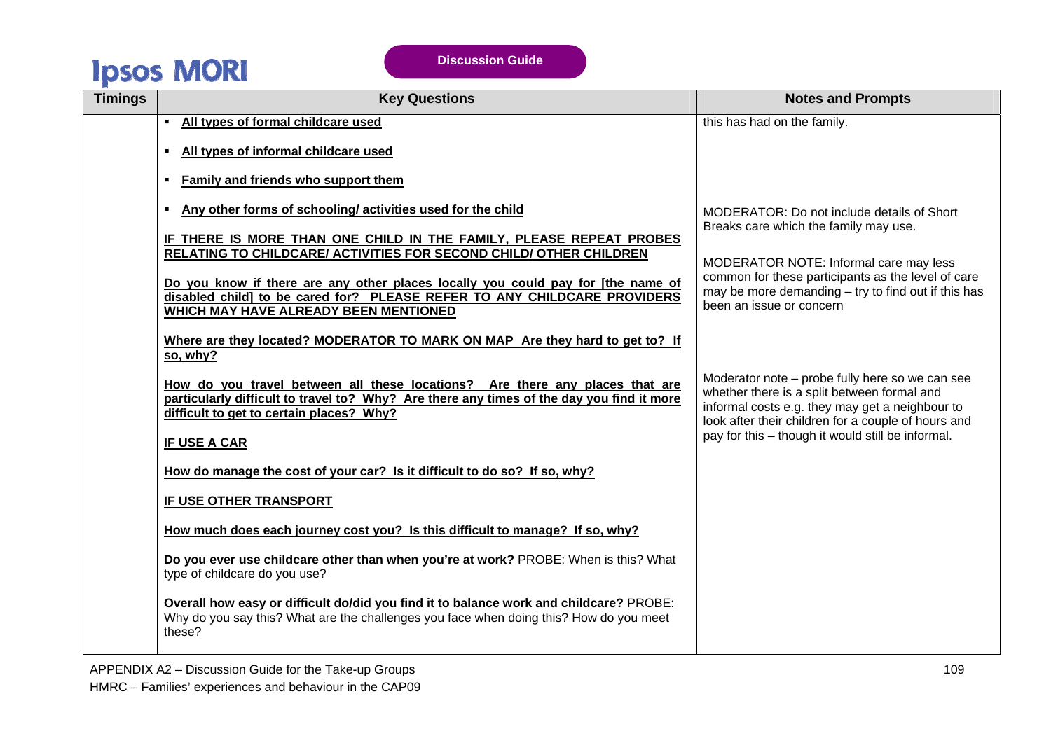| Timings | Key Questions | Notes and Prompts |
|---|---|---|
| | ▪ **All types of formal childcare used**<br><br>▪ **All types of informal childcare used**<br><br>▪ **Family and friends who support them**<br><br>▪ **Any other forms of schooling/ activities used for the child**<br><br>**IF THERE IS MORE THAN ONE CHILD IN THE FAMILY, PLEASE REPEAT PROBES RELATING TO CHILDCARE/ ACTIVITIES FOR SECOND CHILD/ OTHER CHILDREN**<br><br>**Do you know if there are any other places locally you could pay for [the name of disabled child] to be cared for? PLEASE REFER TO ANY CHILDCARE PROVIDERS WHICH MAY HAVE ALREADY BEEN MENTIONED**<br><br>**Where are they located? MODERATOR TO MARK ON MAP Are they hard to get to? If so, why?**<br><br>**How do you travel between all these locations? Are there any places that are particularly difficult to travel to? Why? Are there any times of the day you find it more difficult to get to certain places? Why?**<br><br>**IF USE A CAR**<br><br>**How do manage the cost of your car? Is it difficult to do so? If so, why?**<br><br>**IF USE OTHER TRANSPORT**<br><br>**How much does each journey cost you? Is this difficult to manage? If so, why?**<br><br>**Do you ever use childcare other than when you're at work?** PROBE: When is this? What type of childcare do you use?<br><br>**Overall how easy or difficult do/did you find it to balance work and childcare?** PROBE: Why do you say this? What are the challenges you face when doing this? How do you meet these? | this has had on the family.<br><br>MODERATOR: Do not include details of Short Breaks care which the family may use.<br><br>MODERATOR NOTE: Informal care may less common for these participants as the level of care may be more demanding – try to find out if this has been an issue or concern<br><br>Moderator note – probe fully here so we can see whether there is a split between formal and informal costs e.g. they may get a neighbour to look after their children for a couple of hours and pay for this – though it would still be informal. |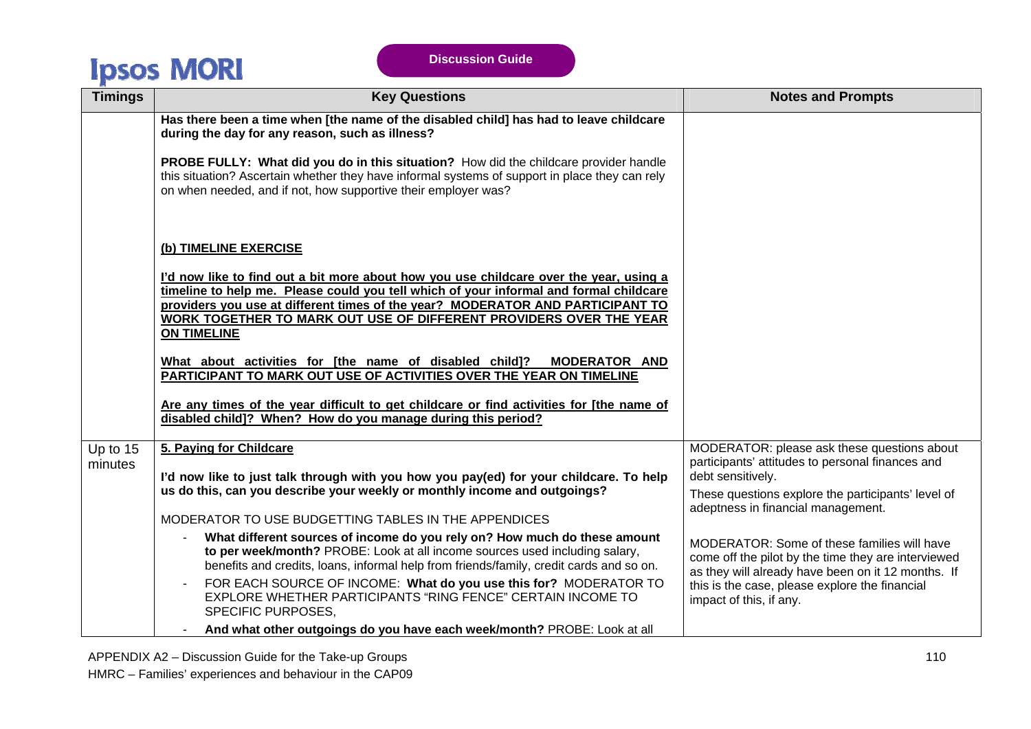| Timings | Key Questions | Notes and Prompts |
|---|---|---|
| | **Has there been a time when [the name of the disabled child] has had to leave childcare during the day for any reason, such as illness?**<br><br>**PROBE FULLY: What did you do in this situation?** How did the childcare provider handle this situation? Ascertain whether they have informal systems of support in place they can rely on when needed, and if not, how supportive their employer was?<br><br>**(b) TIMELINE EXERCISE**<br><br>**I'd now like to find out a bit more about how you use childcare over the year, using a timeline to help me. Please could you tell which of your informal and formal childcare providers you use at different times of the year? MODERATOR AND PARTICIPANT TO WORK TOGETHER TO MARK OUT USE OF DIFFERENT PROVIDERS OVER THE YEAR ON TIMELINE**<br><br>**What about activities for [the name of disabled child]? MODERATOR AND PARTICIPANT TO MARK OUT USE OF ACTIVITIES OVER THE YEAR ON TIMELINE**<br><br>**Are any times of the year difficult to get childcare or find activities for [the name of disabled child]? When? How do you manage during this period?** | |
| Up to 15 minutes | **5. Paying for Childcare**<br><br>**I'd now like to just talk through with you how you pay(ed) for your childcare. To help us do this, can you describe your weekly or monthly income and outgoings?**<br><br>MODERATOR TO USE BUDGETTING TABLES IN THE APPENDICES<br><br>- **What different sources of income do you rely on? How much do these amount to per week/month?** PROBE: Look at all income sources used including salary, benefits and credits, loans, informal help from friends/family, credit cards and so on.<br>- FOR EACH SOURCE OF INCOME: **What do you use this for?** MODERATOR TO EXPLORE WHETHER PARTICIPANTS "RING FENCE" CERTAIN INCOME TO SPECIFIC PURPOSES,<br>- **And what other outgoings do you have each week/month?** PROBE: Look at all | MODERATOR: please ask these questions about participants' attitudes to personal finances and debt sensitively.<br><br>These questions explore the participants' level of adeptness in financial management.<br><br>MODERATOR: Some of these families will have come off the pilot by the time they are interviewed as they will already have been on it 12 months. If this is the case, please explore the financial impact of this, if any. |

APPENDIX A2 – Discussion Guide for the Take-up Groups

HMRC – Families' experiences and behaviour in the CAP09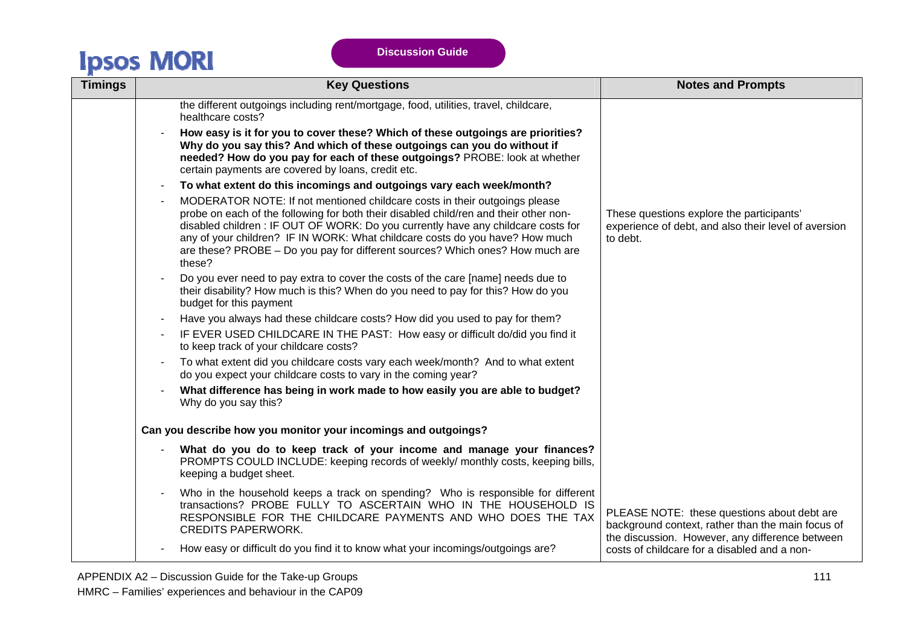| Timings | Key Questions | Notes and Prompts |
|---|---|---|
| | the different outgoings including rent/mortgage, food, utilities, travel, childcare, healthcare costs?<br>- **How easy is it for you to cover these? Which of these outgoings are priorities? Why do you say this? And which of these outgoings can you do without if needed? How do you pay for each of these outgoings?** PROBE: look at whether certain payments are covered by loans, credit etc.<br>- **To what extent do this incomings and outgoings vary each week/month?**<br>- MODERATOR NOTE: If not mentioned childcare costs in their outgoings please probe on each of the following for both their disabled child/ren and their other non-disabled children : IF OUT OF WORK: Do you currently have any childcare costs for any of your children? IF IN WORK: What childcare costs do you have? How much are these? PROBE – Do you pay for different sources? Which ones? How much are these?<br>- Do you ever need to pay extra to cover the costs of the care [name] needs due to their disability? How much is this? When do you need to pay for this? How do you budget for this payment<br>- Have you always had these childcare costs? How did you used to pay for them?<br>- IF EVER USED CHILDCARE IN THE PAST: How easy or difficult do/did you find it to keep track of your childcare costs?<br>- To what extent did you childcare costs vary each week/month? And to what extent do you expect your childcare costs to vary in the coming year?<br>- **What difference has being in work made to how easily you are able to budget?** Why do you say this?<br><br>**Can you describe how you monitor your incomings and outgoings?**<br>- **What do you do to keep track of your income and manage your finances?** PROMPTS COULD INCLUDE: keeping records of weekly/ monthly costs, keeping bills, keeping a budget sheet.<br>- Who in the household keeps a track on spending? Who is responsible for different transactions? PROBE FULLY TO ASCERTAIN WHO IN THE HOUSEHOLD IS RESPONSIBLE FOR THE CHILDCARE PAYMENTS AND WHO DOES THE TAX CREDITS PAPERWORK.<br>- How easy or difficult do you find it to know what your incomings/outgoings are? | These questions explore the participants' experience of debt, and also their level of aversion to debt.<br><br>PLEASE NOTE: these questions about debt are background context, rather than the main focus of the discussion. However, any difference between costs of childcare for a disabled and a non- |

APPENDIX A2 – Discussion Guide for the Take-up Groups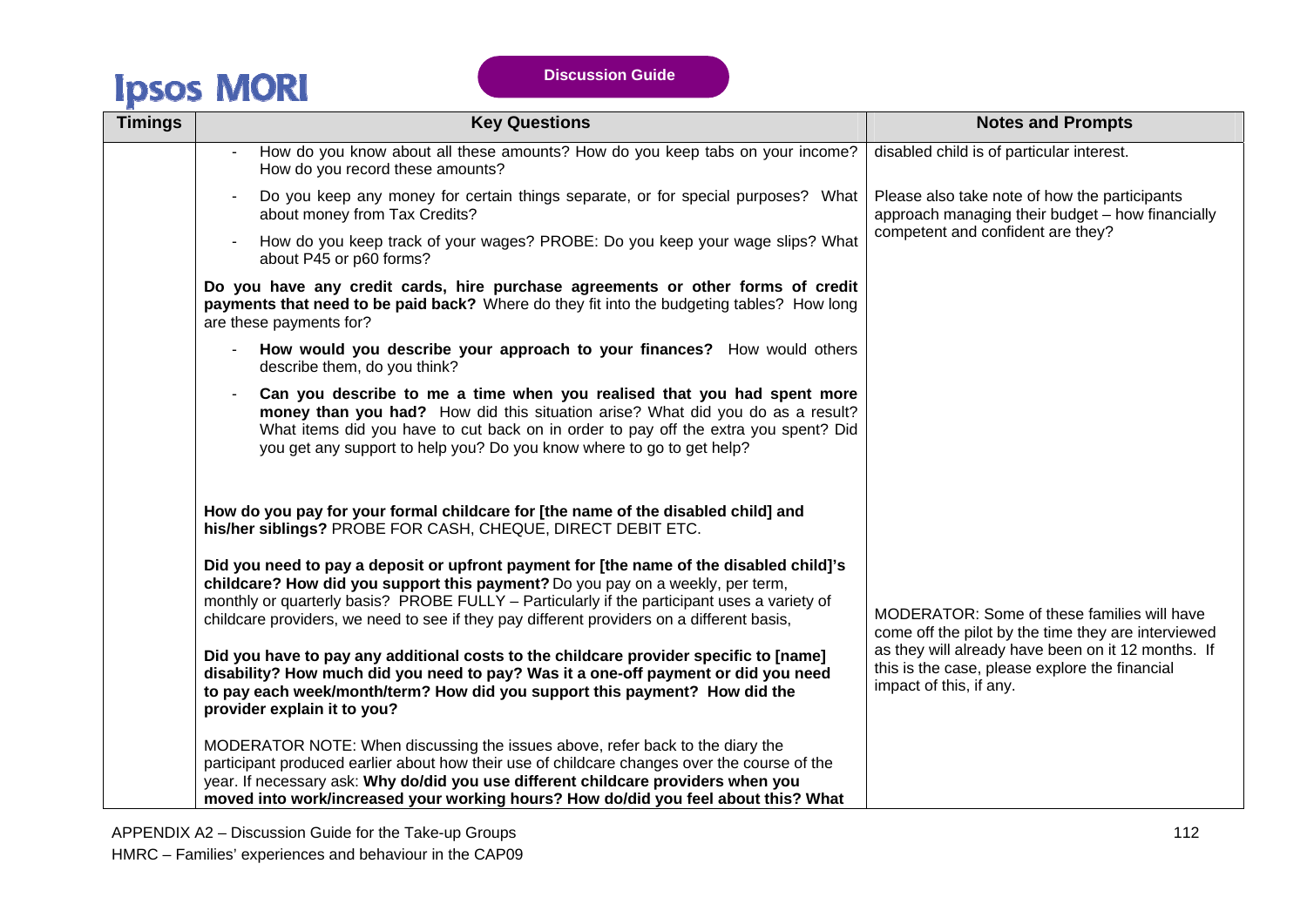| Timings | Key Questions | Notes and Prompts |
|---|---|---|
| | - How do you know about all these amounts? How do you keep tabs on your income? How do you record these amounts?<br>- Do you keep any money for certain things separate, or for special purposes? What about money from Tax Credits?<br>- How do you keep track of your wages? PROBE: Do you keep your wage slips? What about P45 or p60 forms?<br><br>**Do you have any credit cards, hire purchase agreements or other forms of credit payments that need to be paid back?** Where do they fit into the budgeting tables? How long are these payments for?<br><br>- **How would you describe your approach to your finances?** How would others describe them, do you think?<br>- **Can you describe to me a time when you realised that you had spent more money than you had?** How did this situation arise? What did you do as a result? What items did you have to cut back on in order to pay off the extra you spent? Did you get any support to help you? Do you know where to go to get help? | disabled child is of particular interest.<br><br>Please also take note of how the participants approach managing their budget – how financially competent and confident are they? |
| | **How do you pay for your formal childcare for [the name of the disabled child] and his/her siblings?** PROBE FOR CASH, CHEQUE, DIRECT DEBIT ETC.<br><br>**Did you need to pay a deposit or upfront payment for [the name of the disabled child]'s childcare? How did you support this payment?** Do you pay on a weekly, per term, monthly or quarterly basis? PROBE FULLY – Particularly if the participant uses a variety of childcare providers, we need to see if they pay different providers on a different basis,<br><br>**Did you have to pay any additional costs to the childcare provider specific to [name] disability? How much did you need to pay? Was it a one-off payment or did you need to pay each week/month/term? How did you support this payment? How did the provider explain it to you?**<br><br>MODERATOR NOTE: When discussing the issues above, refer back to the diary the participant produced earlier about how their use of childcare changes over the course of the year. If necessary ask: **Why do/did you use different childcare providers when you moved into work/increased your working hours? How do/did you feel about this? What** | MODERATOR: Some of these families will have come off the pilot by the time they are interviewed as they will already have been on it 12 months. If this is the case, please explore the financial impact of this, if any. |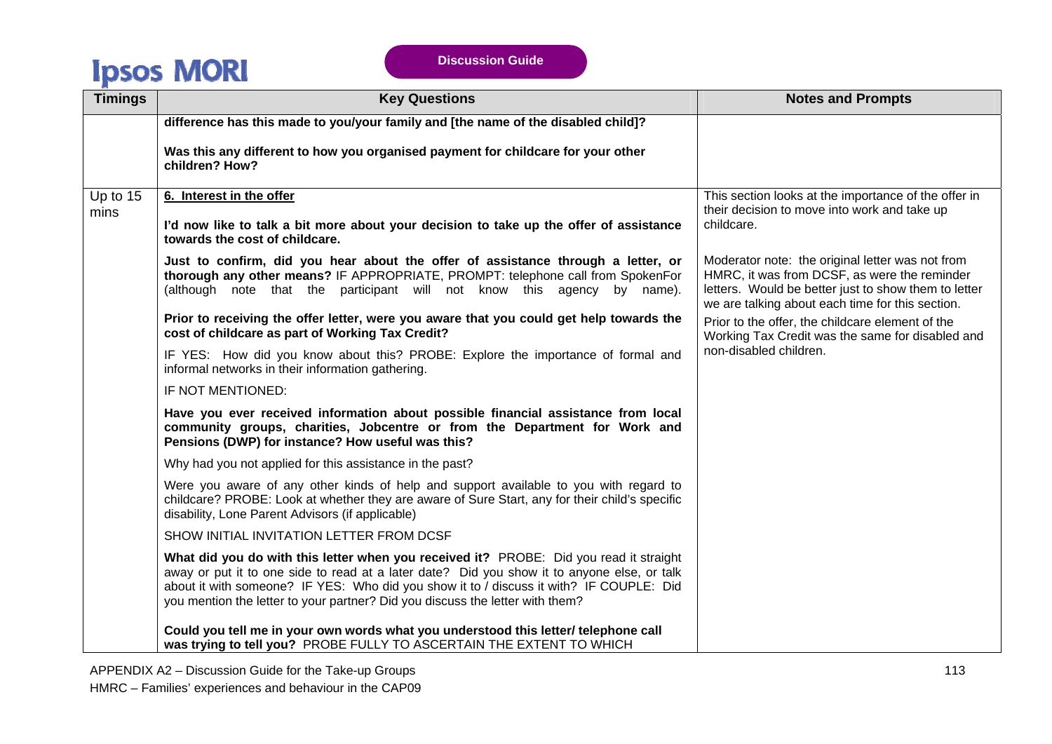| Timings | Key Questions | Notes and Prompts |
|---|---|---|
| | **difference has this made to you/your family and [the name of the disabled child]?**<br><br>**Was this any different to how you organised payment for childcare for your other children? How?** | |
| Up to 15 mins | **6. Interest in the offer**<br><br>**I'd now like to talk a bit more about your decision to take up the offer of assistance towards the cost of childcare.**<br><br>**Just to confirm, did you hear about the offer of assistance through a letter, or thorough any other means?** IF APPROPRIATE, PROMPT: telephone call from SpokenFor (although note that the participant will not know this agency by name).<br><br>**Prior to receiving the offer letter, were you aware that you could get help towards the cost of childcare as part of Working Tax Credit?**<br><br>IF YES: How did you know about this? PROBE: Explore the importance of formal and informal networks in their information gathering.<br><br>IF NOT MENTIONED:<br><br>**Have you ever received information about possible financial assistance from local community groups, charities, Jobcentre or from the Department for Work and Pensions (DWP) for instance? How useful was this?**<br><br>Why had you not applied for this assistance in the past?<br><br>Were you aware of any other kinds of help and support available to you with regard to childcare? PROBE: Look at whether they are aware of Sure Start, any for their child's specific disability, Lone Parent Advisors (if applicable)<br><br>SHOW INITIAL INVITATION LETTER FROM DCSF<br><br>**What did you do with this letter when you received it?** PROBE: Did you read it straight away or put it to one side to read at a later date? Did you show it to anyone else, or talk about it with someone? IF YES: Who did you show it to / discuss it with? IF COUPLE: Did you mention the letter to your partner? Did you discuss the letter with them?<br><br>**Could you tell me in your own words what you understood this letter/ telephone call was trying to tell you?** PROBE FULLY TO ASCERTAIN THE EXTENT TO WHICH | This section looks at the importance of the offer in their decision to move into work and take up childcare.<br><br>Moderator note: the original letter was not from HMRC, it was from DCSF, as were the reminder letters. Would be better just to show them to letter we are talking about each time for this section.<br><br>Prior to the offer, the childcare element of the Working Tax Credit was the same for disabled and non-disabled children. |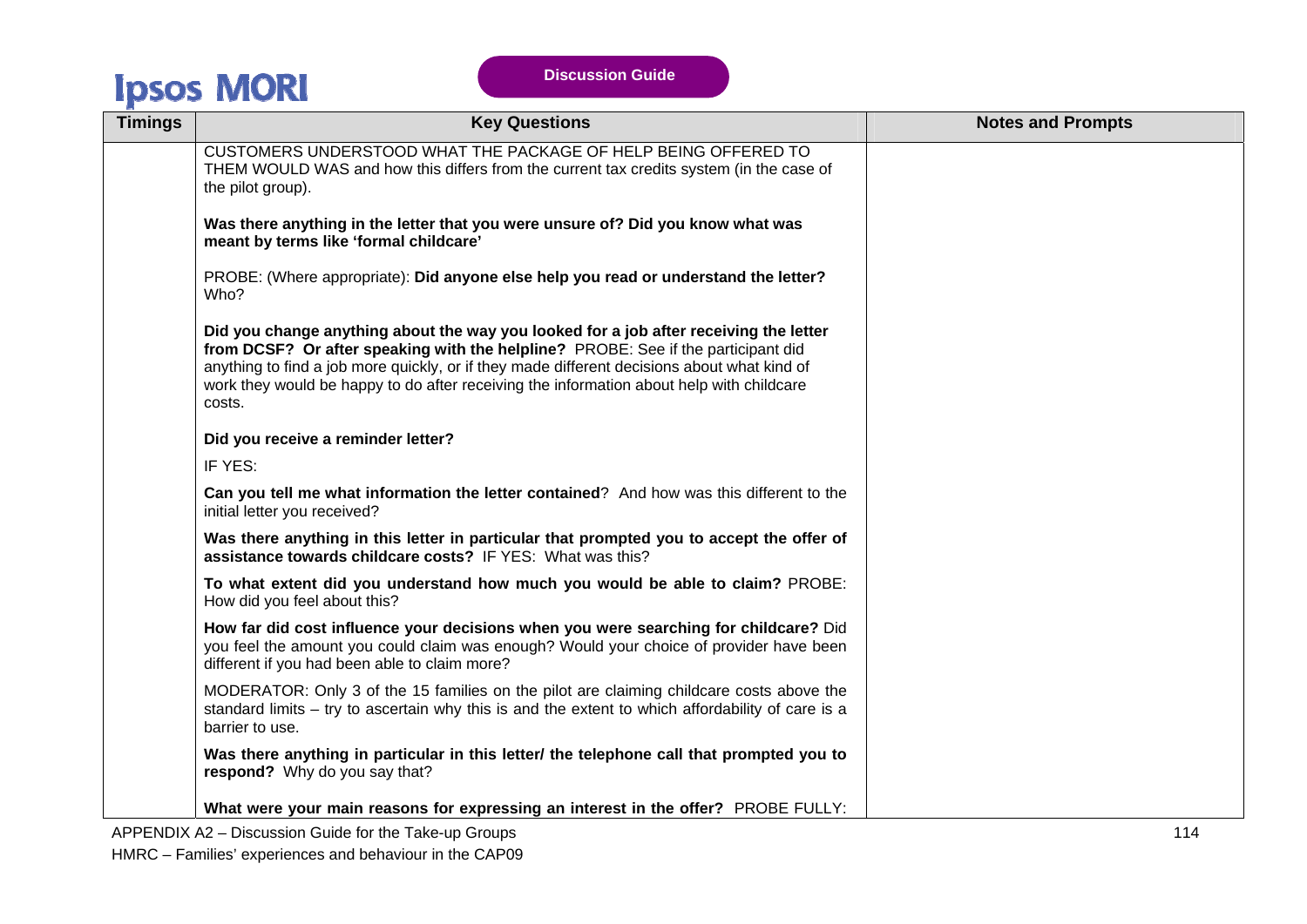| Timings | Key Questions | Notes and Prompts |
|---|---|---|
| | CUSTOMERS UNDERSTOOD WHAT THE PACKAGE OF HELP BEING OFFERED TO THEM WOULD WAS and how this differs from the current tax credits system (in the case of the pilot group).<br><br>**Was there anything in the letter that you were unsure of? Did you know what was meant by terms like 'formal childcare'**<br><br>PROBE: (Where appropriate): **Did anyone else help you read or understand the letter?** Who?<br><br>**Did you change anything about the way you looked for a job after receiving the letter from DCSF? Or after speaking with the helpline?** PROBE: See if the participant did anything to find a job more quickly, or if they made different decisions about what kind of work they would be happy to do after receiving the information about help with childcare costs.<br><br>**Did you receive a reminder letter?**<br><br>IF YES:<br><br>**Can you tell me what information the letter contained**? And how was this different to the initial letter you received?<br><br>**Was there anything in this letter in particular that prompted you to accept the offer of assistance towards childcare costs?** IF YES: What was this?<br><br>**To what extent did you understand how much you would be able to claim?** PROBE: How did you feel about this?<br><br>**How far did cost influence your decisions when you were searching for childcare?** Did you feel the amount you could claim was enough? Would your choice of provider have been different if you had been able to claim more?<br><br>MODERATOR: Only 3 of the 15 families on the pilot are claiming childcare costs above the standard limits – try to ascertain why this is and the extent to which affordability of care is a barrier to use.<br><br>**Was there anything in particular in this letter/ the telephone call that prompted you to respond?** Why do you say that?<br><br>**What were your main reasons for expressing an interest in the offer?** PROBE FULLY: | |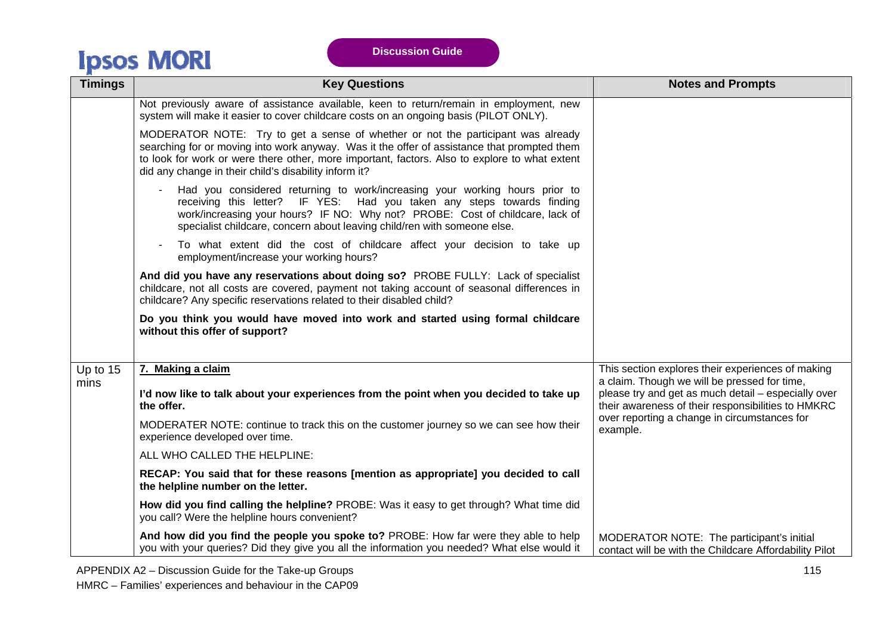| Timings | Key Questions | Notes and Prompts |
|---|---|---|
| | Not previously aware of assistance available, keen to return/remain in employment, new system will make it easier to cover childcare costs on an ongoing basis (PILOT ONLY).<br><br>MODERATOR NOTE: Try to get a sense of whether or not the participant was already searching for or moving into work anyway. Was it the offer of assistance that prompted them to look for work or were there other, more important, factors. Also to explore to what extent did any change in their child's disability inform it?<br><br>- Had you considered returning to work/increasing your working hours prior to receiving this letter? IF YES: Had you taken any steps towards finding work/increasing your hours? IF NO: Why not? PROBE: Cost of childcare, lack of specialist childcare, concern about leaving child/ren with someone else.<br><br>- To what extent did the cost of childcare affect your decision to take up employment/increase your working hours?<br><br>**And did you have any reservations about doing so?** PROBE FULLY: Lack of specialist childcare, not all costs are covered, payment not taking account of seasonal differences in childcare? Any specific reservations related to their disabled child?<br><br>**Do you think you would have moved into work and started using formal childcare without this offer of support?** | |
| Up to 15 mins | **7. Making a claim**<br><br>**I'd now like to talk about your experiences from the point when you decided to take up the offer.**<br><br>MODERATER NOTE: continue to track this on the customer journey so we can see how their experience developed over time.<br><br>ALL WHO CALLED THE HELPLINE:<br><br>**RECAP: You said that for these reasons [mention as appropriate] you decided to call the helpline number on the letter.**<br><br>**How did you find calling the helpline?** PROBE: Was it easy to get through? What time did you call? Were the helpline hours convenient?<br><br>**And how did you find the people you spoke to?** PROBE: How far were they able to help you with your queries? Did they give you all the information you needed? What else would it | This section explores their experiences of making a claim. Though we will be pressed for time, please try and get as much detail – especially over their awareness of their responsibilities to HMKRC over reporting a change in circumstances for example.<br><br>MODERATOR NOTE: The participant's initial contact will be with the Childcare Affordability Pilot |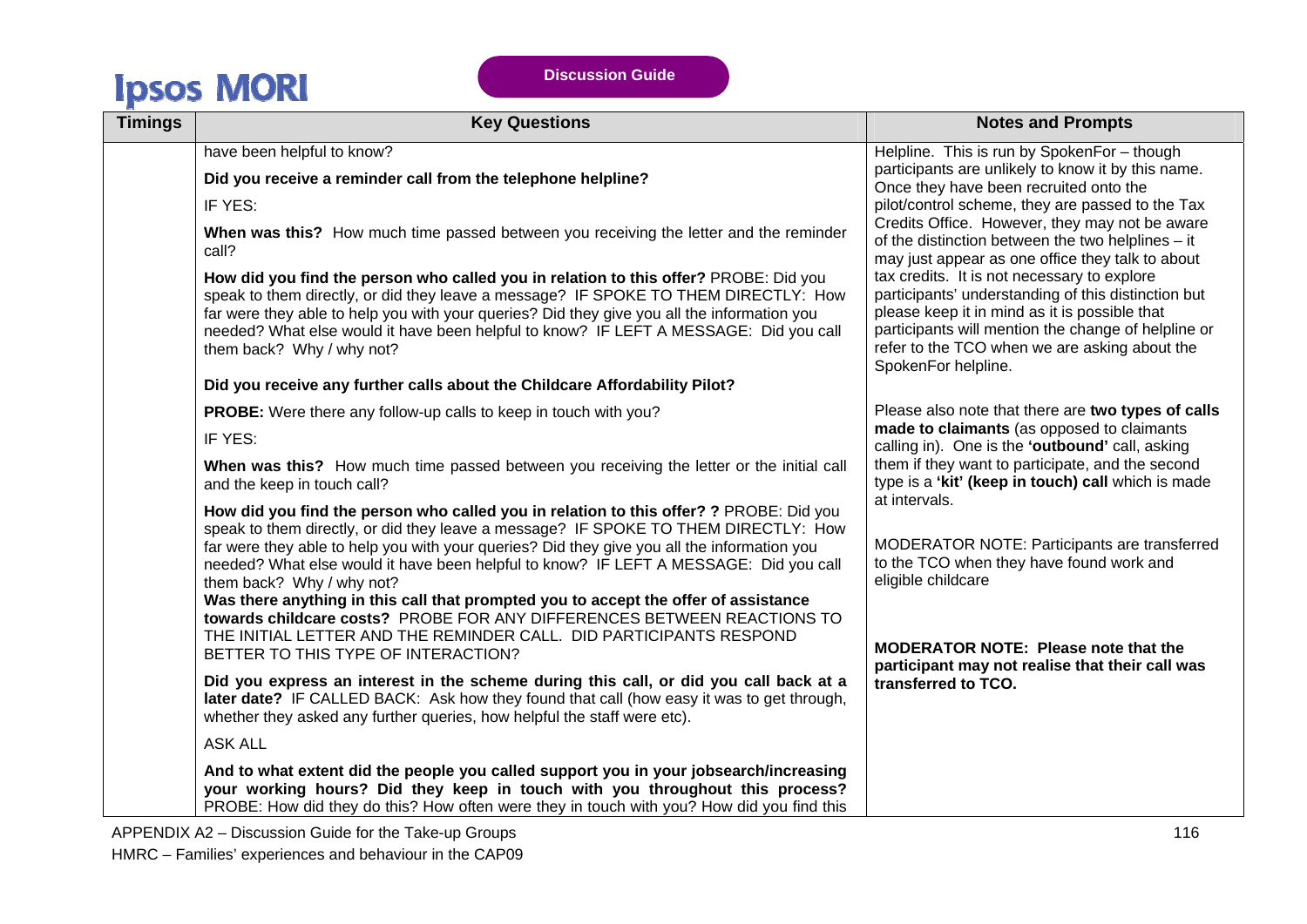| Timings | Key Questions | Notes and Prompts |
|---|---|---|
| | have been helpful to know?<br><br>**Did you receive a reminder call from the telephone helpline?**<br><br>IF YES:<br><br>**When was this?** How much time passed between you receiving the letter and the reminder call?<br><br>**How did you find the person who called you in relation to this offer?** PROBE: Did you speak to them directly, or did they leave a message? IF SPOKE TO THEM DIRECTLY: How far were they able to help you with your queries? Did they give you all the information you needed? What else would it have been helpful to know? IF LEFT A MESSAGE: Did you call them back? Why / why not?<br><br>**Did you receive any further calls about the Childcare Affordability Pilot?**<br><br>**PROBE:** Were there any follow-up calls to keep in touch with you?<br><br>IF YES:<br><br>**When was this?** How much time passed between you receiving the letter or the initial call and the keep in touch call?<br><br>**How did you find the person who called you in relation to this offer? ?** PROBE: Did you speak to them directly, or did they leave a message? IF SPOKE TO THEM DIRECTLY: How far were they able to help you with your queries? Did they give you all the information you needed? What else would it have been helpful to know? IF LEFT A MESSAGE: Did you call them back? Why / why not?<br>**Was there anything in this call that prompted you to accept the offer of assistance towards childcare costs?** PROBE FOR ANY DIFFERENCES BETWEEN REACTIONS TO THE INITIAL LETTER AND THE REMINDER CALL. DID PARTICIPANTS RESPOND BETTER TO THIS TYPE OF INTERACTION?<br><br>**Did you express an interest in the scheme during this call, or did you call back at a later date?** IF CALLED BACK: Ask how they found that call (how easy it was to get through, whether they asked any further queries, how helpful the staff were etc).<br><br>ASK ALL<br><br>**And to what extent did the people you called support you in your jobsearch/increasing your working hours? Did they keep in touch with you throughout this process?** PROBE: How did they do this? How often were they in touch with you? How did you find this | Helpline. This is run by SpokenFor – though participants are unlikely to know it by this name. Once they have been recruited onto the pilot/control scheme, they are passed to the Tax Credits Office. However, they may not be aware of the distinction between the two helplines – it may just appear as one office they talk to about tax credits. It is not necessary to explore participants' understanding of this distinction but please keep it in mind as it is possible that participants will mention the change of helpline or refer to the TCO when we are asking about the SpokenFor helpline.<br><br>Please also note that there are **two types of calls made to claimants** (as opposed to claimants calling in). One is the **'outbound'** call, asking them if they want to participate, and the second type is a **'kit' (keep in touch) call** which is made at intervals.<br><br>MODERATOR NOTE: Participants are transferred to the TCO when they have found work and eligible childcare<br><br>**MODERATOR NOTE: Please note that the participant may not realise that their call was transferred to TCO.** |

APPENDIX A2 – Discussion Guide for the Take-up Groups

HMRC – Families' experiences and behaviour in the CAP09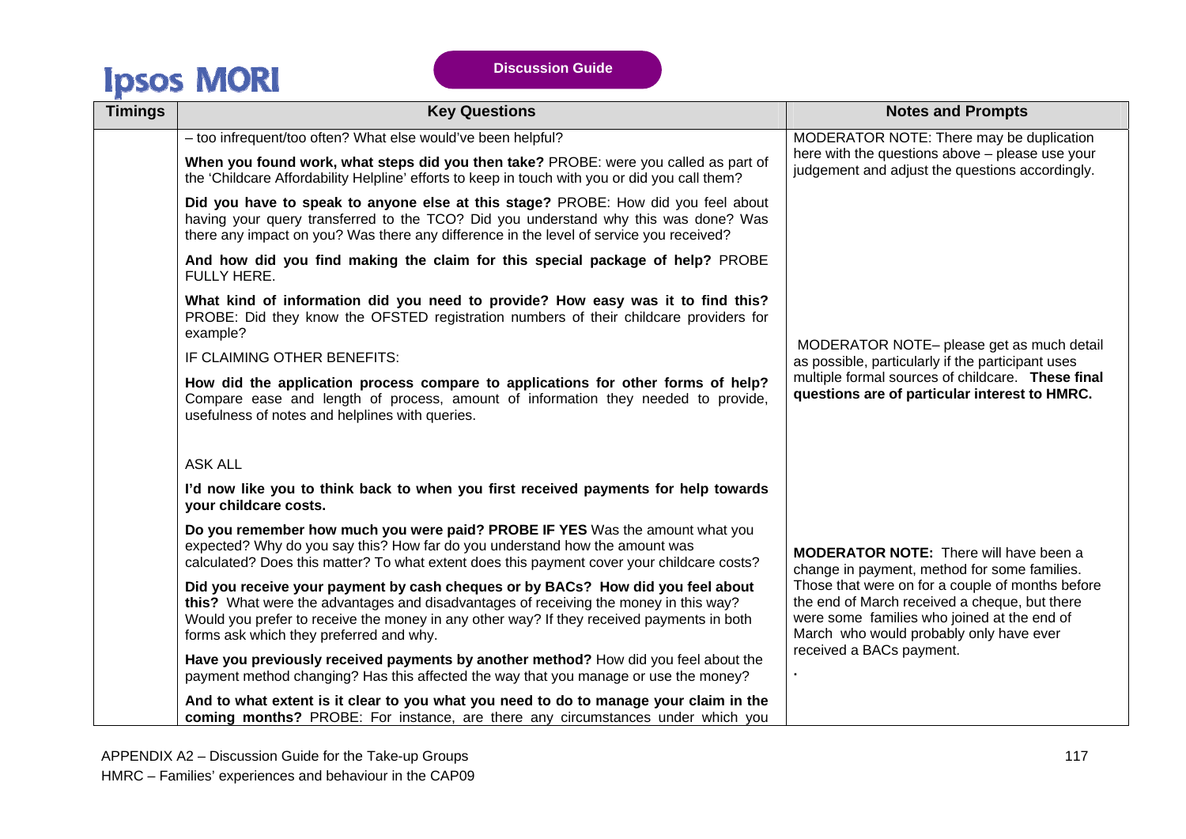| Timings | Key Questions | Notes and Prompts |
|---|---|---|
| | – too infrequent/too often? What else would've been helpful?<br><br>**When you found work, what steps did you then take?** PROBE: were you called as part of the 'Childcare Affordability Helpline' efforts to keep in touch with you or did you call them?<br><br>**Did you have to speak to anyone else at this stage?** PROBE: How did you feel about having your query transferred to the TCO? Did you understand why this was done? Was there any impact on you? Was there any difference in the level of service you received?<br><br>**And how did you find making the claim for this special package of help?** PROBE FULLY HERE.<br><br>**What kind of information did you need to provide? How easy was it to find this?** PROBE: Did they know the OFSTED registration numbers of their childcare providers for example?<br><br>IF CLAIMING OTHER BENEFITS:<br><br>**How did the application process compare to applications for other forms of help?** Compare ease and length of process, amount of information they needed to provide, usefulness of notes and helplines with queries. | MODERATOR NOTE: There may be duplication here with the questions above – please use your judgement and adjust the questions accordingly.<br><br>MODERATOR NOTE– please get as much detail as possible, particularly if the participant uses multiple formal sources of childcare. **These final questions are of particular interest to HMRC.** |
| | ASK ALL<br><br>**I'd now like you to think back to when you first received payments for help towards your childcare costs.**<br><br>**Do you remember how much you were paid? PROBE IF YES** Was the amount what you expected? Why do you say this? How far do you understand how the amount was calculated? Does this matter? To what extent does this payment cover your childcare costs?<br><br>**Did you receive your payment by cash cheques or by BACs? How did you feel about this?** What were the advantages and disadvantages of receiving the money in this way? Would you prefer to receive the money in any other way? If they received payments in both forms ask which they preferred and why.<br><br>**Have you previously received payments by another method?** How did you feel about the payment method changing? Has this affected the way that you manage or use the money?<br><br>**And to what extent is it clear to you what you need to do to manage your claim in the coming months?** PROBE: For instance, are there any circumstances under which you | **MODERATOR NOTE:** There will have been a change in payment, method for some families. Those that were on for a couple of months before the end of March received a cheque, but there were some families who joined at the end of March who would probably only have ever received a BACs payment.<br><br>. |

APPENDIX A2 – Discussion Guide for the Take-up Groups

HMRC – Families' experiences and behaviour in the CAP09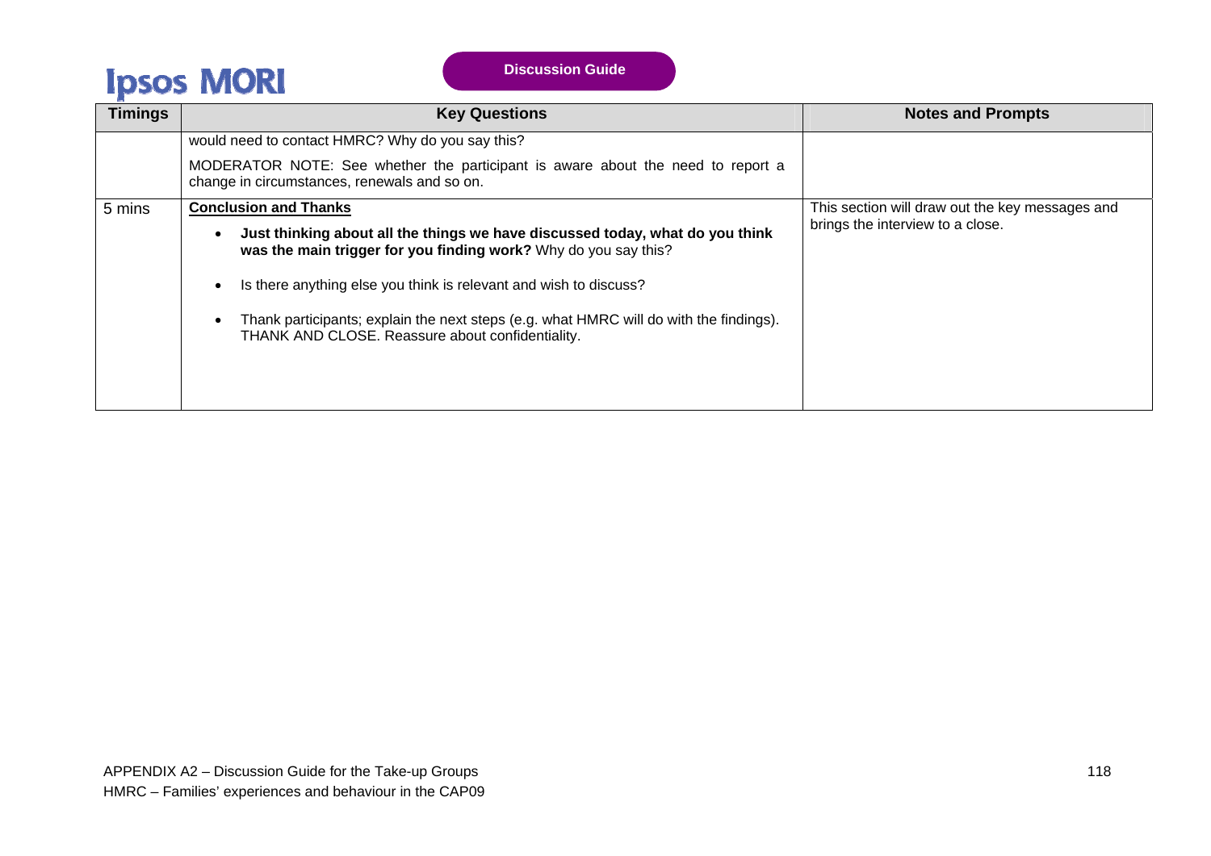| Timings | Key Questions | Notes and Prompts |
|---|---|---|
| | would need to contact HMRC? Why do you say this?<br><br>MODERATOR NOTE: See whether the participant is aware about the need to report a change in circumstances, renewals and so on. | |
| 5 mins | **Conclusion and Thanks**<br><br>• **Just thinking about all the things we have discussed today, what do you think was the main trigger for you finding work?** Why do you say this?<br><br>• Is there anything else you think is relevant and wish to discuss?<br><br>• Thank participants; explain the next steps (e.g. what HMRC will do with the findings). THANK AND CLOSE. Reassure about confidentiality. | This section will draw out the key messages and brings the interview to a close. |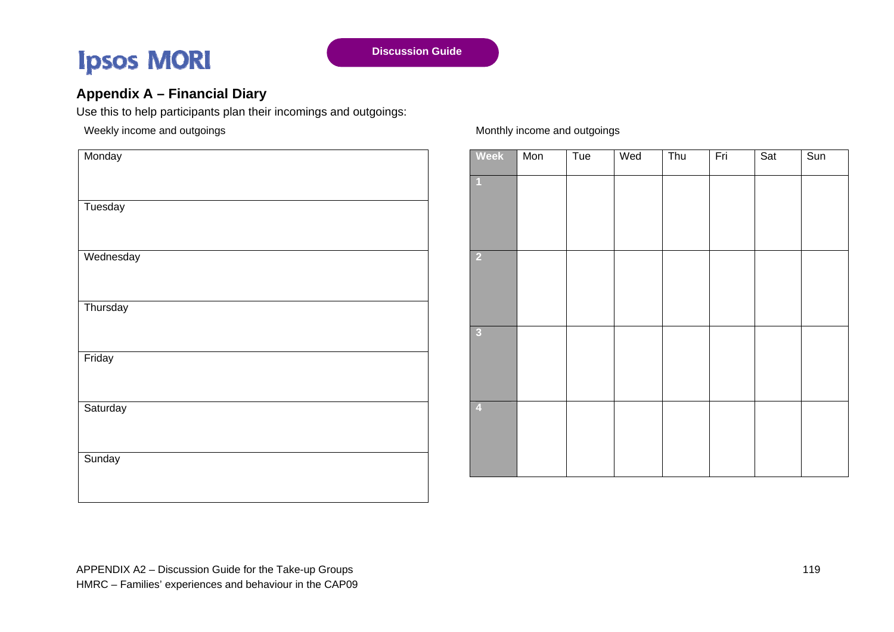## Appendix A – Financial Diary

Use this to help participants plan their incomings and outgoings:

Weekly income and outgoings

| Monday |
|---|
| Tuesday |
| Wednesday |
| Thursday |
| Friday |
| Saturday |
| Sunday |

Monthly income and outgoings

| Week | Mon | Tue | Wed | Thu | Fri | Sat | Sun |
|---|---|---|---|---|---|---|---|
| 1 | | | | | | | |
| 2 | | | | | | | |
| 3 | | | | | | | |
| 4 | | | | | | | |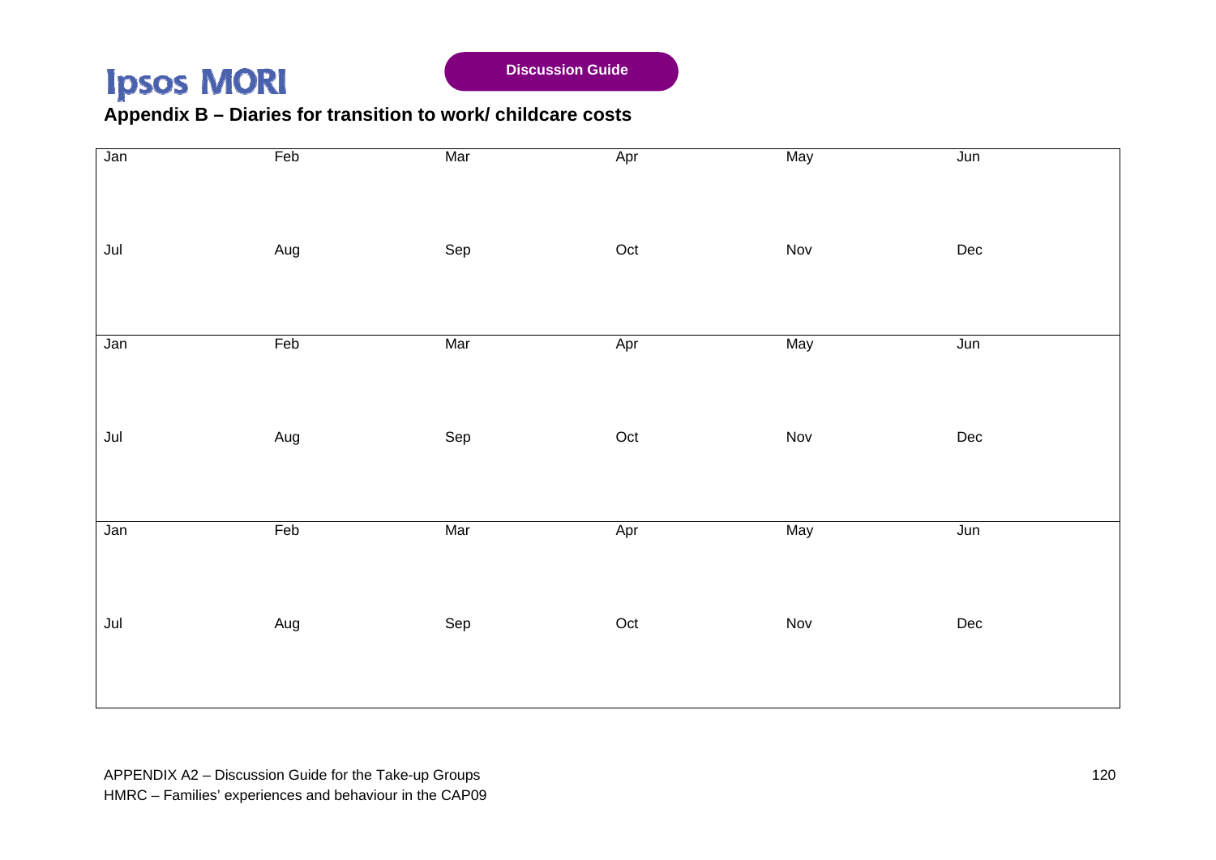## Appendix B – Diaries for transition to work/ childcare costs

| | | | | | |
|---|---|---|---|---|---|
| Jan | Feb | Mar | Apr | May | Jun |
| Jul | Aug | Sep | Oct | Nov | Dec |

| | | | | | |
|---|---|---|---|---|---|
| Jan | Feb | Mar | Apr | May | Jun |
| Jul | Aug | Sep | Oct | Nov | Dec |

| | | | | | |
|---|---|---|---|---|---|
| Jan | Feb | Mar | Apr | May | Jun |
| Jul | Aug | Sep | Oct | Nov | Dec |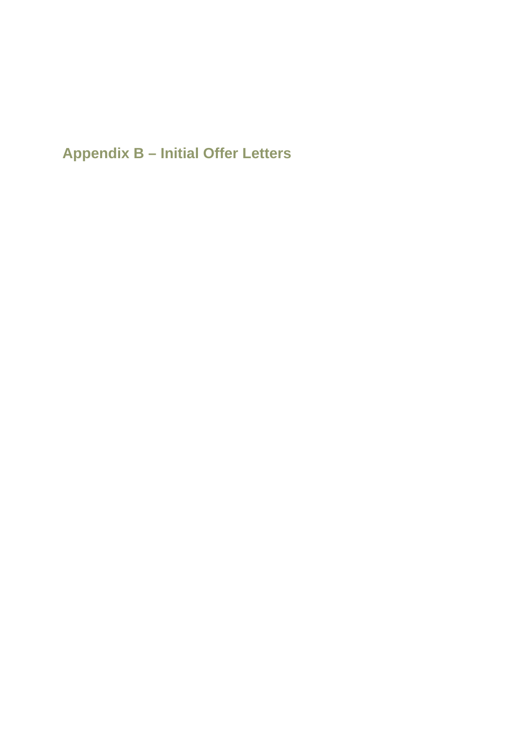# Appendix B – Initial Offer Letters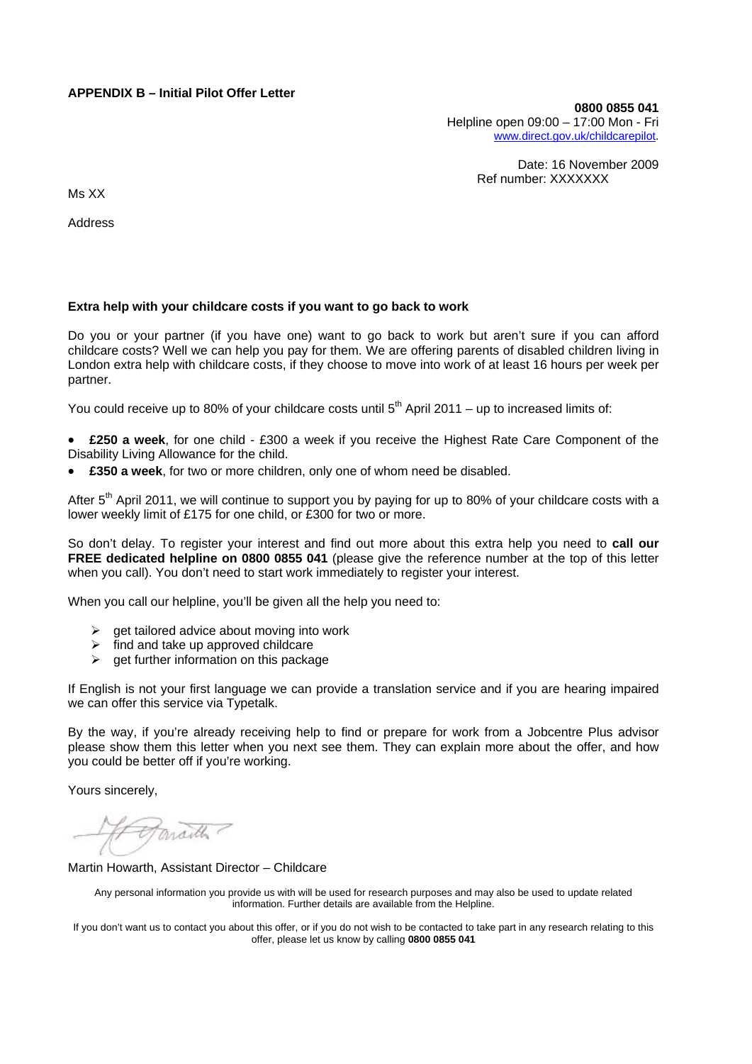**APPENDIX B – Initial Pilot Offer Letter**

**0800 0855 041**
Helpline open 09:00 – 17:00 Mon - Fri
www.direct.gov.uk/childcarepilot.

Date: 16 November 2009
Ref number: XXXXXXX

Ms XX

Address

**Extra help with your childcare costs if you want to go back to work**

Do you or your partner (if you have one) want to go back to work but aren't sure if you can afford childcare costs? Well we can help you pay for them. We are offering parents of disabled children living in London extra help with childcare costs, if they choose to move into work of at least 16 hours per week per partner.

You could receive up to 80% of your childcare costs until 5th April 2011 – up to increased limits of:

- **£250 a week**, for one child - £300 a week if you receive the Highest Rate Care Component of the Disability Living Allowance for the child.
- **£350 a week**, for two or more children, only one of whom need be disabled.

After 5th April 2011, we will continue to support you by paying for up to 80% of your childcare costs with a lower weekly limit of £175 for one child, or £300 for two or more.

So don't delay. To register your interest and find out more about this extra help you need to **call our FREE dedicated helpline on 0800 0855 041** (please give the reference number at the top of this letter when you call). You don't need to start work immediately to register your interest.

When you call our helpline, you'll be given all the help you need to:

- get tailored advice about moving into work
- find and take up approved childcare
- get further information on this package

If English is not your first language we can provide a translation service and if you are hearing impaired we can offer this service via Typetalk.

By the way, if you're already receiving help to find or prepare for work from a Jobcentre Plus advisor please show them this letter when you next see them. They can explain more about the offer, and how you could be better off if you're working.

Yours sincerely,

Martin Howarth, Assistant Director – Childcare

Any personal information you provide us with will be used for research purposes and may also be used to update related information. Further details are available from the Helpline.

If you don't want us to contact you about this offer, or if you do not wish to be contacted to take part in any research relating to this offer, please let us know by calling **0800 0855 041**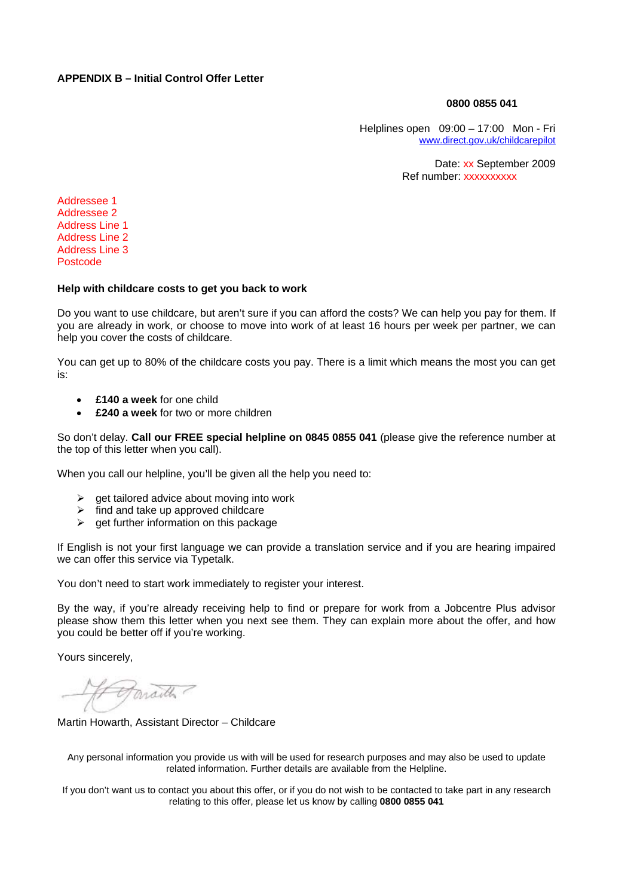**APPENDIX B – Initial Control Offer Letter**

**0800 0855 041**

Helplines open 09:00 – 17:00 Mon - Fri
www.direct.gov.uk/childcarepilot

Date: xx September 2009
Ref number: xxxxxxxxxx

Addressee 1
Addressee 2
Address Line 1
Address Line 2
Address Line 3
Postcode

**Help with childcare costs to get you back to work**

Do you want to use childcare, but aren't sure if you can afford the costs? We can help you pay for them. If you are already in work, or choose to move into work of at least 16 hours per week per partner, we can help you cover the costs of childcare.

You can get up to 80% of the childcare costs you pay. There is a limit which means the most you can get is:

- **£140 a week** for one child
- **£240 a week** for two or more children

So don't delay. **Call our FREE special helpline on 0845 0855 041** (please give the reference number at the top of this letter when you call).

When you call our helpline, you'll be given all the help you need to:

- get tailored advice about moving into work
- find and take up approved childcare
- get further information on this package

If English is not your first language we can provide a translation service and if you are hearing impaired we can offer this service via Typetalk.

You don't need to start work immediately to register your interest.

By the way, if you're already receiving help to find or prepare for work from a Jobcentre Plus advisor please show them this letter when you next see them. They can explain more about the offer, and how you could be better off if you're working.

Yours sincerely,

Martin Howarth, Assistant Director – Childcare

Any personal information you provide us with will be used for research purposes and may also be used to update related information. Further details are available from the Helpline.

If you don't want us to contact you about this offer, or if you do not wish to be contacted to take part in any research relating to this offer, please let us know by calling **0800 0855 041**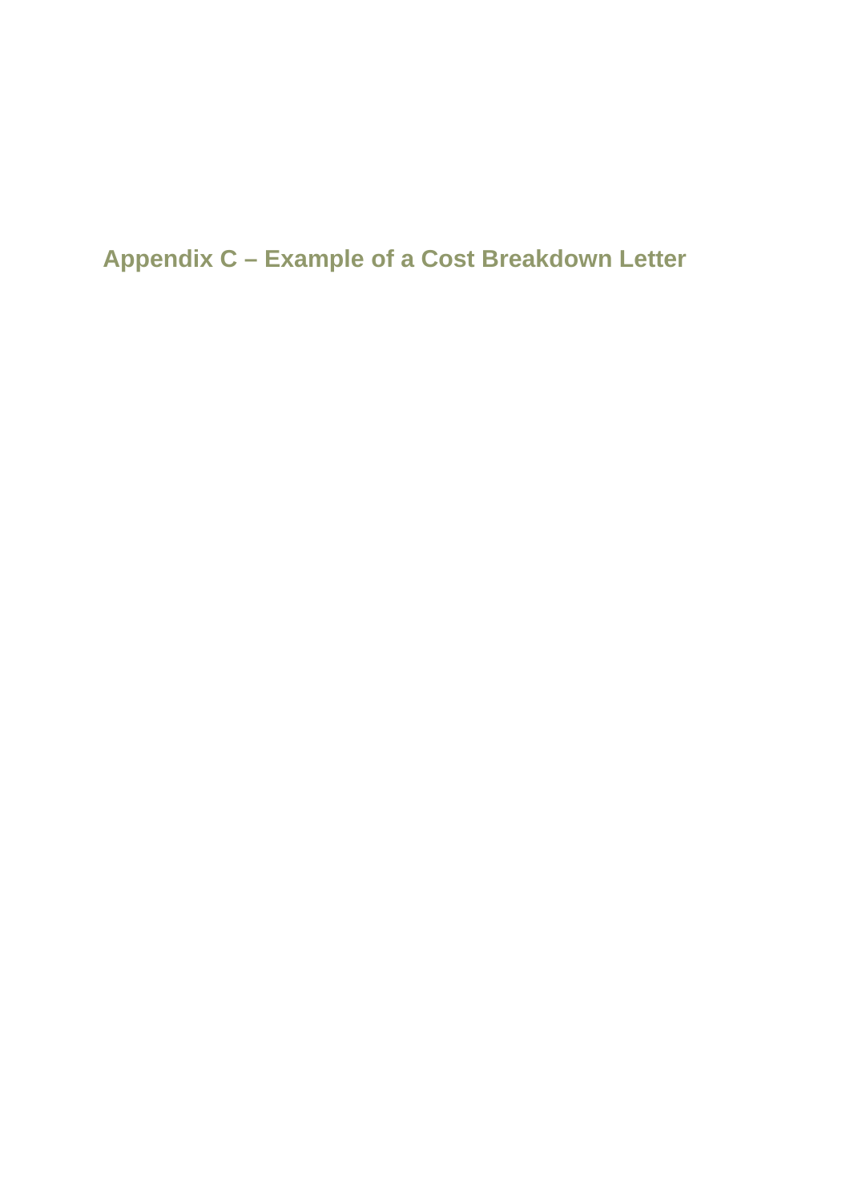## Appendix C – Example of a Cost Breakdown Letter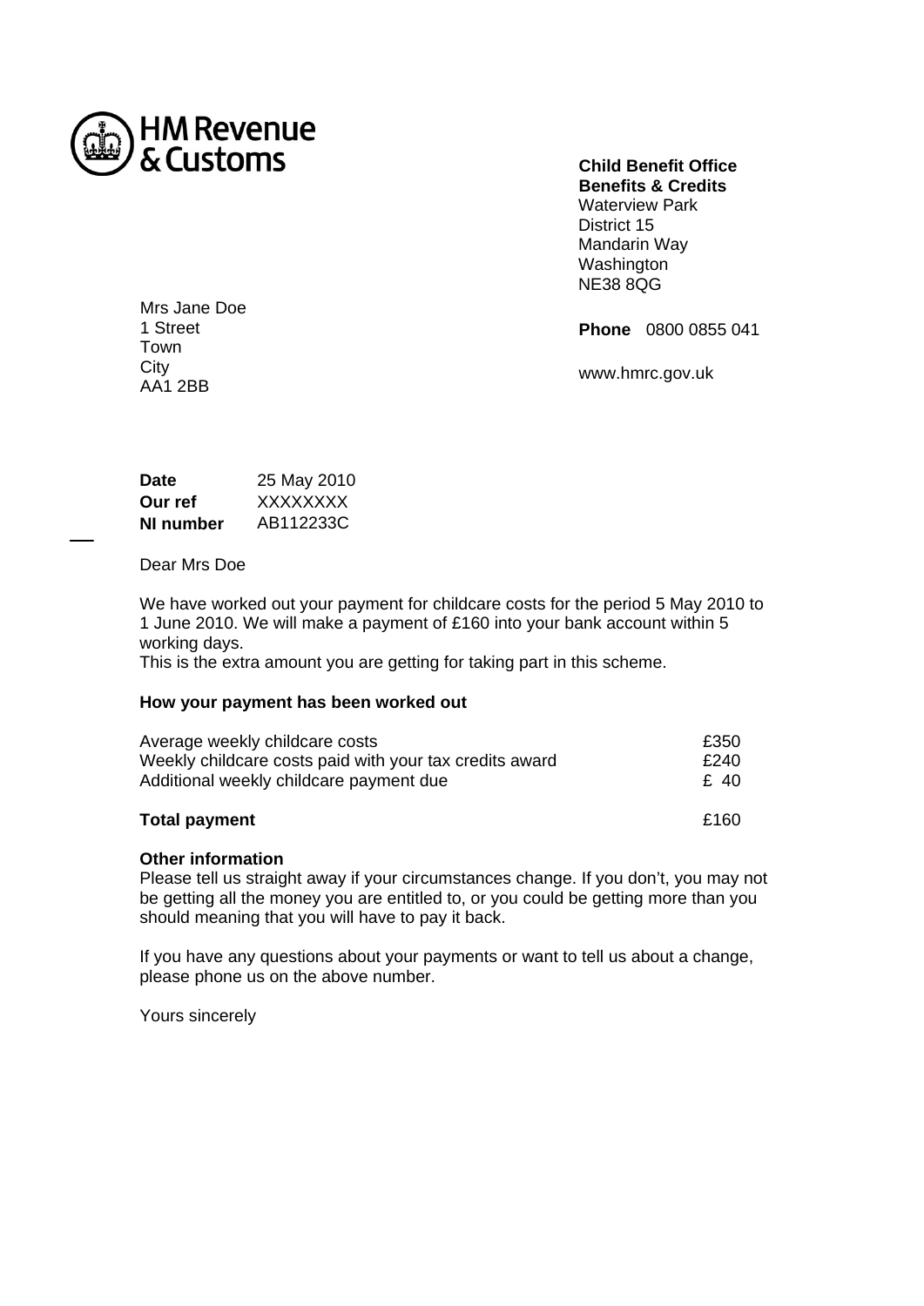HM Revenue & Customs

**Child Benefit Office**
**Benefits & Credits**
Waterview Park
District 15
Mandarin Way
Washington
NE38 8QG

**Phone** 0800 0855 041

www.hmrc.gov.uk

Mrs Jane Doe
1 Street
Town
City
AA1 2BB

| | |
|---|---|
| **Date** | 25 May 2010 |
| **Our ref** | XXXXXXXX |
| **NI number** | AB112233C |

Dear Mrs Doe

We have worked out your payment for childcare costs for the period 5 May 2010 to 1 June 2010. We will make a payment of £160 into your bank account within 5 working days.
This is the extra amount you are getting for taking part in this scheme.

**How your payment has been worked out**

| | |
|---|---|
| Average weekly childcare costs | £350 |
| Weekly childcare costs paid with your tax credits award | £240 |
| Additional weekly childcare payment due | £ 40 |
| **Total payment** | £160 |

**Other information**
Please tell us straight away if your circumstances change. If you don't, you may not be getting all the money you are entitled to, or you could be getting more than you should meaning that you will have to pay it back.

If you have any questions about your payments or want to tell us about a change, please phone us on the above number.

Yours sincerely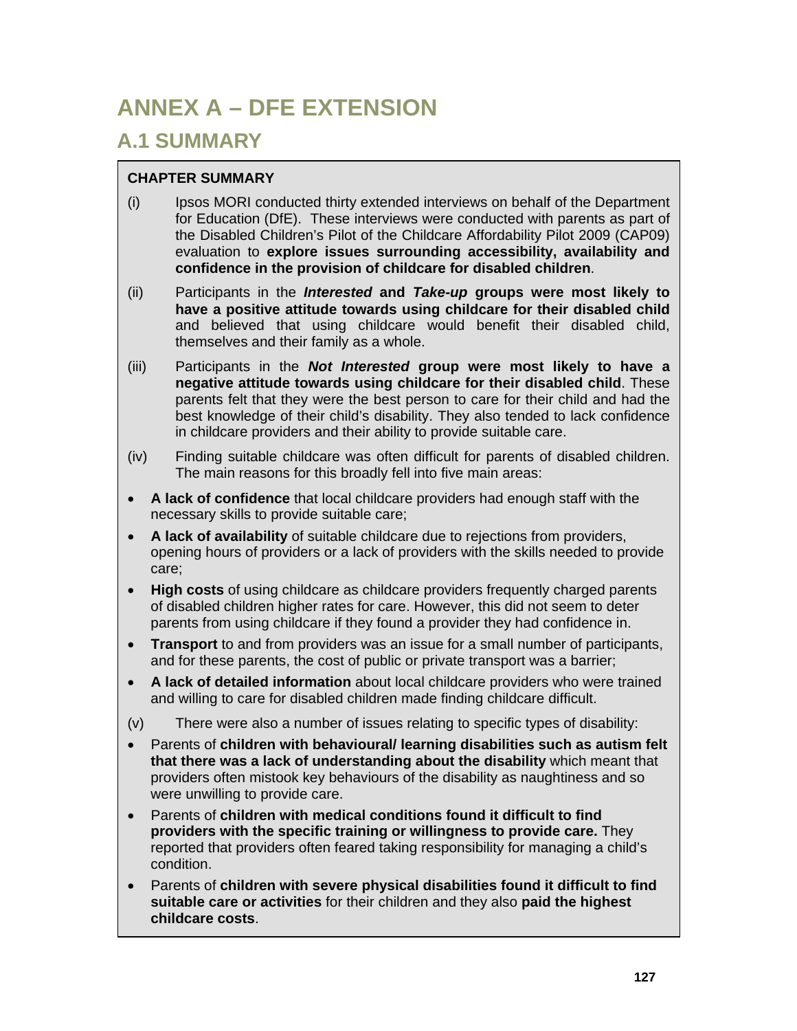# ANNEX A – DFE EXTENSION

## A.1 SUMMARY

**CHAPTER SUMMARY**

(i) Ipsos MORI conducted thirty extended interviews on behalf of the Department for Education (DfE). These interviews were conducted with parents as part of the Disabled Children's Pilot of the Childcare Affordability Pilot 2009 (CAP09) evaluation to **explore issues surrounding accessibility, availability and confidence in the provision of childcare for disabled children**.

(ii) Participants in the ***Interested* and *Take-up* groups were most likely to have a positive attitude towards using childcare for their disabled child** and believed that using childcare would benefit their disabled child, themselves and their family as a whole.

(iii) Participants in the ***Not Interested* group were most likely to have a negative attitude towards using childcare for their disabled child**. These parents felt that they were the best person to care for their child and had the best knowledge of their child's disability. They also tended to lack confidence in childcare providers and their ability to provide suitable care.

(iv) Finding suitable childcare was often difficult for parents of disabled children. The main reasons for this broadly fell into five main areas:

- **A lack of confidence** that local childcare providers had enough staff with the necessary skills to provide suitable care;
- **A lack of availability** of suitable childcare due to rejections from providers, opening hours of providers or a lack of providers with the skills needed to provide care;
- **High costs** of using childcare as childcare providers frequently charged parents of disabled children higher rates for care. However, this did not seem to deter parents from using childcare if they found a provider they had confidence in.
- **Transport** to and from providers was an issue for a small number of participants, and for these parents, the cost of public or private transport was a barrier;
- **A lack of detailed information** about local childcare providers who were trained and willing to care for disabled children made finding childcare difficult.

(v) There were also a number of issues relating to specific types of disability:

- Parents of **children with behavioural/ learning disabilities such as autism felt that there was a lack of understanding about the disability** which meant that providers often mistook key behaviours of the disability as naughtiness and so were unwilling to provide care.
- Parents of **children with medical conditions found it difficult to find providers with the specific training or willingness to provide care.** They reported that providers often feared taking responsibility for managing a child's condition.
- Parents of **children with severe physical disabilities found it difficult to find suitable care or activities** for their children and they also **paid the highest childcare costs**.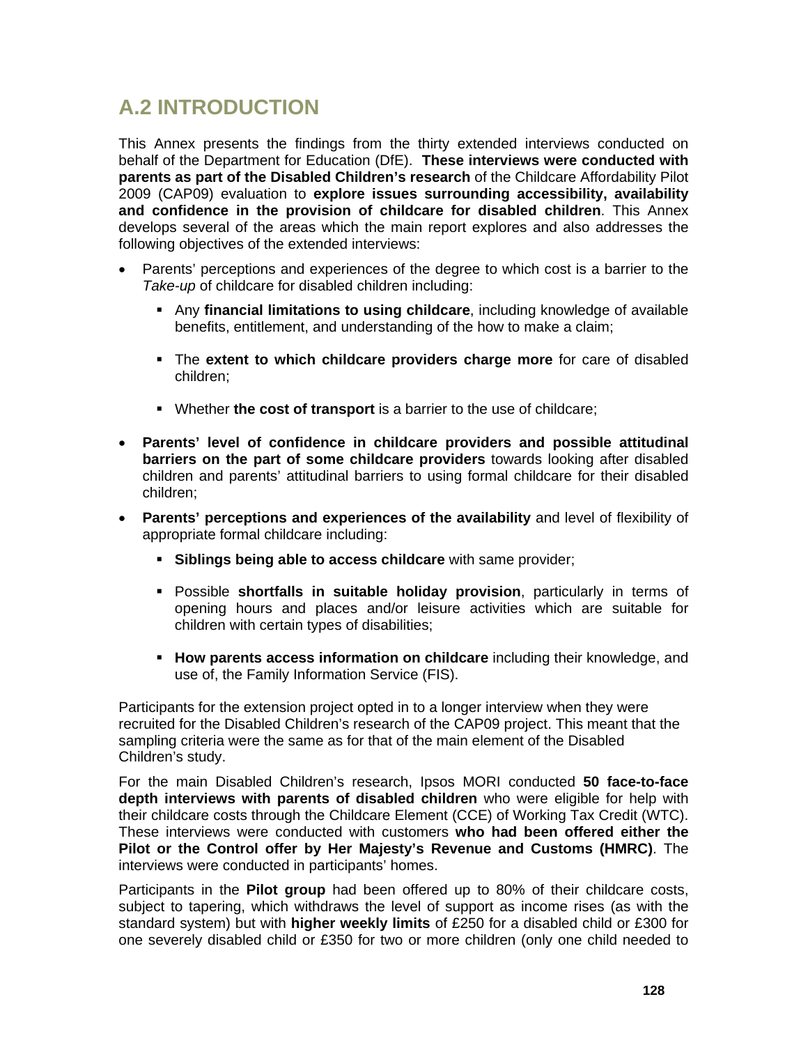## A.2 INTRODUCTION

This Annex presents the findings from the thirty extended interviews conducted on behalf of the Department for Education (DfE). **These interviews were conducted with parents as part of the Disabled Children's research** of the Childcare Affordability Pilot 2009 (CAP09) evaluation to **explore issues surrounding accessibility, availability and confidence in the provision of childcare for disabled children**. This Annex develops several of the areas which the main report explores and also addresses the following objectives of the extended interviews:

- Parents' perceptions and experiences of the degree to which cost is a barrier to the *Take-up* of childcare for disabled children including:
  - Any **financial limitations to using childcare**, including knowledge of available benefits, entitlement, and understanding of the how to make a claim;
  - The **extent to which childcare providers charge more** for care of disabled children;
  - Whether **the cost of transport** is a barrier to the use of childcare;
- **Parents' level of confidence in childcare providers and possible attitudinal barriers on the part of some childcare providers** towards looking after disabled children and parents' attitudinal barriers to using formal childcare for their disabled children;
- **Parents' perceptions and experiences of the availability** and level of flexibility of appropriate formal childcare including:
  - **Siblings being able to access childcare** with same provider;
  - Possible **shortfalls in suitable holiday provision**, particularly in terms of opening hours and places and/or leisure activities which are suitable for children with certain types of disabilities;
  - **How parents access information on childcare** including their knowledge, and use of, the Family Information Service (FIS).

Participants for the extension project opted in to a longer interview when they were recruited for the Disabled Children's research of the CAP09 project. This meant that the sampling criteria were the same as for that of the main element of the Disabled Children's study.

For the main Disabled Children's research, Ipsos MORI conducted **50 face-to-face depth interviews with parents of disabled children** who were eligible for help with their childcare costs through the Childcare Element (CCE) of Working Tax Credit (WTC). These interviews were conducted with customers **who had been offered either the Pilot or the Control offer by Her Majesty's Revenue and Customs (HMRC)**. The interviews were conducted in participants' homes.

Participants in the **Pilot group** had been offered up to 80% of their childcare costs, subject to tapering, which withdraws the level of support as income rises (as with the standard system) but with **higher weekly limits** of £250 for a disabled child or £300 for one severely disabled child or £350 for two or more children (only one child needed to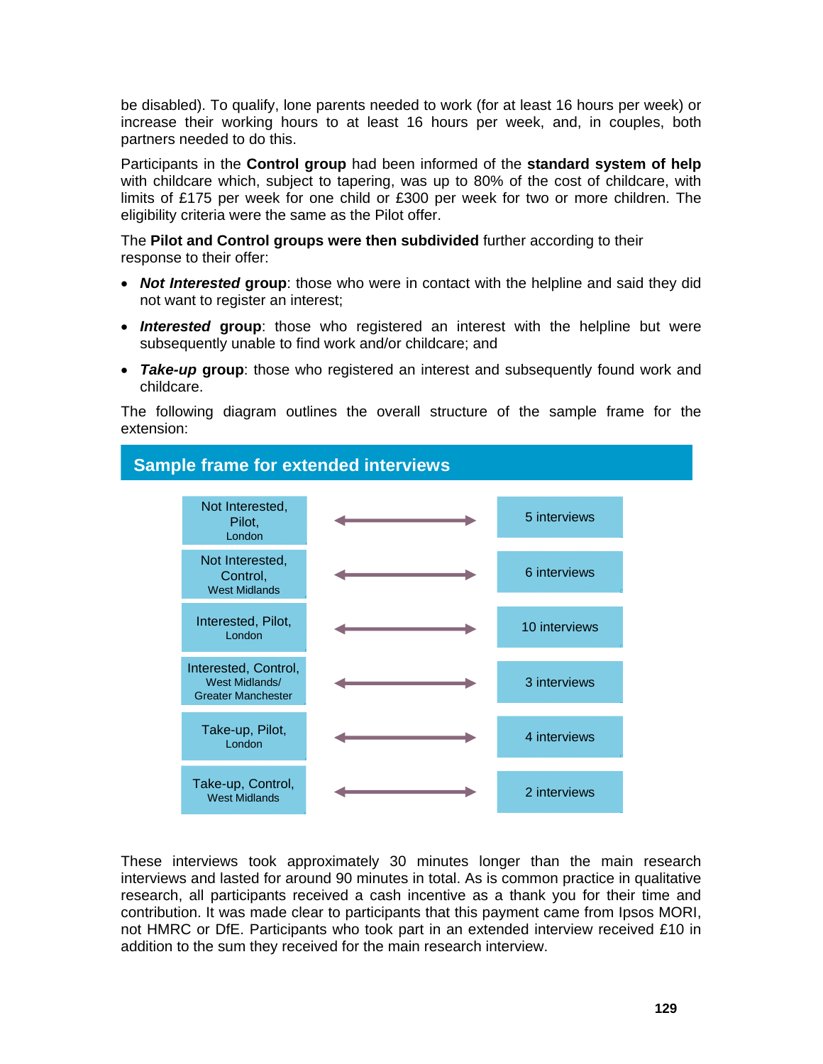be disabled). To qualify, lone parents needed to work (for at least 16 hours per week) or increase their working hours to at least 16 hours per week, and, in couples, both partners needed to do this.

Participants in the **Control group** had been informed of the **standard system of help** with childcare which, subject to tapering, was up to 80% of the cost of childcare, with limits of £175 per week for one child or £300 per week for two or more children. The eligibility criteria were the same as the Pilot offer.

The **Pilot and Control groups were then subdivided** further according to their response to their offer:

- ***Not Interested* group**: those who were in contact with the helpline and said they did not want to register an interest;
- ***Interested* group**: those who registered an interest with the helpline but were subsequently unable to find work and/or childcare; and
- ***Take-up* group**: those who registered an interest and subsequently found work and childcare.

The following diagram outlines the overall structure of the sample frame for the extension:

## Sample frame for extended interviews

| Group | Interviews |
|---|---|
| Not Interested, Pilot, London | 5 interviews |
| Not Interested, Control, West Midlands | 6 interviews |
| Interested, Pilot, London | 10 interviews |
| Interested, Control, West Midlands/ Greater Manchester | 3 interviews |
| Take-up, Pilot, London | 4 interviews |
| Take-up, Control, West Midlands | 2 interviews |

These interviews took approximately 30 minutes longer than the main research interviews and lasted for around 90 minutes in total. As is common practice in qualitative research, all participants received a cash incentive as a thank you for their time and contribution. It was made clear to participants that this payment came from Ipsos MORI, not HMRC or DfE. Participants who took part in an extended interview received £10 in addition to the sum they received for the main research interview.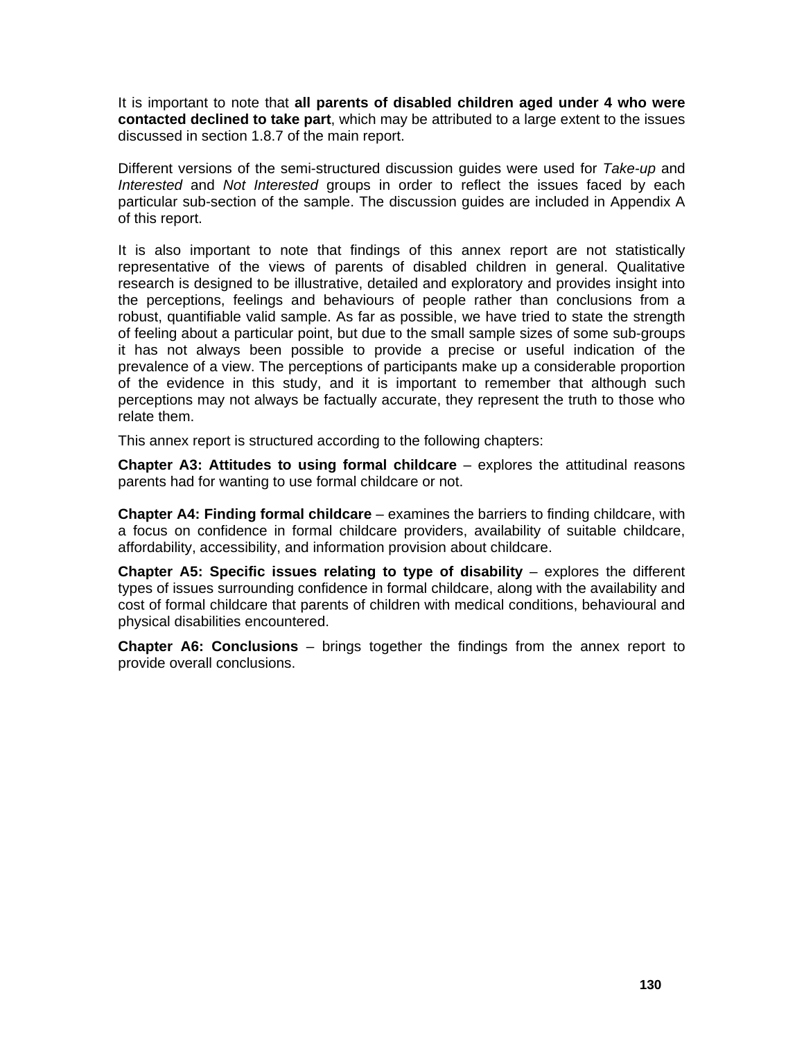It is important to note that **all parents of disabled children aged under 4 who were contacted declined to take part**, which may be attributed to a large extent to the issues discussed in section 1.8.7 of the main report.

Different versions of the semi-structured discussion guides were used for *Take-up* and *Interested* and *Not Interested* groups in order to reflect the issues faced by each particular sub-section of the sample. The discussion guides are included in Appendix A of this report.

It is also important to note that findings of this annex report are not statistically representative of the views of parents of disabled children in general. Qualitative research is designed to be illustrative, detailed and exploratory and provides insight into the perceptions, feelings and behaviours of people rather than conclusions from a robust, quantifiable valid sample. As far as possible, we have tried to state the strength of feeling about a particular point, but due to the small sample sizes of some sub-groups it has not always been possible to provide a precise or useful indication of the prevalence of a view. The perceptions of participants make up a considerable proportion of the evidence in this study, and it is important to remember that although such perceptions may not always be factually accurate, they represent the truth to those who relate them.

This annex report is structured according to the following chapters:

**Chapter A3: Attitudes to using formal childcare** – explores the attitudinal reasons parents had for wanting to use formal childcare or not.

**Chapter A4: Finding formal childcare** – examines the barriers to finding childcare, with a focus on confidence in formal childcare providers, availability of suitable childcare, affordability, accessibility, and information provision about childcare.

**Chapter A5: Specific issues relating to type of disability** – explores the different types of issues surrounding confidence in formal childcare, along with the availability and cost of formal childcare that parents of children with medical conditions, behavioural and physical disabilities encountered.

**Chapter A6: Conclusions** – brings together the findings from the annex report to provide overall conclusions.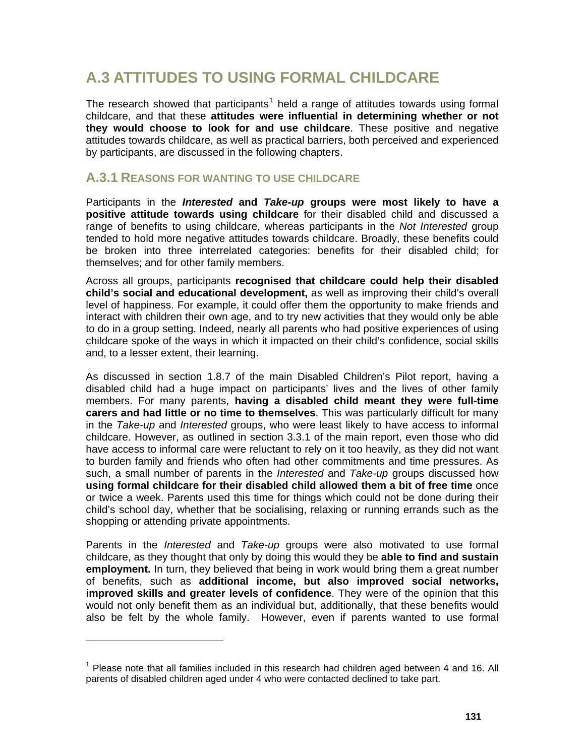## A.3 ATTITUDES TO USING FORMAL CHILDCARE

The research showed that participants[1] held a range of attitudes towards using formal childcare, and that these **attitudes were influential in determining whether or not they would choose to look for and use childcare**. These positive and negative attitudes towards childcare, as well as practical barriers, both perceived and experienced by participants, are discussed in the following chapters.

### A.3.1 REASONS FOR WANTING TO USE CHILDCARE

Participants in the ***Interested*** **and** ***Take-up*** **groups were most likely to have a positive attitude towards using childcare** for their disabled child and discussed a range of benefits to using childcare, whereas participants in the *Not Interested* group tended to hold more negative attitudes towards childcare. Broadly, these benefits could be broken into three interrelated categories: benefits for their disabled child; for themselves; and for other family members.

Across all groups, participants **recognised that childcare could help their disabled child's social and educational development,** as well as improving their child's overall level of happiness. For example, it could offer them the opportunity to make friends and interact with children their own age, and to try new activities that they would only be able to do in a group setting. Indeed, nearly all parents who had positive experiences of using childcare spoke of the ways in which it impacted on their child's confidence, social skills and, to a lesser extent, their learning.

As discussed in section 1.8.7 of the main Disabled Children's Pilot report, having a disabled child had a huge impact on participants' lives and the lives of other family members. For many parents, **having a disabled child meant they were full-time carers and had little or no time to themselves**. This was particularly difficult for many in the *Take-up* and *Interested* groups, who were least likely to have access to informal childcare. However, as outlined in section 3.3.1 of the main report, even those who did have access to informal care were reluctant to rely on it too heavily, as they did not want to burden family and friends who often had other commitments and time pressures. As such, a small number of parents in the *Interested* and *Take-up* groups discussed how **using formal childcare for their disabled child allowed them a bit of free time** once or twice a week. Parents used this time for things which could not be done during their child's school day, whether that be socialising, relaxing or running errands such as the shopping or attending private appointments.

Parents in the *Interested* and *Take-up* groups were also motivated to use formal childcare, as they thought that only by doing this would they be **able to find and sustain employment.** In turn, they believed that being in work would bring them a great number of benefits, such as **additional income, but also improved social networks, improved skills and greater levels of confidence**. They were of the opinion that this would not only benefit them as an individual but, additionally, that these benefits would also be felt by the whole family. However, even if parents wanted to use formal

---

[1] Please note that all families included in this research had children aged between 4 and 16. All parents of disabled children aged under 4 who were contacted declined to take part.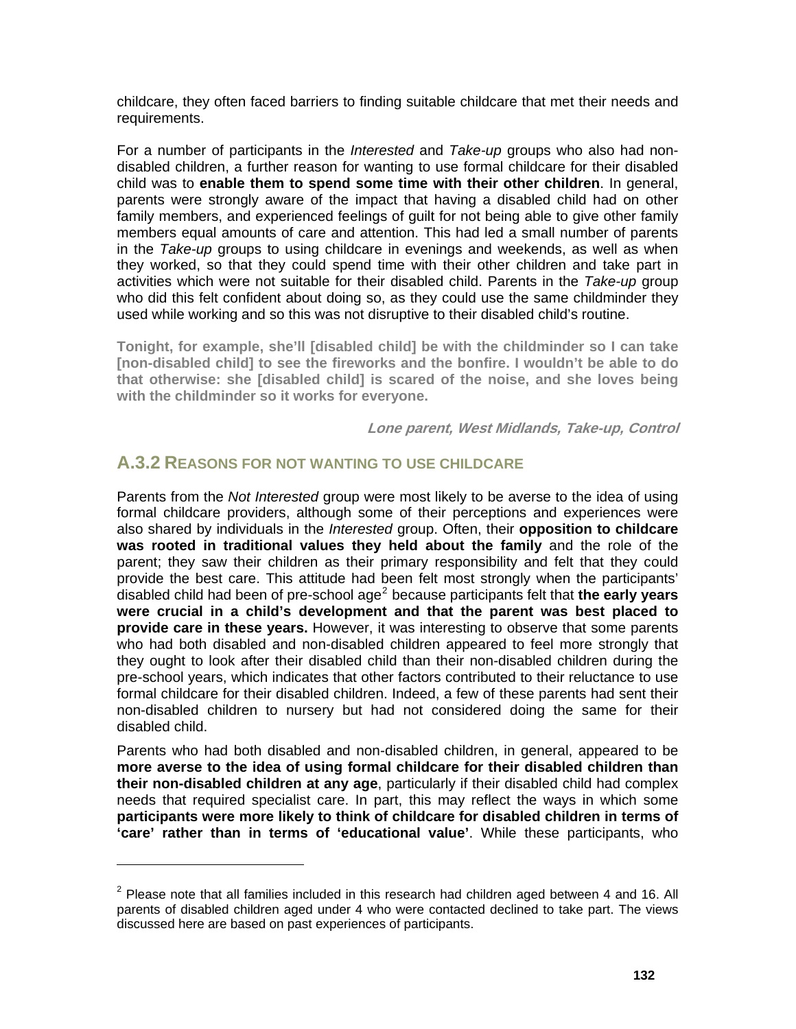childcare, they often faced barriers to finding suitable childcare that met their needs and requirements.

For a number of participants in the *Interested* and *Take-up* groups who also had non-disabled children, a further reason for wanting to use formal childcare for their disabled child was to **enable them to spend some time with their other children**. In general, parents were strongly aware of the impact that having a disabled child had on other family members, and experienced feelings of guilt for not being able to give other family members equal amounts of care and attention. This had led a small number of parents in the *Take-up* groups to using childcare in evenings and weekends, as well as when they worked, so that they could spend time with their other children and take part in activities which were not suitable for their disabled child. Parents in the *Take-up* group who did this felt confident about doing so, as they could use the same childminder they used while working and so this was not disruptive to their disabled child's routine.

**Tonight, for example, she'll [disabled child] be with the childminder so I can take [non-disabled child] to see the fireworks and the bonfire. I wouldn't be able to do that otherwise: she [disabled child] is scared of the noise, and she loves being with the childminder so it works for everyone.**

***Lone parent, West Midlands, Take-up, Control***

## A.3.2 Reasons for not wanting to use childcare

Parents from the *Not Interested* group were most likely to be averse to the idea of using formal childcare providers, although some of their perceptions and experiences were also shared by individuals in the *Interested* group. Often, their **opposition to childcare was rooted in traditional values they held about the family** and the role of the parent; they saw their children as their primary responsibility and felt that they could provide the best care. This attitude had been felt most strongly when the participants' disabled child had been of pre-school age[2] because participants felt that **the early years were crucial in a child's development and that the parent was best placed to provide care in these years.** However, it was interesting to observe that some parents who had both disabled and non-disabled children appeared to feel more strongly that they ought to look after their disabled child than their non-disabled children during the pre-school years, which indicates that other factors contributed to their reluctance to use formal childcare for their disabled children. Indeed, a few of these parents had sent their non-disabled children to nursery but had not considered doing the same for their disabled child.

Parents who had both disabled and non-disabled children, in general, appeared to be **more averse to the idea of using formal childcare for their disabled children than their non-disabled children at any age**, particularly if their disabled child had complex needs that required specialist care. In part, this may reflect the ways in which some **participants were more likely to think of childcare for disabled children in terms of 'care' rather than in terms of 'educational value'**. While these participants, who

[2] Please note that all families included in this research had children aged between 4 and 16. All parents of disabled children aged under 4 who were contacted declined to take part. The views discussed here are based on past experiences of participants.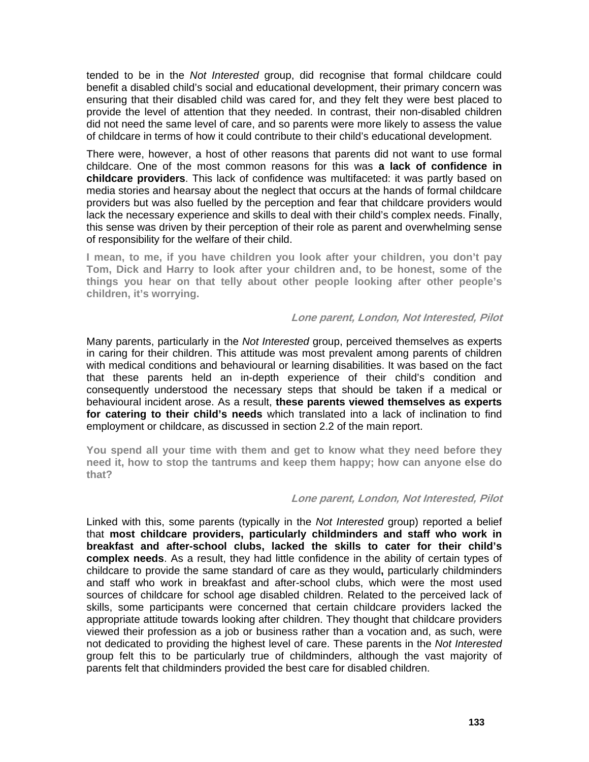tended to be in the *Not Interested* group, did recognise that formal childcare could benefit a disabled child's social and educational development, their primary concern was ensuring that their disabled child was cared for, and they felt they were best placed to provide the level of attention that they needed. In contrast, their non-disabled children did not need the same level of care, and so parents were more likely to assess the value of childcare in terms of how it could contribute to their child's educational development.

There were, however, a host of other reasons that parents did not want to use formal childcare. One of the most common reasons for this was **a lack of confidence in childcare providers**. This lack of confidence was multifaceted: it was partly based on media stories and hearsay about the neglect that occurs at the hands of formal childcare providers but was also fuelled by the perception and fear that childcare providers would lack the necessary experience and skills to deal with their child's complex needs. Finally, this sense was driven by their perception of their role as parent and overwhelming sense of responsibility for the welfare of their child.

**I mean, to me, if you have children you look after your children, you don't pay Tom, Dick and Harry to look after your children and, to be honest, some of the things you hear on that telly about other people looking after other people's children, it's worrying.**

***Lone parent, London, Not Interested, Pilot***

Many parents, particularly in the *Not Interested* group, perceived themselves as experts in caring for their children. This attitude was most prevalent among parents of children with medical conditions and behavioural or learning disabilities. It was based on the fact that these parents held an in-depth experience of their child's condition and consequently understood the necessary steps that should be taken if a medical or behavioural incident arose. As a result, **these parents viewed themselves as experts for catering to their child's needs** which translated into a lack of inclination to find employment or childcare, as discussed in section 2.2 of the main report.

**You spend all your time with them and get to know what they need before they need it, how to stop the tantrums and keep them happy; how can anyone else do that?**

***Lone parent, London, Not Interested, Pilot***

Linked with this, some parents (typically in the *Not Interested* group) reported a belief that **most childcare providers, particularly childminders and staff who work in breakfast and after-school clubs, lacked the skills to cater for their child's complex needs**. As a result, they had little confidence in the ability of certain types of childcare to provide the same standard of care as they would**,** particularly childminders and staff who work in breakfast and after-school clubs, which were the most used sources of childcare for school age disabled children. Related to the perceived lack of skills, some participants were concerned that certain childcare providers lacked the appropriate attitude towards looking after children. They thought that childcare providers viewed their profession as a job or business rather than a vocation and, as such, were not dedicated to providing the highest level of care. These parents in the *Not Interested* group felt this to be particularly true of childminders, although the vast majority of parents felt that childminders provided the best care for disabled children.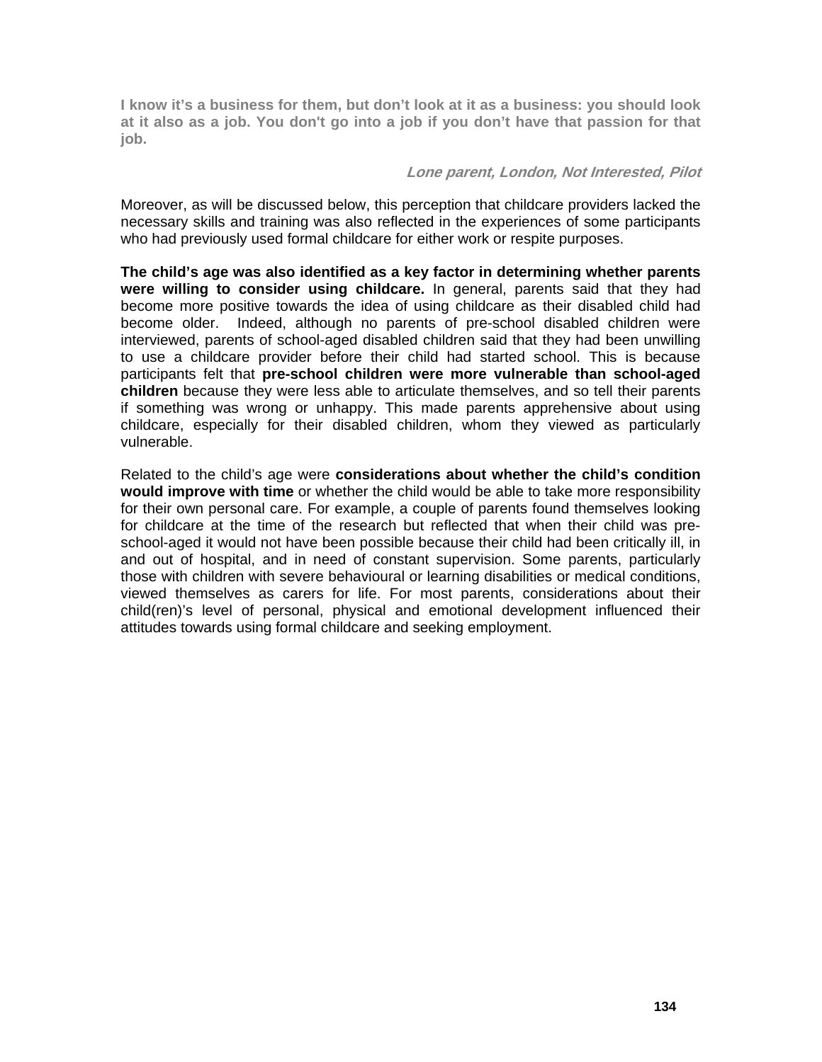**I know it's a business for them, but don't look at it as a business: you should look at it also as a job. You don't go into a job if you don't have that passion for that job.**

***Lone parent, London, Not Interested, Pilot***

Moreover, as will be discussed below, this perception that childcare providers lacked the necessary skills and training was also reflected in the experiences of some participants who had previously used formal childcare for either work or respite purposes.

**The child's age was also identified as a key factor in determining whether parents were willing to consider using childcare.** In general, parents said that they had become more positive towards the idea of using childcare as their disabled child had become older. Indeed, although no parents of pre-school disabled children were interviewed, parents of school-aged disabled children said that they had been unwilling to use a childcare provider before their child had started school. This is because participants felt that **pre-school children were more vulnerable than school-aged children** because they were less able to articulate themselves, and so tell their parents if something was wrong or unhappy. This made parents apprehensive about using childcare, especially for their disabled children, whom they viewed as particularly vulnerable.

Related to the child's age were **considerations about whether the child's condition would improve with time** or whether the child would be able to take more responsibility for their own personal care. For example, a couple of parents found themselves looking for childcare at the time of the research but reflected that when their child was pre-school-aged it would not have been possible because their child had been critically ill, in and out of hospital, and in need of constant supervision. Some parents, particularly those with children with severe behavioural or learning disabilities or medical conditions, viewed themselves as carers for life. For most parents, considerations about their child(ren)'s level of personal, physical and emotional development influenced their attitudes towards using formal childcare and seeking employment.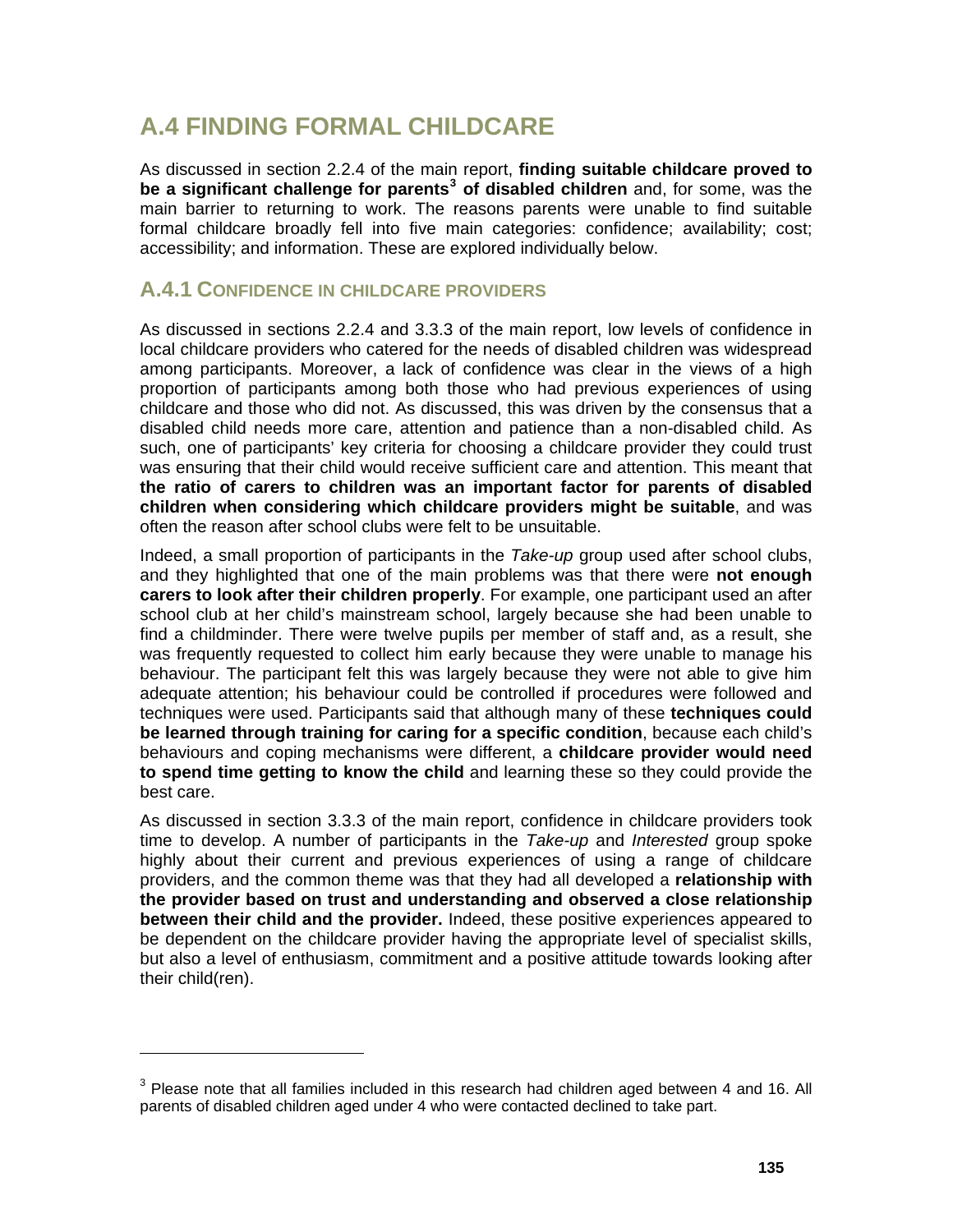# A.4 FINDING FORMAL CHILDCARE

As discussed in section 2.2.4 of the main report, **finding suitable childcare proved to be a significant challenge for parents[3] of disabled children** and, for some, was the main barrier to returning to work. The reasons parents were unable to find suitable formal childcare broadly fell into five main categories: confidence; availability; cost; accessibility; and information. These are explored individually below.

## A.4.1 CONFIDENCE IN CHILDCARE PROVIDERS

As discussed in sections 2.2.4 and 3.3.3 of the main report, low levels of confidence in local childcare providers who catered for the needs of disabled children was widespread among participants. Moreover, a lack of confidence was clear in the views of a high proportion of participants among both those who had previous experiences of using childcare and those who did not. As discussed, this was driven by the consensus that a disabled child needs more care, attention and patience than a non-disabled child. As such, one of participants' key criteria for choosing a childcare provider they could trust was ensuring that their child would receive sufficient care and attention. This meant that **the ratio of carers to children was an important factor for parents of disabled children when considering which childcare providers might be suitable**, and was often the reason after school clubs were felt to be unsuitable.

Indeed, a small proportion of participants in the *Take-up* group used after school clubs, and they highlighted that one of the main problems was that there were **not enough carers to look after their children properly**. For example, one participant used an after school club at her child's mainstream school, largely because she had been unable to find a childminder. There were twelve pupils per member of staff and, as a result, she was frequently requested to collect him early because they were unable to manage his behaviour. The participant felt this was largely because they were not able to give him adequate attention; his behaviour could be controlled if procedures were followed and techniques were used. Participants said that although many of these **techniques could be learned through training for caring for a specific condition**, because each child's behaviours and coping mechanisms were different, a **childcare provider would need to spend time getting to know the child** and learning these so they could provide the best care.

As discussed in section 3.3.3 of the main report, confidence in childcare providers took time to develop. A number of participants in the *Take-up* and *Interested* group spoke highly about their current and previous experiences of using a range of childcare providers, and the common theme was that they had all developed a **relationship with the provider based on trust and understanding and observed a close relationship between their child and the provider.** Indeed, these positive experiences appeared to be dependent on the childcare provider having the appropriate level of specialist skills, but also a level of enthusiasm, commitment and a positive attitude towards looking after their child(ren).

---

[3] Please note that all families included in this research had children aged between 4 and 16. All parents of disabled children aged under 4 who were contacted declined to take part.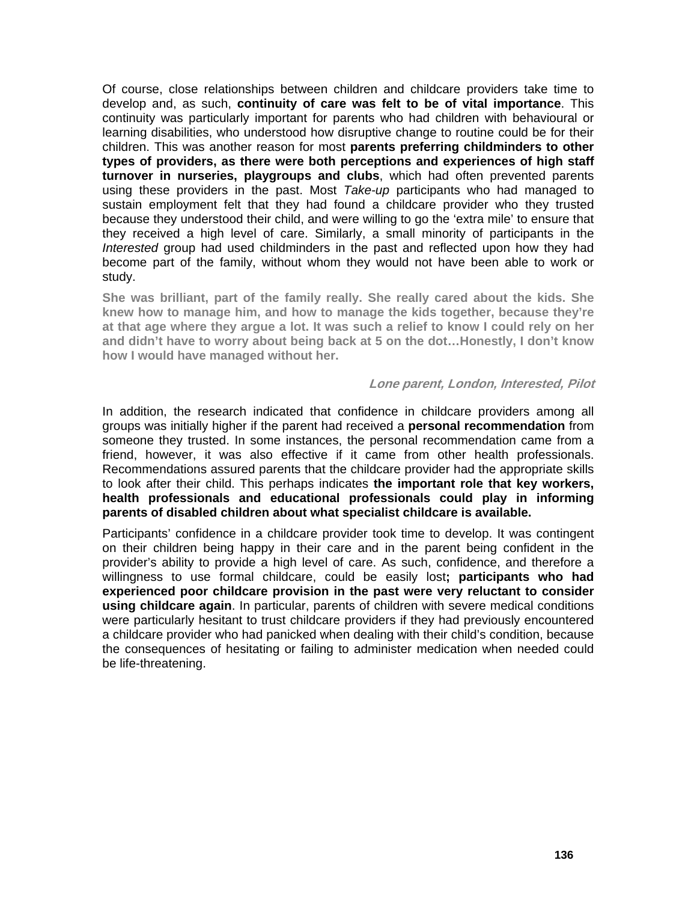Of course, close relationships between children and childcare providers take time to develop and, as such, **continuity of care was felt to be of vital importance**. This continuity was particularly important for parents who had children with behavioural or learning disabilities, who understood how disruptive change to routine could be for their children. This was another reason for most **parents preferring childminders to other types of providers, as there were both perceptions and experiences of high staff turnover in nurseries, playgroups and clubs**, which had often prevented parents using these providers in the past. Most *Take-up* participants who had managed to sustain employment felt that they had found a childcare provider who they trusted because they understood their child, and were willing to go the 'extra mile' to ensure that they received a high level of care. Similarly, a small minority of participants in the *Interested* group had used childminders in the past and reflected upon how they had become part of the family, without whom they would not have been able to work or study.

**She was brilliant, part of the family really. She really cared about the kids. She knew how to manage him, and how to manage the kids together, because they're at that age where they argue a lot. It was such a relief to know I could rely on her and didn't have to worry about being back at 5 on the dot…Honestly, I don't know how I would have managed without her.**

***Lone parent, London, Interested, Pilot***

In addition, the research indicated that confidence in childcare providers among all groups was initially higher if the parent had received a **personal recommendation** from someone they trusted. In some instances, the personal recommendation came from a friend, however, it was also effective if it came from other health professionals. Recommendations assured parents that the childcare provider had the appropriate skills to look after their child. This perhaps indicates **the important role that key workers, health professionals and educational professionals could play in informing parents of disabled children about what specialist childcare is available.**

Participants' confidence in a childcare provider took time to develop. It was contingent on their children being happy in their care and in the parent being confident in the provider's ability to provide a high level of care. As such, confidence, and therefore a willingness to use formal childcare, could be easily lost**; participants who had experienced poor childcare provision in the past were very reluctant to consider using childcare again**. In particular, parents of children with severe medical conditions were particularly hesitant to trust childcare providers if they had previously encountered a childcare provider who had panicked when dealing with their child's condition, because the consequences of hesitating or failing to administer medication when needed could be life-threatening.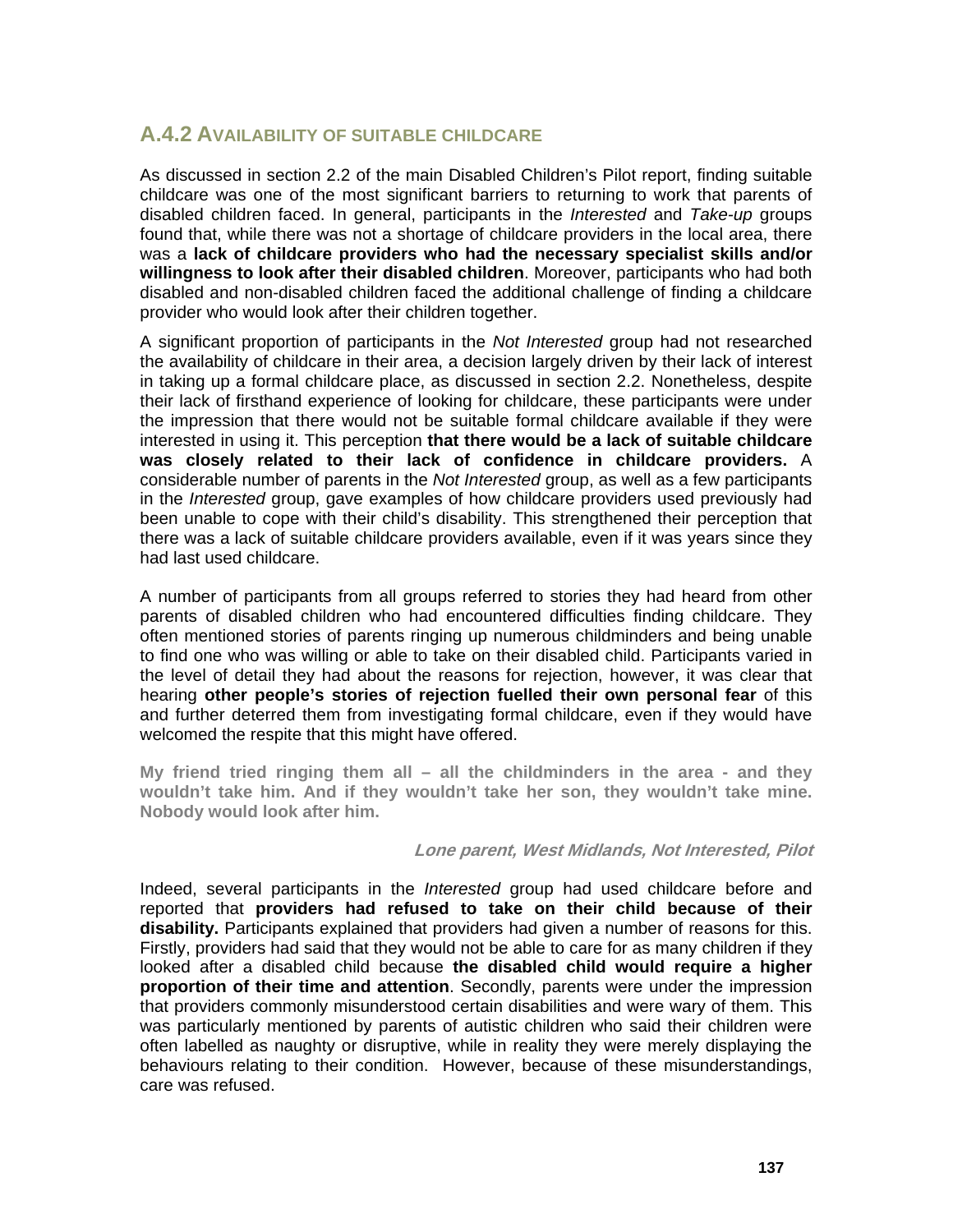### A.4.2 Availability of suitable childcare

As discussed in section 2.2 of the main Disabled Children's Pilot report, finding suitable childcare was one of the most significant barriers to returning to work that parents of disabled children faced. In general, participants in the *Interested* and *Take-up* groups found that, while there was not a shortage of childcare providers in the local area, there was a **lack of childcare providers who had the necessary specialist skills and/or willingness to look after their disabled children**. Moreover, participants who had both disabled and non-disabled children faced the additional challenge of finding a childcare provider who would look after their children together.

A significant proportion of participants in the *Not Interested* group had not researched the availability of childcare in their area, a decision largely driven by their lack of interest in taking up a formal childcare place, as discussed in section 2.2. Nonetheless, despite their lack of firsthand experience of looking for childcare, these participants were under the impression that there would not be suitable formal childcare available if they were interested in using it. This perception **that there would be a lack of suitable childcare was closely related to their lack of confidence in childcare providers.** A considerable number of parents in the *Not Interested* group, as well as a few participants in the *Interested* group, gave examples of how childcare providers used previously had been unable to cope with their child's disability. This strengthened their perception that there was a lack of suitable childcare providers available, even if it was years since they had last used childcare.

A number of participants from all groups referred to stories they had heard from other parents of disabled children who had encountered difficulties finding childcare. They often mentioned stories of parents ringing up numerous childminders and being unable to find one who was willing or able to take on their disabled child. Participants varied in the level of detail they had about the reasons for rejection, however, it was clear that hearing **other people's stories of rejection fuelled their own personal fear** of this and further deterred them from investigating formal childcare, even if they would have welcomed the respite that this might have offered.

> **My friend tried ringing them all – all the childminders in the area - and they wouldn't take him. And if they wouldn't take her son, they wouldn't take mine. Nobody would look after him.**
>
> ***Lone parent, West Midlands, Not Interested, Pilot***

Indeed, several participants in the *Interested* group had used childcare before and reported that **providers had refused to take on their child because of their disability.** Participants explained that providers had given a number of reasons for this. Firstly, providers had said that they would not be able to care for as many children if they looked after a disabled child because **the disabled child would require a higher proportion of their time and attention**. Secondly, parents were under the impression that providers commonly misunderstood certain disabilities and were wary of them. This was particularly mentioned by parents of autistic children who said their children were often labelled as naughty or disruptive, while in reality they were merely displaying the behaviours relating to their condition. However, because of these misunderstandings, care was refused.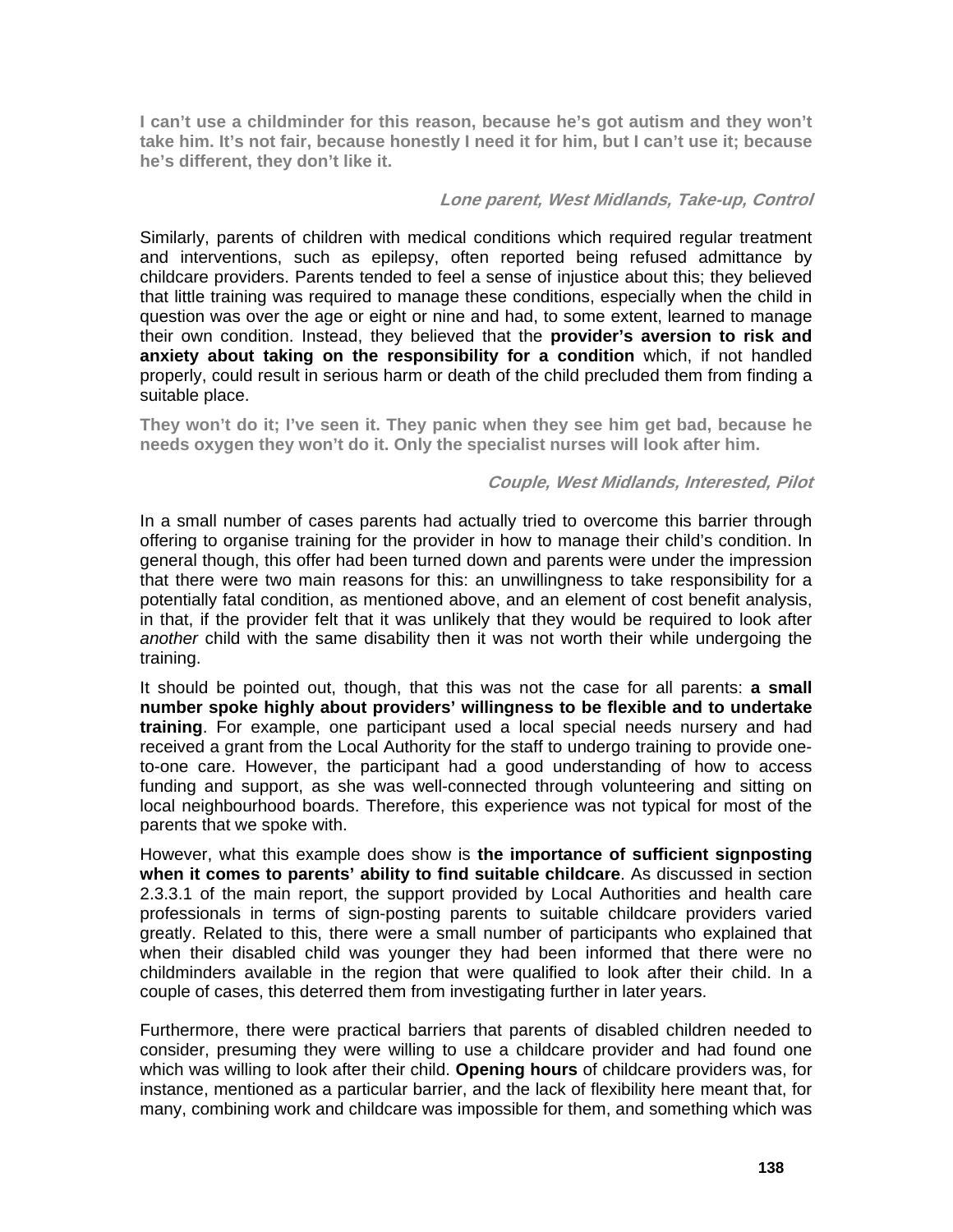**I can't use a childminder for this reason, because he's got autism and they won't take him. It's not fair, because honestly I need it for him, but I can't use it; because he's different, they don't like it.**

***Lone parent, West Midlands, Take-up, Control***

Similarly, parents of children with medical conditions which required regular treatment and interventions, such as epilepsy, often reported being refused admittance by childcare providers. Parents tended to feel a sense of injustice about this; they believed that little training was required to manage these conditions, especially when the child in question was over the age or eight or nine and had, to some extent, learned to manage their own condition. Instead, they believed that the **provider's aversion to risk and anxiety about taking on the responsibility for a condition** which, if not handled properly, could result in serious harm or death of the child precluded them from finding a suitable place.

**They won't do it; I've seen it. They panic when they see him get bad, because he needs oxygen they won't do it. Only the specialist nurses will look after him.**

***Couple, West Midlands, Interested, Pilot***

In a small number of cases parents had actually tried to overcome this barrier through offering to organise training for the provider in how to manage their child's condition. In general though, this offer had been turned down and parents were under the impression that there were two main reasons for this: an unwillingness to take responsibility for a potentially fatal condition, as mentioned above, and an element of cost benefit analysis, in that, if the provider felt that it was unlikely that they would be required to look after *another* child with the same disability then it was not worth their while undergoing the training.

It should be pointed out, though, that this was not the case for all parents: **a small number spoke highly about providers' willingness to be flexible and to undertake training**. For example, one participant used a local special needs nursery and had received a grant from the Local Authority for the staff to undergo training to provide one-to-one care. However, the participant had a good understanding of how to access funding and support, as she was well-connected through volunteering and sitting on local neighbourhood boards. Therefore, this experience was not typical for most of the parents that we spoke with.

However, what this example does show is **the importance of sufficient signposting when it comes to parents' ability to find suitable childcare**. As discussed in section 2.3.3.1 of the main report, the support provided by Local Authorities and health care professionals in terms of sign-posting parents to suitable childcare providers varied greatly. Related to this, there were a small number of participants who explained that when their disabled child was younger they had been informed that there were no childminders available in the region that were qualified to look after their child. In a couple of cases, this deterred them from investigating further in later years.

Furthermore, there were practical barriers that parents of disabled children needed to consider, presuming they were willing to use a childcare provider and had found one which was willing to look after their child. **Opening hours** of childcare providers was, for instance, mentioned as a particular barrier, and the lack of flexibility here meant that, for many, combining work and childcare was impossible for them, and something which was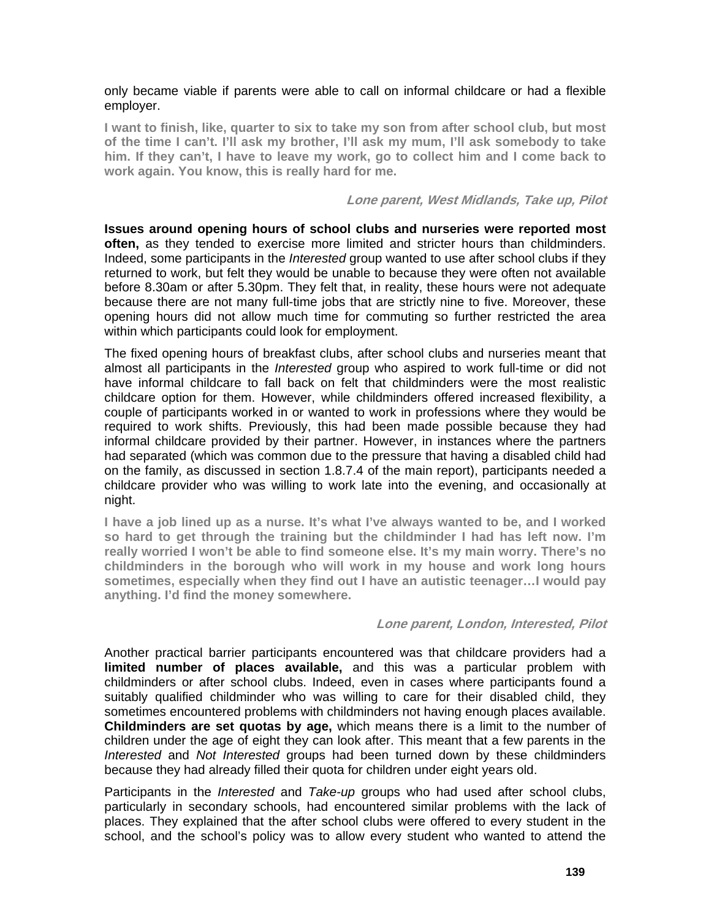only became viable if parents were able to call on informal childcare or had a flexible employer.

**I want to finish, like, quarter to six to take my son from after school club, but most of the time I can't. I'll ask my brother, I'll ask my mum, I'll ask somebody to take him. If they can't, I have to leave my work, go to collect him and I come back to work again. You know, this is really hard for me.**

***Lone parent, West Midlands, Take up, Pilot***

**Issues around opening hours of school clubs and nurseries were reported most often,** as they tended to exercise more limited and stricter hours than childminders. Indeed, some participants in the *Interested* group wanted to use after school clubs if they returned to work, but felt they would be unable to because they were often not available before 8.30am or after 5.30pm. They felt that, in reality, these hours were not adequate because there are not many full-time jobs that are strictly nine to five. Moreover, these opening hours did not allow much time for commuting so further restricted the area within which participants could look for employment.

The fixed opening hours of breakfast clubs, after school clubs and nurseries meant that almost all participants in the *Interested* group who aspired to work full-time or did not have informal childcare to fall back on felt that childminders were the most realistic childcare option for them. However, while childminders offered increased flexibility, a couple of participants worked in or wanted to work in professions where they would be required to work shifts. Previously, this had been made possible because they had informal childcare provided by their partner. However, in instances where the partners had separated (which was common due to the pressure that having a disabled child had on the family, as discussed in section 1.8.7.4 of the main report), participants needed a childcare provider who was willing to work late into the evening, and occasionally at night.

**I have a job lined up as a nurse. It's what I've always wanted to be, and I worked so hard to get through the training but the childminder I had has left now. I'm really worried I won't be able to find someone else. It's my main worry. There's no childminders in the borough who will work in my house and work long hours sometimes, especially when they find out I have an autistic teenager…I would pay anything. I'd find the money somewhere.**

***Lone parent, London, Interested, Pilot***

Another practical barrier participants encountered was that childcare providers had a **limited number of places available,** and this was a particular problem with childminders or after school clubs. Indeed, even in cases where participants found a suitably qualified childminder who was willing to care for their disabled child, they sometimes encountered problems with childminders not having enough places available. **Childminders are set quotas by age,** which means there is a limit to the number of children under the age of eight they can look after. This meant that a few parents in the *Interested* and *Not Interested* groups had been turned down by these childminders because they had already filled their quota for children under eight years old.

Participants in the *Interested* and *Take-up* groups who had used after school clubs, particularly in secondary schools, had encountered similar problems with the lack of places. They explained that the after school clubs were offered to every student in the school, and the school's policy was to allow every student who wanted to attend the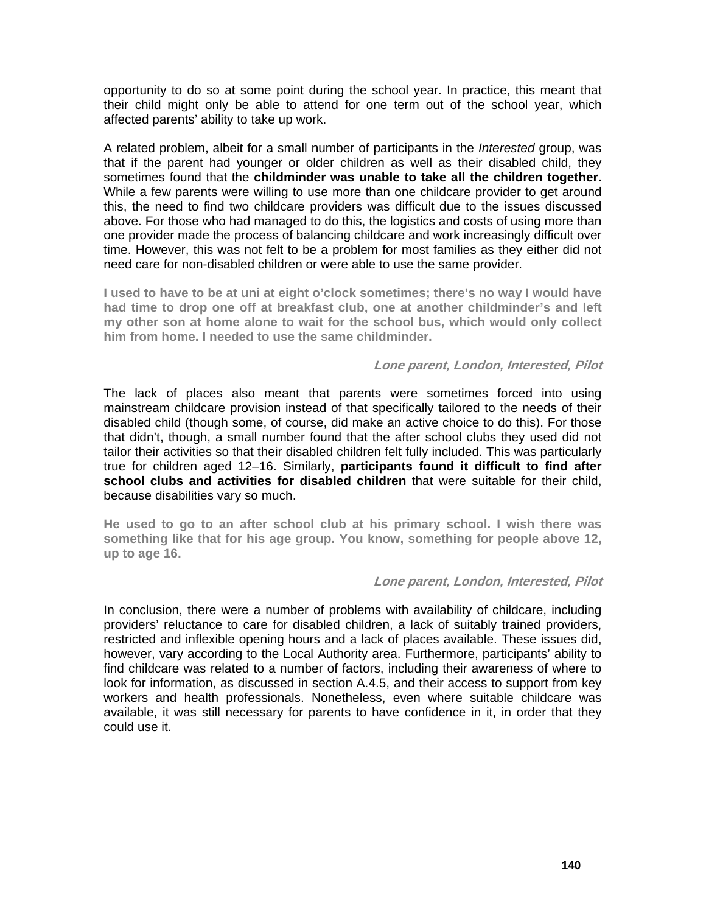opportunity to do so at some point during the school year. In practice, this meant that their child might only be able to attend for one term out of the school year, which affected parents' ability to take up work.

A related problem, albeit for a small number of participants in the *Interested* group, was that if the parent had younger or older children as well as their disabled child, they sometimes found that the **childminder was unable to take all the children together.** While a few parents were willing to use more than one childcare provider to get around this, the need to find two childcare providers was difficult due to the issues discussed above. For those who had managed to do this, the logistics and costs of using more than one provider made the process of balancing childcare and work increasingly difficult over time. However, this was not felt to be a problem for most families as they either did not need care for non-disabled children or were able to use the same provider.

**I used to have to be at uni at eight o'clock sometimes; there's no way I would have had time to drop one off at breakfast club, one at another childminder's and left my other son at home alone to wait for the school bus, which would only collect him from home. I needed to use the same childminder.**

***Lone parent, London, Interested, Pilot***

The lack of places also meant that parents were sometimes forced into using mainstream childcare provision instead of that specifically tailored to the needs of their disabled child (though some, of course, did make an active choice to do this). For those that didn't, though, a small number found that the after school clubs they used did not tailor their activities so that their disabled children felt fully included. This was particularly true for children aged 12–16. Similarly, **participants found it difficult to find after school clubs and activities for disabled children** that were suitable for their child, because disabilities vary so much.

**He used to go to an after school club at his primary school. I wish there was something like that for his age group. You know, something for people above 12, up to age 16.**

***Lone parent, London, Interested, Pilot***

In conclusion, there were a number of problems with availability of childcare, including providers' reluctance to care for disabled children, a lack of suitably trained providers, restricted and inflexible opening hours and a lack of places available. These issues did, however, vary according to the Local Authority area. Furthermore, participants' ability to find childcare was related to a number of factors, including their awareness of where to look for information, as discussed in section A.4.5, and their access to support from key workers and health professionals. Nonetheless, even where suitable childcare was available, it was still necessary for parents to have confidence in it, in order that they could use it.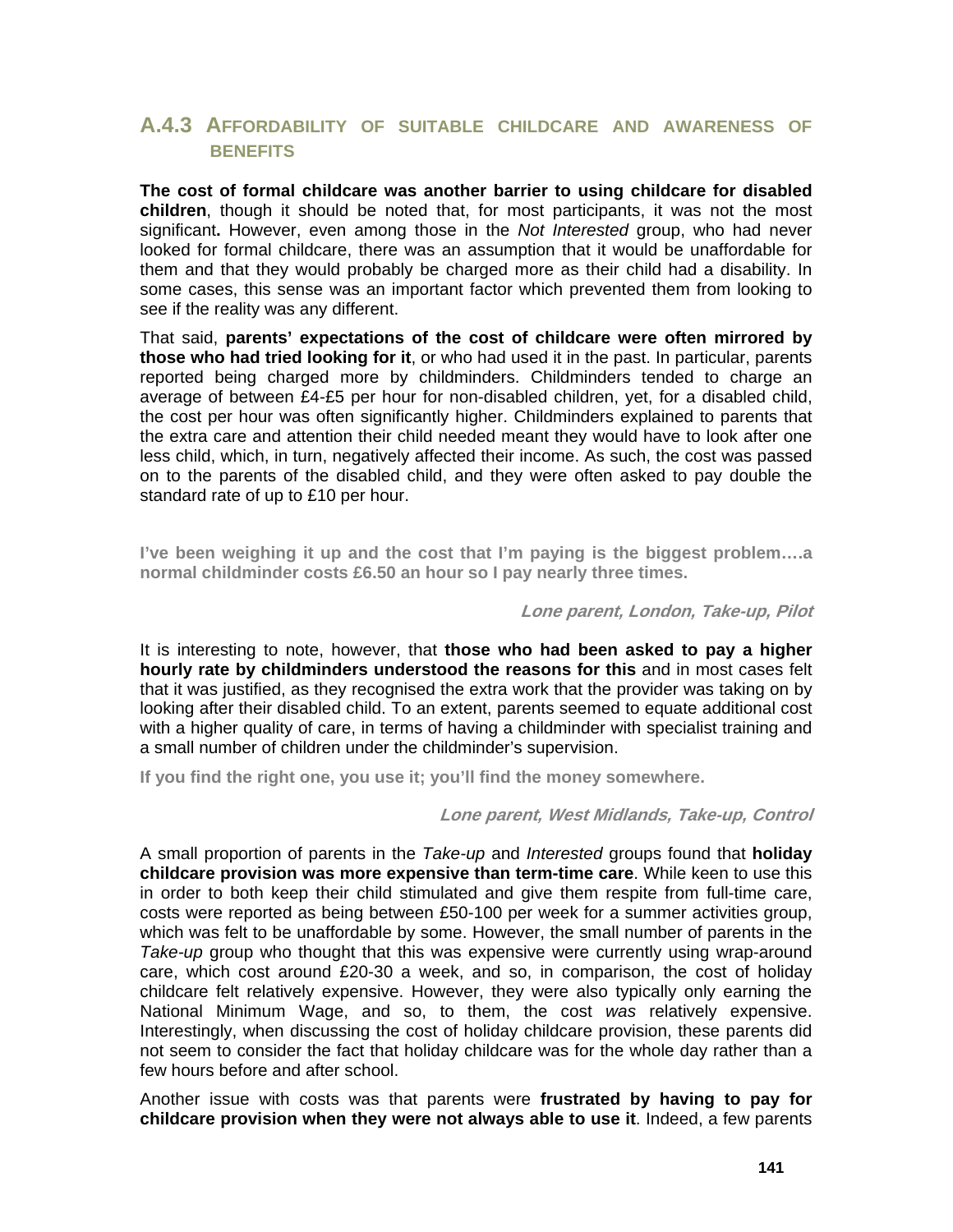### A.4.3 Affordability of suitable childcare and awareness of benefits

**The cost of formal childcare was another barrier to using childcare for disabled children**, though it should be noted that, for most participants, it was not the most significant**.** However, even among those in the *Not Interested* group, who had never looked for formal childcare, there was an assumption that it would be unaffordable for them and that they would probably be charged more as their child had a disability. In some cases, this sense was an important factor which prevented them from looking to see if the reality was any different.

That said, **parents' expectations of the cost of childcare were often mirrored by those who had tried looking for it**, or who had used it in the past. In particular, parents reported being charged more by childminders. Childminders tended to charge an average of between £4-£5 per hour for non-disabled children, yet, for a disabled child, the cost per hour was often significantly higher. Childminders explained to parents that the extra care and attention their child needed meant they would have to look after one less child, which, in turn, negatively affected their income. As such, the cost was passed on to the parents of the disabled child, and they were often asked to pay double the standard rate of up to £10 per hour.

**I've been weighing it up and the cost that I'm paying is the biggest problem….a normal childminder costs £6.50 an hour so I pay nearly three times.**

***Lone parent, London, Take-up, Pilot***

It is interesting to note, however, that **those who had been asked to pay a higher hourly rate by childminders understood the reasons for this** and in most cases felt that it was justified, as they recognised the extra work that the provider was taking on by looking after their disabled child. To an extent, parents seemed to equate additional cost with a higher quality of care, in terms of having a childminder with specialist training and a small number of children under the childminder's supervision.

**If you find the right one, you use it; you'll find the money somewhere.**

***Lone parent, West Midlands, Take-up, Control***

A small proportion of parents in the *Take-up* and *Interested* groups found that **holiday childcare provision was more expensive than term-time care**. While keen to use this in order to both keep their child stimulated and give them respite from full-time care, costs were reported as being between £50-100 per week for a summer activities group, which was felt to be unaffordable by some. However, the small number of parents in the *Take-up* group who thought that this was expensive were currently using wrap-around care, which cost around £20-30 a week, and so, in comparison, the cost of holiday childcare felt relatively expensive. However, they were also typically only earning the National Minimum Wage, and so, to them, the cost *was* relatively expensive. Interestingly, when discussing the cost of holiday childcare provision, these parents did not seem to consider the fact that holiday childcare was for the whole day rather than a few hours before and after school.

Another issue with costs was that parents were **frustrated by having to pay for childcare provision when they were not always able to use it**. Indeed, a few parents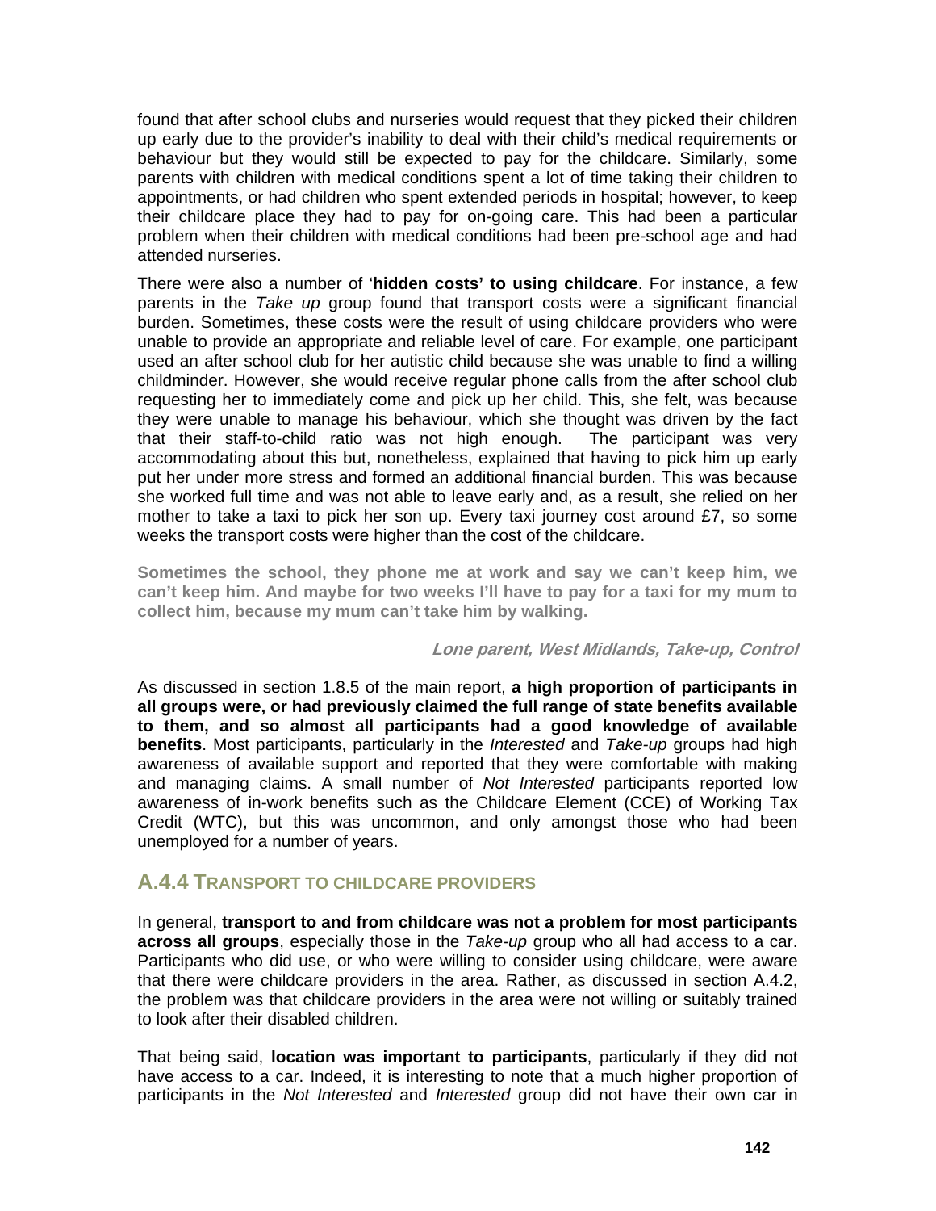found that after school clubs and nurseries would request that they picked their children up early due to the provider's inability to deal with their child's medical requirements or behaviour but they would still be expected to pay for the childcare. Similarly, some parents with children with medical conditions spent a lot of time taking their children to appointments, or had children who spent extended periods in hospital; however, to keep their childcare place they had to pay for on-going care. This had been a particular problem when their children with medical conditions had been pre-school age and had attended nurseries.

There were also a number of '**hidden costs' to using childcare**. For instance, a few parents in the *Take up* group found that transport costs were a significant financial burden. Sometimes, these costs were the result of using childcare providers who were unable to provide an appropriate and reliable level of care. For example, one participant used an after school club for her autistic child because she was unable to find a willing childminder. However, she would receive regular phone calls from the after school club requesting her to immediately come and pick up her child. This, she felt, was because they were unable to manage his behaviour, which she thought was driven by the fact that their staff-to-child ratio was not high enough. The participant was very accommodating about this but, nonetheless, explained that having to pick him up early put her under more stress and formed an additional financial burden. This was because she worked full time and was not able to leave early and, as a result, she relied on her mother to take a taxi to pick her son up. Every taxi journey cost around £7, so some weeks the transport costs were higher than the cost of the childcare.

**Sometimes the school, they phone me at work and say we can't keep him, we can't keep him. And maybe for two weeks I'll have to pay for a taxi for my mum to collect him, because my mum can't take him by walking.**

***Lone parent, West Midlands, Take-up, Control***

As discussed in section 1.8.5 of the main report, **a high proportion of participants in all groups were, or had previously claimed the full range of state benefits available to them, and so almost all participants had a good knowledge of available benefits**. Most participants, particularly in the *Interested* and *Take-up* groups had high awareness of available support and reported that they were comfortable with making and managing claims. A small number of *Not Interested* participants reported low awareness of in-work benefits such as the Childcare Element (CCE) of Working Tax Credit (WTC), but this was uncommon, and only amongst those who had been unemployed for a number of years.

### A.4.4 TRANSPORT TO CHILDCARE PROVIDERS

In general, **transport to and from childcare was not a problem for most participants across all groups**, especially those in the *Take-up* group who all had access to a car. Participants who did use, or who were willing to consider using childcare, were aware that there were childcare providers in the area. Rather, as discussed in section A.4.2, the problem was that childcare providers in the area were not willing or suitably trained to look after their disabled children.

That being said, **location was important to participants**, particularly if they did not have access to a car. Indeed, it is interesting to note that a much higher proportion of participants in the *Not Interested* and *Interested* group did not have their own car in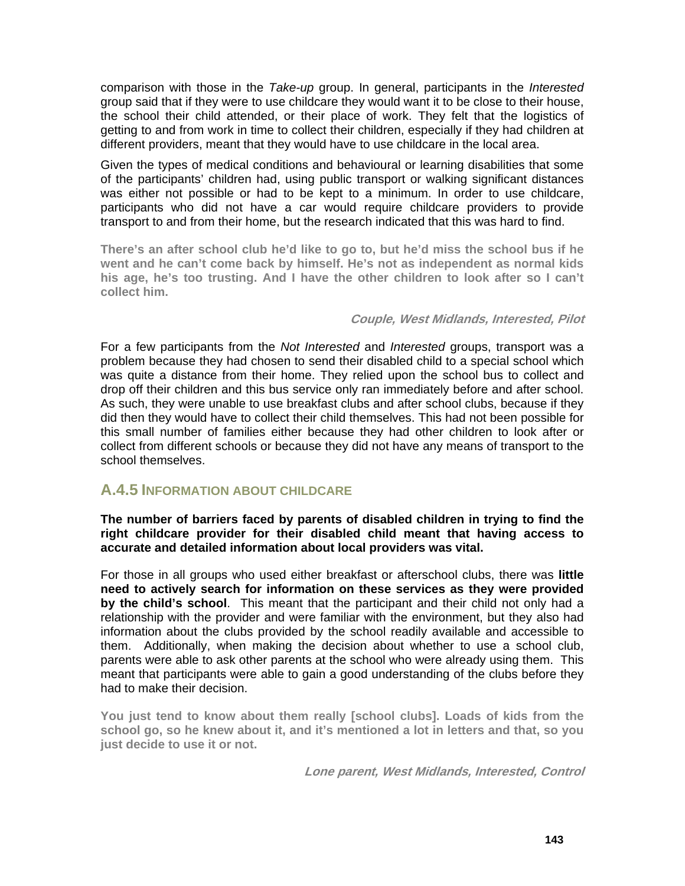comparison with those in the *Take-up* group. In general, participants in the *Interested* group said that if they were to use childcare they would want it to be close to their house, the school their child attended, or their place of work. They felt that the logistics of getting to and from work in time to collect their children, especially if they had children at different providers, meant that they would have to use childcare in the local area.

Given the types of medical conditions and behavioural or learning disabilities that some of the participants' children had, using public transport or walking significant distances was either not possible or had to be kept to a minimum. In order to use childcare, participants who did not have a car would require childcare providers to provide transport to and from their home, but the research indicated that this was hard to find.

**There's an after school club he'd like to go to, but he'd miss the school bus if he went and he can't come back by himself. He's not as independent as normal kids his age, he's too trusting. And I have the other children to look after so I can't collect him.**

***Couple, West Midlands, Interested, Pilot***

For a few participants from the *Not Interested* and *Interested* groups, transport was a problem because they had chosen to send their disabled child to a special school which was quite a distance from their home. They relied upon the school bus to collect and drop off their children and this bus service only ran immediately before and after school. As such, they were unable to use breakfast clubs and after school clubs, because if they did then they would have to collect their child themselves. This had not been possible for this small number of families either because they had other children to look after or collect from different schools or because they did not have any means of transport to the school themselves.

### A.4.5 INFORMATION ABOUT CHILDCARE

**The number of barriers faced by parents of disabled children in trying to find the right childcare provider for their disabled child meant that having access to accurate and detailed information about local providers was vital.**

For those in all groups who used either breakfast or afterschool clubs, there was **little need to actively search for information on these services as they were provided by the child's school**. This meant that the participant and their child not only had a relationship with the provider and were familiar with the environment, but they also had information about the clubs provided by the school readily available and accessible to them. Additionally, when making the decision about whether to use a school club, parents were able to ask other parents at the school who were already using them. This meant that participants were able to gain a good understanding of the clubs before they had to make their decision.

**You just tend to know about them really [school clubs]. Loads of kids from the school go, so he knew about it, and it's mentioned a lot in letters and that, so you just decide to use it or not.**

***Lone parent, West Midlands, Interested, Control***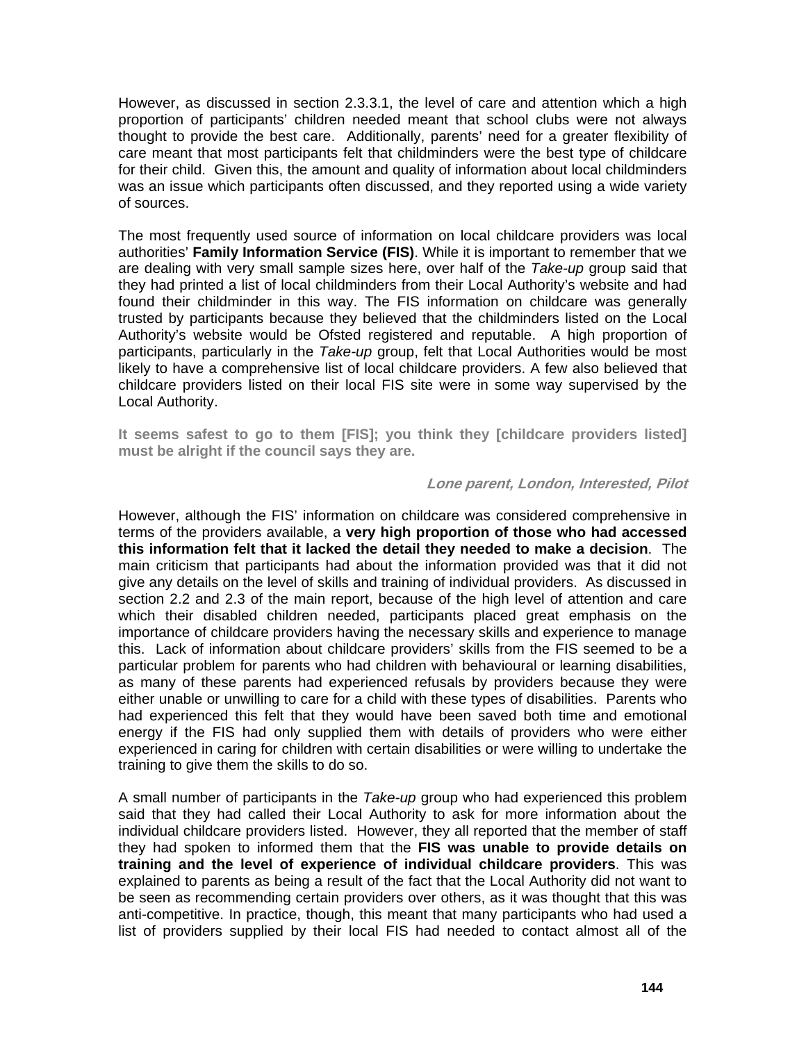However, as discussed in section 2.3.3.1, the level of care and attention which a high proportion of participants' children needed meant that school clubs were not always thought to provide the best care. Additionally, parents' need for a greater flexibility of care meant that most participants felt that childminders were the best type of childcare for their child. Given this, the amount and quality of information about local childminders was an issue which participants often discussed, and they reported using a wide variety of sources.

The most frequently used source of information on local childcare providers was local authorities' **Family Information Service (FIS)**. While it is important to remember that we are dealing with very small sample sizes here, over half of the *Take-up* group said that they had printed a list of local childminders from their Local Authority's website and had found their childminder in this way. The FIS information on childcare was generally trusted by participants because they believed that the childminders listed on the Local Authority's website would be Ofsted registered and reputable. A high proportion of participants, particularly in the *Take-up* group, felt that Local Authorities would be most likely to have a comprehensive list of local childcare providers. A few also believed that childcare providers listed on their local FIS site were in some way supervised by the Local Authority.

**It seems safest to go to them [FIS]; you think they [childcare providers listed] must be alright if the council says they are.**

***Lone parent, London, Interested, Pilot***

However, although the FIS' information on childcare was considered comprehensive in terms of the providers available, a **very high proportion of those who had accessed this information felt that it lacked the detail they needed to make a decision**. The main criticism that participants had about the information provided was that it did not give any details on the level of skills and training of individual providers. As discussed in section 2.2 and 2.3 of the main report, because of the high level of attention and care which their disabled children needed, participants placed great emphasis on the importance of childcare providers having the necessary skills and experience to manage this. Lack of information about childcare providers' skills from the FIS seemed to be a particular problem for parents who had children with behavioural or learning disabilities, as many of these parents had experienced refusals by providers because they were either unable or unwilling to care for a child with these types of disabilities. Parents who had experienced this felt that they would have been saved both time and emotional energy if the FIS had only supplied them with details of providers who were either experienced in caring for children with certain disabilities or were willing to undertake the training to give them the skills to do so.

A small number of participants in the *Take-up* group who had experienced this problem said that they had called their Local Authority to ask for more information about the individual childcare providers listed. However, they all reported that the member of staff they had spoken to informed them that the **FIS was unable to provide details on training and the level of experience of individual childcare providers**. This was explained to parents as being a result of the fact that the Local Authority did not want to be seen as recommending certain providers over others, as it was thought that this was anti-competitive. In practice, though, this meant that many participants who had used a list of providers supplied by their local FIS had needed to contact almost all of the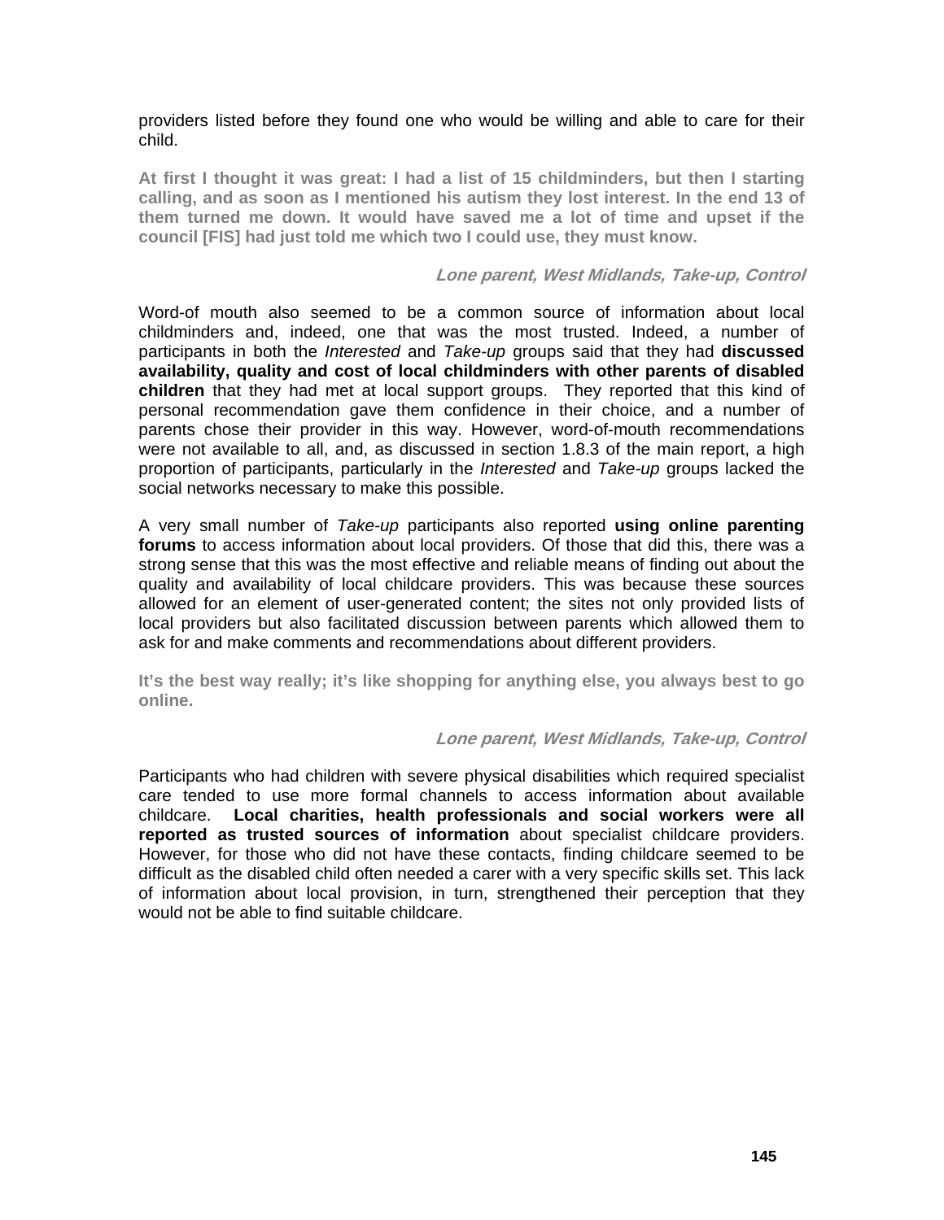providers listed before they found one who would be willing and able to care for their child.

**At first I thought it was great: I had a list of 15 childminders, but then I starting calling, and as soon as I mentioned his autism they lost interest. In the end 13 of them turned me down. It would have saved me a lot of time and upset if the council [FIS] had just told me which two I could use, they must know.**

***Lone parent, West Midlands, Take-up, Control***

Word-of mouth also seemed to be a common source of information about local childminders and, indeed, one that was the most trusted. Indeed, a number of participants in both the *Interested* and *Take-up* groups said that they had **discussed availability, quality and cost of local childminders with other parents of disabled children** that they had met at local support groups. They reported that this kind of personal recommendation gave them confidence in their choice, and a number of parents chose their provider in this way. However, word-of-mouth recommendations were not available to all, and, as discussed in section 1.8.3 of the main report, a high proportion of participants, particularly in the *Interested* and *Take-up* groups lacked the social networks necessary to make this possible.

A very small number of *Take-up* participants also reported **using online parenting forums** to access information about local providers. Of those that did this, there was a strong sense that this was the most effective and reliable means of finding out about the quality and availability of local childcare providers. This was because these sources allowed for an element of user-generated content; the sites not only provided lists of local providers but also facilitated discussion between parents which allowed them to ask for and make comments and recommendations about different providers.

**It's the best way really; it's like shopping for anything else, you always best to go online.**

***Lone parent, West Midlands, Take-up, Control***

Participants who had children with severe physical disabilities which required specialist care tended to use more formal channels to access information about available childcare. **Local charities, health professionals and social workers were all reported as trusted sources of information** about specialist childcare providers. However, for those who did not have these contacts, finding childcare seemed to be difficult as the disabled child often needed a carer with a very specific skills set. This lack of information about local provision, in turn, strengthened their perception that they would not be able to find suitable childcare.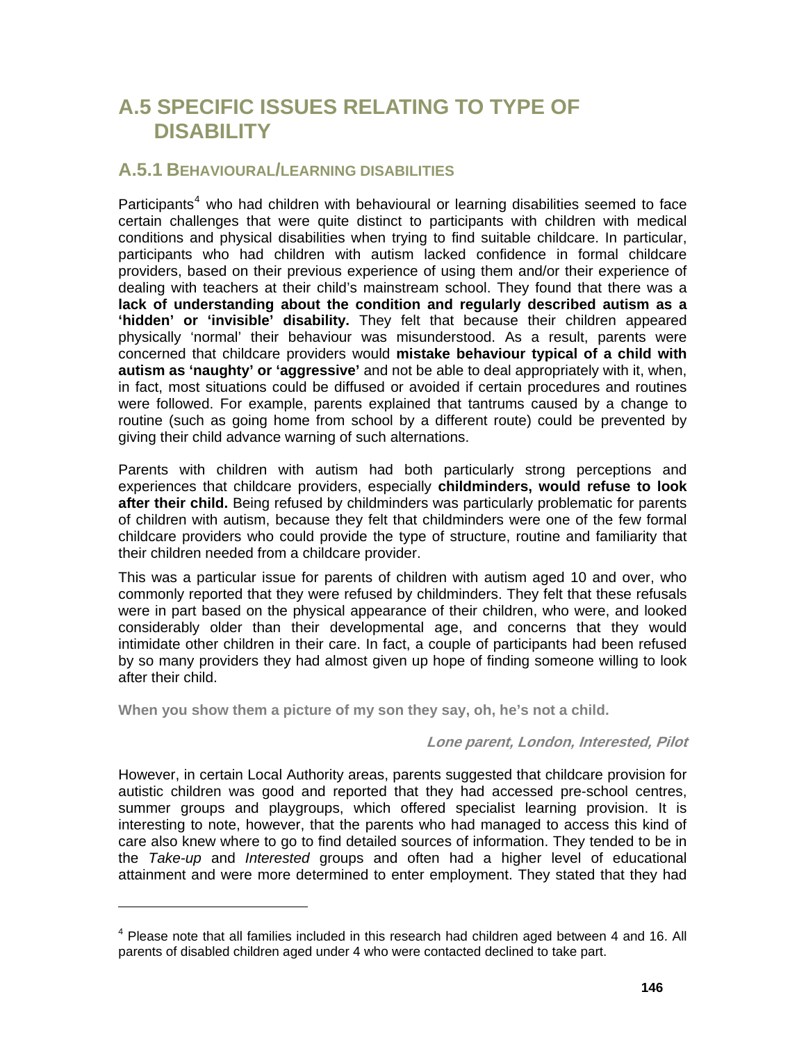# A.5 SPECIFIC ISSUES RELATING TO TYPE OF DISABILITY

## A.5.1 BEHAVIOURAL/LEARNING DISABILITIES

Participants[4] who had children with behavioural or learning disabilities seemed to face certain challenges that were quite distinct to participants with children with medical conditions and physical disabilities when trying to find suitable childcare. In particular, participants who had children with autism lacked confidence in formal childcare providers, based on their previous experience of using them and/or their experience of dealing with teachers at their child's mainstream school. They found that there was a **lack of understanding about the condition and regularly described autism as a 'hidden' or 'invisible' disability.** They felt that because their children appeared physically 'normal' their behaviour was misunderstood. As a result, parents were concerned that childcare providers would **mistake behaviour typical of a child with autism as 'naughty' or 'aggressive'** and not be able to deal appropriately with it, when, in fact, most situations could be diffused or avoided if certain procedures and routines were followed. For example, parents explained that tantrums caused by a change to routine (such as going home from school by a different route) could be prevented by giving their child advance warning of such alternations.

Parents with children with autism had both particularly strong perceptions and experiences that childcare providers, especially **childminders, would refuse to look after their child.** Being refused by childminders was particularly problematic for parents of children with autism, because they felt that childminders were one of the few formal childcare providers who could provide the type of structure, routine and familiarity that their children needed from a childcare provider.

This was a particular issue for parents of children with autism aged 10 and over, who commonly reported that they were refused by childminders. They felt that these refusals were in part based on the physical appearance of their children, who were, and looked considerably older than their developmental age, and concerns that they would intimidate other children in their care. In fact, a couple of participants had been refused by so many providers they had almost given up hope of finding someone willing to look after their child.

**When you show them a picture of my son they say, oh, he's not a child.**

***Lone parent, London, Interested, Pilot***

However, in certain Local Authority areas, parents suggested that childcare provision for autistic children was good and reported that they had accessed pre-school centres, summer groups and playgroups, which offered specialist learning provision. It is interesting to note, however, that the parents who had managed to access this kind of care also knew where to go to find detailed sources of information. They tended to be in the *Take-up* and *Interested* groups and often had a higher level of educational attainment and were more determined to enter employment. They stated that they had

---

[4] Please note that all families included in this research had children aged between 4 and 16. All parents of disabled children aged under 4 who were contacted declined to take part.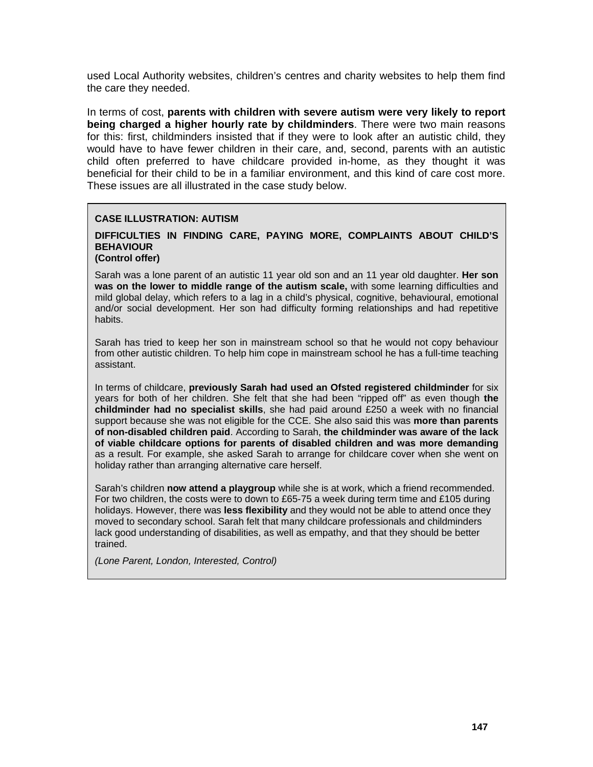used Local Authority websites, children's centres and charity websites to help them find the care they needed.

In terms of cost, **parents with children with severe autism were very likely to report being charged a higher hourly rate by childminders**. There were two main reasons for this: first, childminders insisted that if they were to look after an autistic child, they would have to have fewer children in their care, and, second, parents with an autistic child often preferred to have childcare provided in-home, as they thought it was beneficial for their child to be in a familiar environment, and this kind of care cost more. These issues are all illustrated in the case study below.

**CASE ILLUSTRATION: AUTISM**

**DIFFICULTIES IN FINDING CARE, PAYING MORE, COMPLAINTS ABOUT CHILD'S BEHAVIOUR**
**(Control offer)**

Sarah was a lone parent of an autistic 11 year old son and an 11 year old daughter. **Her son was on the lower to middle range of the autism scale,** with some learning difficulties and mild global delay, which refers to a lag in a child's physical, cognitive, behavioural, emotional and/or social development. Her son had difficulty forming relationships and had repetitive habits.

Sarah has tried to keep her son in mainstream school so that he would not copy behaviour from other autistic children. To help him cope in mainstream school he has a full-time teaching assistant.

In terms of childcare, **previously Sarah had used an Ofsted registered childminder** for six years for both of her children. She felt that she had been "ripped off" as even though **the childminder had no specialist skills**, she had paid around £250 a week with no financial support because she was not eligible for the CCE. She also said this was **more than parents of non-disabled children paid**. According to Sarah, **the childminder was aware of the lack of viable childcare options for parents of disabled children and was more demanding** as a result. For example, she asked Sarah to arrange for childcare cover when she went on holiday rather than arranging alternative care herself.

Sarah's children **now attend a playgroup** while she is at work, which a friend recommended. For two children, the costs were to down to £65-75 a week during term time and £105 during holidays. However, there was **less flexibility** and they would not be able to attend once they moved to secondary school. Sarah felt that many childcare professionals and childminders lack good understanding of disabilities, as well as empathy, and that they should be better trained.

*(Lone Parent, London, Interested, Control)*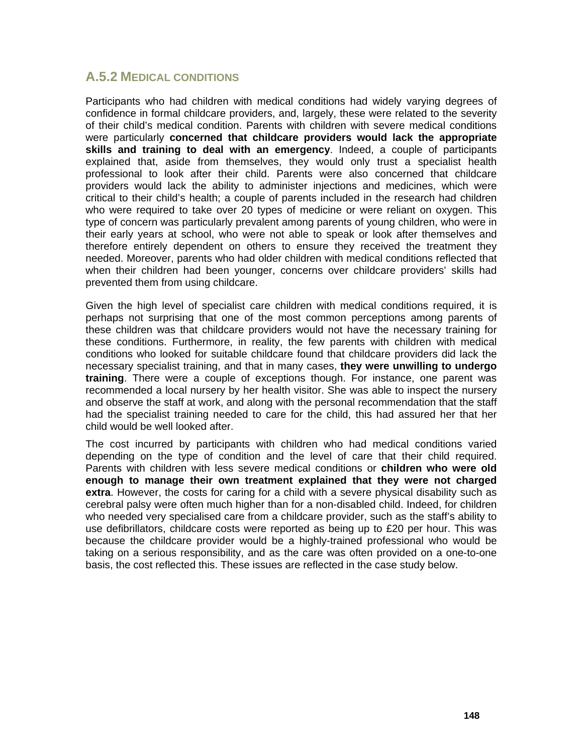### A.5.2 Medical conditions

Participants who had children with medical conditions had widely varying degrees of confidence in formal childcare providers, and, largely, these were related to the severity of their child's medical condition. Parents with children with severe medical conditions were particularly **concerned that childcare providers would lack the appropriate skills and training to deal with an emergency**. Indeed, a couple of participants explained that, aside from themselves, they would only trust a specialist health professional to look after their child. Parents were also concerned that childcare providers would lack the ability to administer injections and medicines, which were critical to their child's health; a couple of parents included in the research had children who were required to take over 20 types of medicine or were reliant on oxygen. This type of concern was particularly prevalent among parents of young children, who were in their early years at school, who were not able to speak or look after themselves and therefore entirely dependent on others to ensure they received the treatment they needed. Moreover, parents who had older children with medical conditions reflected that when their children had been younger, concerns over childcare providers' skills had prevented them from using childcare.

Given the high level of specialist care children with medical conditions required, it is perhaps not surprising that one of the most common perceptions among parents of these children was that childcare providers would not have the necessary training for these conditions. Furthermore, in reality, the few parents with children with medical conditions who looked for suitable childcare found that childcare providers did lack the necessary specialist training, and that in many cases, **they were unwilling to undergo training**. There were a couple of exceptions though. For instance, one parent was recommended a local nursery by her health visitor. She was able to inspect the nursery and observe the staff at work, and along with the personal recommendation that the staff had the specialist training needed to care for the child, this had assured her that her child would be well looked after.

The cost incurred by participants with children who had medical conditions varied depending on the type of condition and the level of care that their child required. Parents with children with less severe medical conditions or **children who were old enough to manage their own treatment explained that they were not charged extra**. However, the costs for caring for a child with a severe physical disability such as cerebral palsy were often much higher than for a non-disabled child. Indeed, for children who needed very specialised care from a childcare provider, such as the staff's ability to use defibrillators, childcare costs were reported as being up to £20 per hour. This was because the childcare provider would be a highly-trained professional who would be taking on a serious responsibility, and as the care was often provided on a one-to-one basis, the cost reflected this. These issues are reflected in the case study below.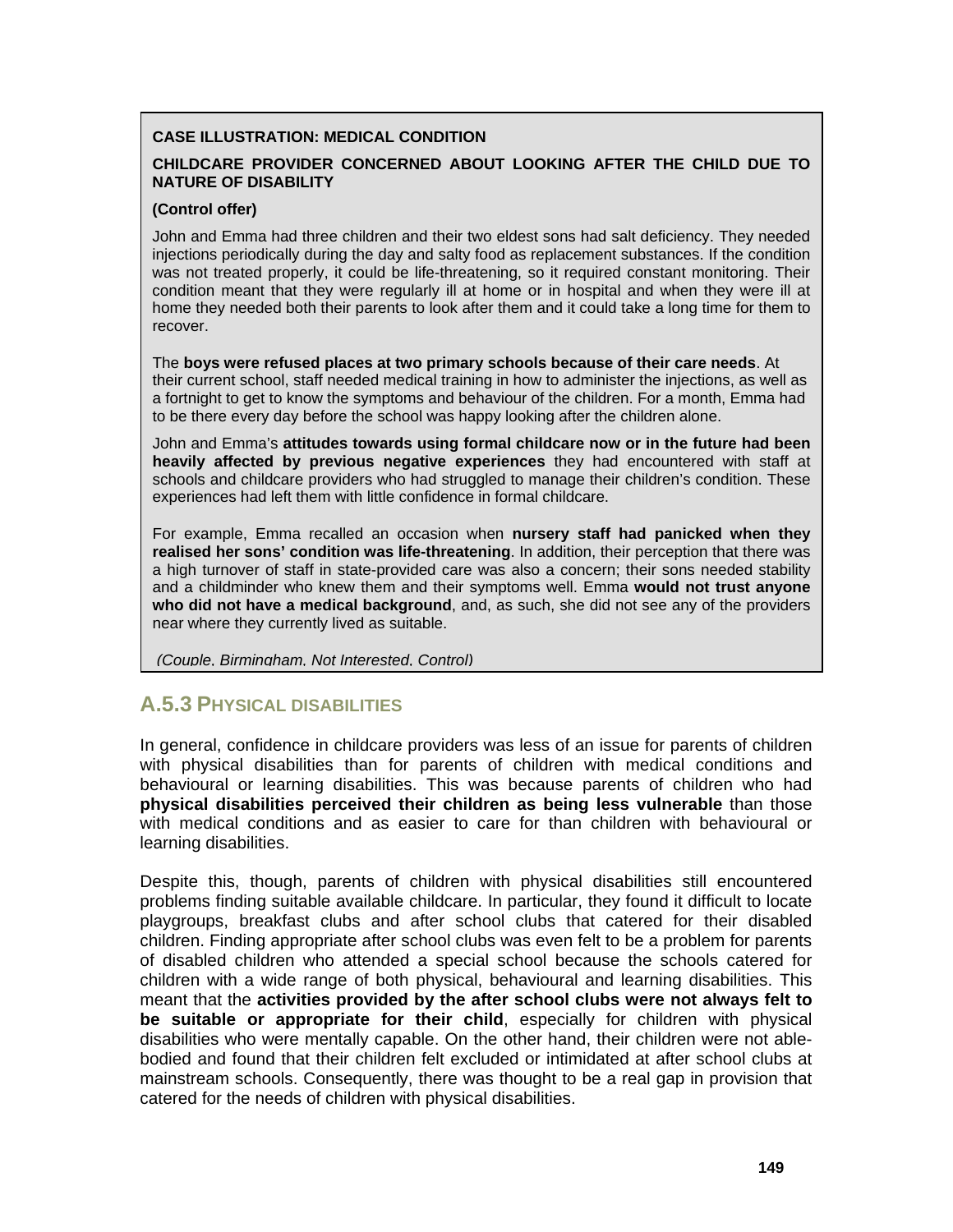**CASE ILLUSTRATION: MEDICAL CONDITION**

**CHILDCARE PROVIDER CONCERNED ABOUT LOOKING AFTER THE CHILD DUE TO NATURE OF DISABILITY**

**(Control offer)**

John and Emma had three children and their two eldest sons had salt deficiency. They needed injections periodically during the day and salty food as replacement substances. If the condition was not treated properly, it could be life-threatening, so it required constant monitoring. Their condition meant that they were regularly ill at home or in hospital and when they were ill at home they needed both their parents to look after them and it could take a long time for them to recover.

The **boys were refused places at two primary schools because of their care needs**. At their current school, staff needed medical training in how to administer the injections, as well as a fortnight to get to know the symptoms and behaviour of the children. For a month, Emma had to be there every day before the school was happy looking after the children alone.

John and Emma's **attitudes towards using formal childcare now or in the future had been heavily affected by previous negative experiences** they had encountered with staff at schools and childcare providers who had struggled to manage their children's condition. These experiences had left them with little confidence in formal childcare.

For example, Emma recalled an occasion when **nursery staff had panicked when they realised her sons' condition was life-threatening**. In addition, their perception that there was a high turnover of staff in state-provided care was also a concern; their sons needed stability and a childminder who knew them and their symptoms well. Emma **would not trust anyone who did not have a medical background**, and, as such, she did not see any of the providers near where they currently lived as suitable.

*(Couple, Birmingham, Not Interested, Control)*

### A.5.3 PHYSICAL DISABILITIES

In general, confidence in childcare providers was less of an issue for parents of children with physical disabilities than for parents of children with medical conditions and behavioural or learning disabilities. This was because parents of children who had **physical disabilities perceived their children as being less vulnerable** than those with medical conditions and as easier to care for than children with behavioural or learning disabilities.

Despite this, though, parents of children with physical disabilities still encountered problems finding suitable available childcare. In particular, they found it difficult to locate playgroups, breakfast clubs and after school clubs that catered for their disabled children. Finding appropriate after school clubs was even felt to be a problem for parents of disabled children who attended a special school because the schools catered for children with a wide range of both physical, behavioural and learning disabilities. This meant that the **activities provided by the after school clubs were not always felt to be suitable or appropriate for their child**, especially for children with physical disabilities who were mentally capable. On the other hand, their children were not able-bodied and found that their children felt excluded or intimidated at after school clubs at mainstream schools. Consequently, there was thought to be a real gap in provision that catered for the needs of children with physical disabilities.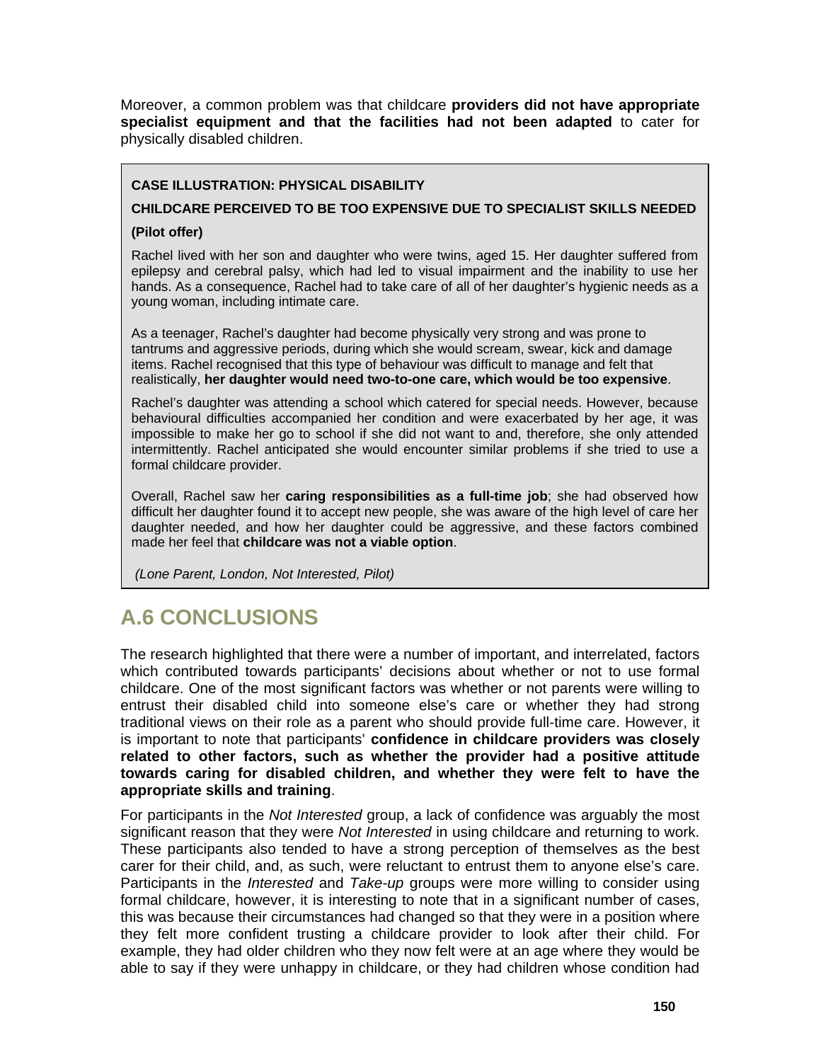Moreover, a common problem was that childcare **providers did not have appropriate specialist equipment and that the facilities had not been adapted** to cater for physically disabled children.

> **CASE ILLUSTRATION: PHYSICAL DISABILITY**
>
> **CHILDCARE PERCEIVED TO BE TOO EXPENSIVE DUE TO SPECIALIST SKILLS NEEDED**
>
> **(Pilot offer)**
>
> Rachel lived with her son and daughter who were twins, aged 15. Her daughter suffered from epilepsy and cerebral palsy, which had led to visual impairment and the inability to use her hands. As a consequence, Rachel had to take care of all of her daughter's hygienic needs as a young woman, including intimate care.
>
> As a teenager, Rachel's daughter had become physically very strong and was prone to tantrums and aggressive periods, during which she would scream, swear, kick and damage items. Rachel recognised that this type of behaviour was difficult to manage and felt that realistically, **her daughter would need two-to-one care, which would be too expensive**.
>
> Rachel's daughter was attending a school which catered for special needs. However, because behavioural difficulties accompanied her condition and were exacerbated by her age, it was impossible to make her go to school if she did not want to and, therefore, she only attended intermittently. Rachel anticipated she would encounter similar problems if she tried to use a formal childcare provider.
>
> Overall, Rachel saw her **caring responsibilities as a full-time job**; she had observed how difficult her daughter found it to accept new people, she was aware of the high level of care her daughter needed, and how her daughter could be aggressive, and these factors combined made her feel that **childcare was not a viable option**.
>
> *(Lone Parent, London, Not Interested, Pilot)*

## A.6 CONCLUSIONS

The research highlighted that there were a number of important, and interrelated, factors which contributed towards participants' decisions about whether or not to use formal childcare. One of the most significant factors was whether or not parents were willing to entrust their disabled child into someone else's care or whether they had strong traditional views on their role as a parent who should provide full-time care. However, it is important to note that participants' **confidence in childcare providers was closely related to other factors, such as whether the provider had a positive attitude towards caring for disabled children, and whether they were felt to have the appropriate skills and training**.

For participants in the *Not Interested* group, a lack of confidence was arguably the most significant reason that they were *Not Interested* in using childcare and returning to work. These participants also tended to have a strong perception of themselves as the best carer for their child, and, as such, were reluctant to entrust them to anyone else's care. Participants in the *Interested* and *Take-up* groups were more willing to consider using formal childcare, however, it is interesting to note that in a significant number of cases, this was because their circumstances had changed so that they were in a position where they felt more confident trusting a childcare provider to look after their child. For example, they had older children who they now felt were at an age where they would be able to say if they were unhappy in childcare, or they had children whose condition had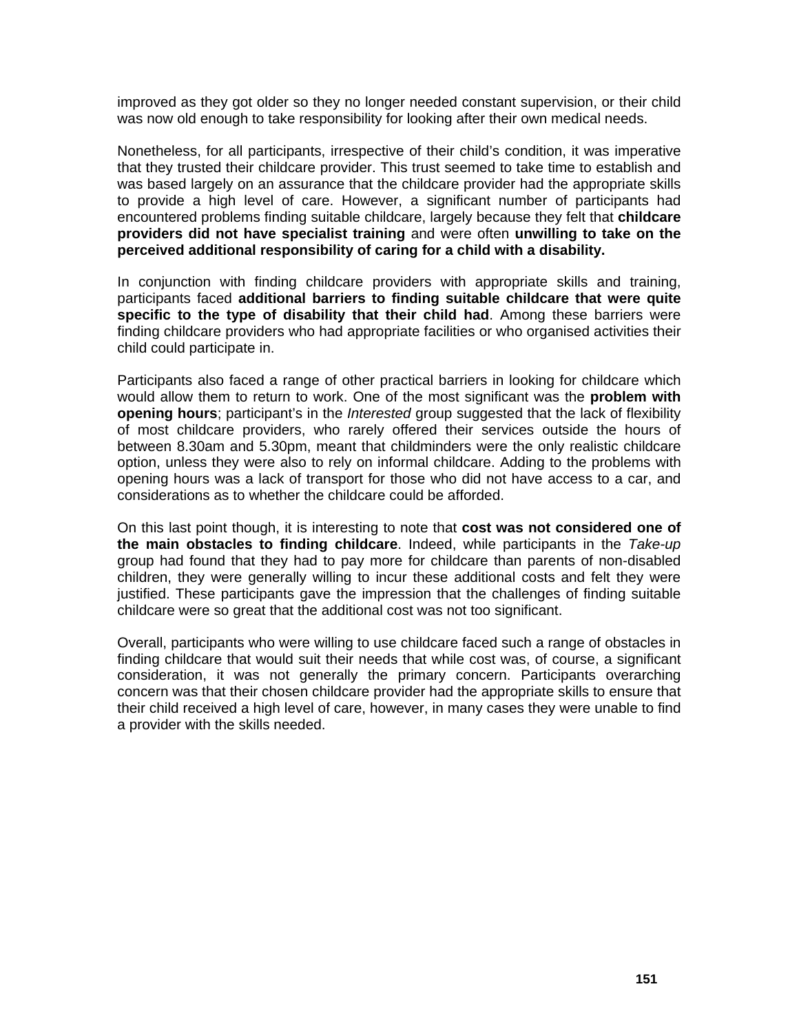improved as they got older so they no longer needed constant supervision, or their child was now old enough to take responsibility for looking after their own medical needs.

Nonetheless, for all participants, irrespective of their child's condition, it was imperative that they trusted their childcare provider. This trust seemed to take time to establish and was based largely on an assurance that the childcare provider had the appropriate skills to provide a high level of care. However, a significant number of participants had encountered problems finding suitable childcare, largely because they felt that **childcare providers did not have specialist training** and were often **unwilling to take on the perceived additional responsibility of caring for a child with a disability.**

In conjunction with finding childcare providers with appropriate skills and training, participants faced **additional barriers to finding suitable childcare that were quite specific to the type of disability that their child had**. Among these barriers were finding childcare providers who had appropriate facilities or who organised activities their child could participate in.

Participants also faced a range of other practical barriers in looking for childcare which would allow them to return to work. One of the most significant was the **problem with opening hours**; participant's in the *Interested* group suggested that the lack of flexibility of most childcare providers, who rarely offered their services outside the hours of between 8.30am and 5.30pm, meant that childminders were the only realistic childcare option, unless they were also to rely on informal childcare. Adding to the problems with opening hours was a lack of transport for those who did not have access to a car, and considerations as to whether the childcare could be afforded.

On this last point though, it is interesting to note that **cost was not considered one of the main obstacles to finding childcare**. Indeed, while participants in the *Take-up* group had found that they had to pay more for childcare than parents of non-disabled children, they were generally willing to incur these additional costs and felt they were justified. These participants gave the impression that the challenges of finding suitable childcare were so great that the additional cost was not too significant.

Overall, participants who were willing to use childcare faced such a range of obstacles in finding childcare that would suit their needs that while cost was, of course, a significant consideration, it was not generally the primary concern. Participants overarching concern was that their chosen childcare provider had the appropriate skills to ensure that their child received a high level of care, however, in many cases they were unable to find a provider with the skills needed.